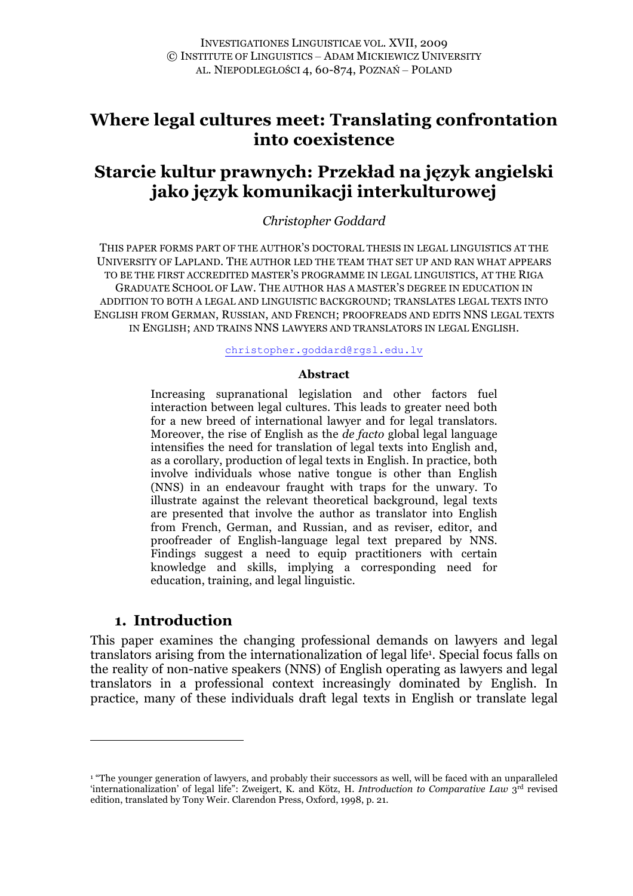INVESTIGATIONES LINGUISTICAE VOL. XVII, 2009
© INSTITUTE OF LINGUISTICS – ADAM MICKIEWICZ UNIVERSITY
AL. NIEPODLEGŁOŚCI 4, 60-874, POZNAŃ – POLAND

# Where legal cultures meet: Translating confrontation into coexistence

# Starcie kultur prawnych: Przekład na język angielski jako język komunikacji interkulturowej

*Christopher Goddard*

THIS PAPER FORMS PART OF THE AUTHOR'S DOCTORAL THESIS IN LEGAL LINGUISTICS AT THE UNIVERSITY OF LAPLAND. THE AUTHOR LED THE TEAM THAT SET UP AND RAN WHAT APPEARS TO BE THE FIRST ACCREDITED MASTER'S PROGRAMME IN LEGAL LINGUISTICS, AT THE RIGA GRADUATE SCHOOL OF LAW. THE AUTHOR HAS A MASTER'S DEGREE IN EDUCATION IN ADDITION TO BOTH A LEGAL AND LINGUISTIC BACKGROUND; TRANSLATES LEGAL TEXTS INTO ENGLISH FROM GERMAN, RUSSIAN, AND FRENCH; PROOFREADS AND EDITS NNS LEGAL TEXTS IN ENGLISH; AND TRAINS NNS LAWYERS AND TRANSLATORS IN LEGAL ENGLISH.

christopher.goddard@rgsl.edu.lv

**Abstract**

Increasing supranational legislation and other factors fuel interaction between legal cultures. This leads to greater need both for a new breed of international lawyer and for legal translators. Moreover, the rise of English as the *de facto* global legal language intensifies the need for translation of legal texts into English and, as a corollary, production of legal texts in English. In practice, both involve individuals whose native tongue is other than English (NNS) in an endeavour fraught with traps for the unwary. To illustrate against the relevant theoretical background, legal texts are presented that involve the author as translator into English from French, German, and Russian, and as reviser, editor, and proofreader of English-language legal text prepared by NNS. Findings suggest a need to equip practitioners with certain knowledge and skills, implying a corresponding need for education, training, and legal linguistic.

## 1. Introduction

This paper examines the changing professional demands on lawyers and legal translators arising from the internationalization of legal life[1]. Special focus falls on the reality of non-native speakers (NNS) of English operating as lawyers and legal translators in a professional context increasingly dominated by English. In practice, many of these individuals draft legal texts in English or translate legal

[1] "The younger generation of lawyers, and probably their successors as well, will be faced with an unparalleled 'internationalization' of legal life": Zweigert, K. and Kötz, H. *Introduction to Comparative Law* 3rd revised edition, translated by Tony Weir. Clarendon Press, Oxford, 1998, p. 21.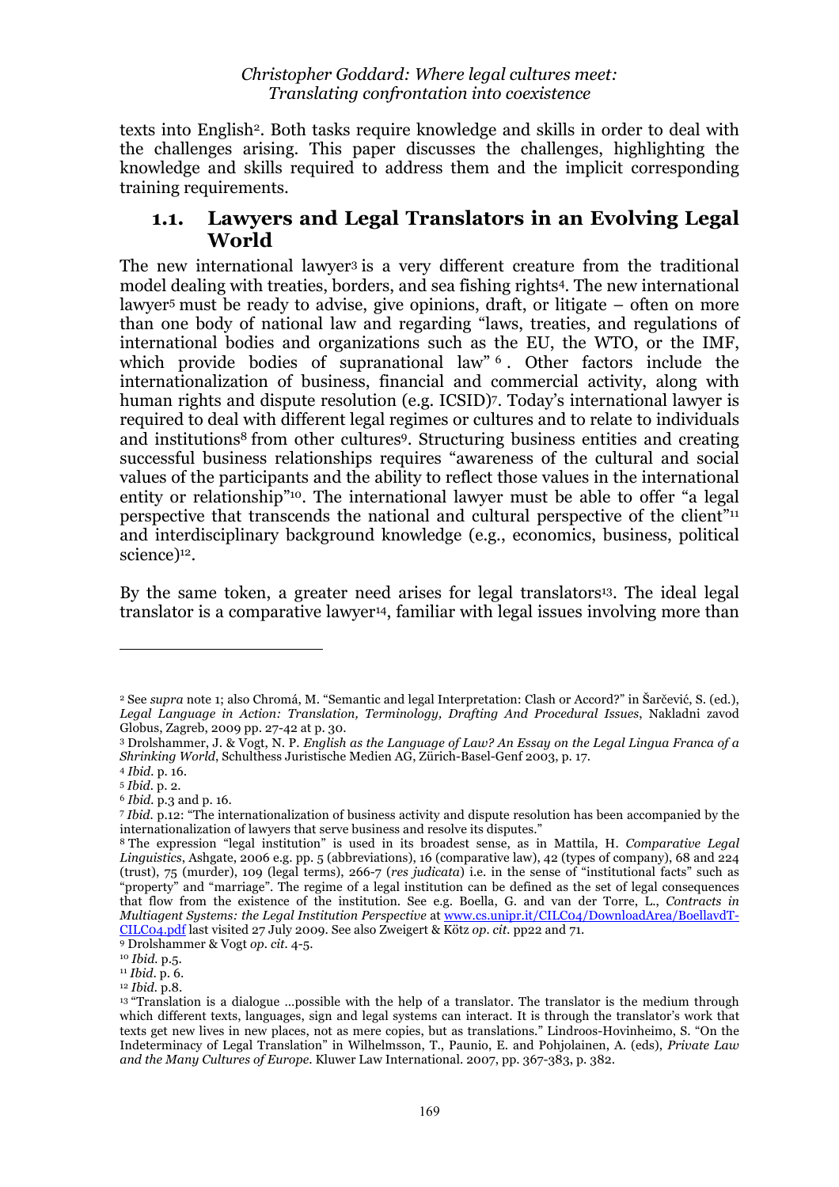texts into English[2]. Both tasks require knowledge and skills in order to deal with the challenges arising. This paper discusses the challenges, highlighting the knowledge and skills required to address them and the implicit corresponding training requirements.

## 1.1. Lawyers and Legal Translators in an Evolving Legal World

The new international lawyer[3] is a very different creature from the traditional model dealing with treaties, borders, and sea fishing rights[4]. The new international lawyer[5] must be ready to advise, give opinions, draft, or litigate – often on more than one body of national law and regarding "laws, treaties, and regulations of international bodies and organizations such as the EU, the WTO, or the IMF, which provide bodies of supranational law"[6]. Other factors include the internationalization of business, financial and commercial activity, along with human rights and dispute resolution (e.g. ICSID)[7]. Today's international lawyer is required to deal with different legal regimes or cultures and to relate to individuals and institutions[8] from other cultures[9]. Structuring business entities and creating successful business relationships requires "awareness of the cultural and social values of the participants and the ability to reflect those values in the international entity or relationship"[10]. The international lawyer must be able to offer "a legal perspective that transcends the national and cultural perspective of the client"[11] and interdisciplinary background knowledge (e.g., economics, business, political science)[12].

By the same token, a greater need arises for legal translators[13]. The ideal legal translator is a comparative lawyer[14], familiar with legal issues involving more than

---

[2] See *supra* note 1; also Chromá, M. "Semantic and legal Interpretation: Clash or Accord?" in Šarčević, S. (ed.), *Legal Language in Action: Translation, Terminology, Drafting And Procedural Issues*, Nakladni zavod Globus, Zagreb, 2009 pp. 27-42 at p. 30.

[3] Drolshammer, J. & Vogt, N. P. *English as the Language of Law? An Essay on the Legal Lingua Franca of a Shrinking World*, Schulthess Juristische Medien AG, Zürich-Basel-Genf 2003, p. 17.

[4] *Ibid.* p. 16.

[5] *Ibid.* p. 2.

[6] *Ibid.* p.3 and p. 16.

[7] *Ibid.* p.12: "The internationalization of business activity and dispute resolution has been accompanied by the internationalization of lawyers that serve business and resolve its disputes."

[8] The expression "legal institution" is used in its broadest sense, as in Mattila, H. *Comparative Legal Linguistics*, Ashgate, 2006 e.g. pp. 5 (abbreviations), 16 (comparative law), 42 (types of company), 68 and 224 (trust), 75 (murder), 109 (legal terms), 266-7 (*res judicata*) i.e. in the sense of "institutional facts" such as "property" and "marriage". The regime of a legal institution can be defined as the set of legal consequences that flow from the existence of the institution. See e.g. Boella, G. and van der Torre, L., *Contracts in Multiagent Systems: the Legal Institution Perspective* at www.cs.unipr.it/CILC04/DownloadArea/BoellavdT-CILC04.pdf last visited 27 July 2009. See also Zweigert & Kötz *op. cit.* pp22 and 71.

[9] Drolshammer & Vogt *op. cit.* 4-5.

[10] *Ibid.* p.5.

[11] *Ibid.* p. 6.

[12] *Ibid.* p.8.

[13] "Translation is a dialogue …possible with the help of a translator. The translator is the medium through which different texts, languages, sign and legal systems can interact. It is through the translator's work that texts get new lives in new places, not as mere copies, but as translations." Lindroos-Hovinheimo, S. "On the Indeterminacy of Legal Translation" in Wilhelmsson, T., Paunio, E. and Pohjolainen, A. (eds), *Private Law and the Many Cultures of Europe*. Kluwer Law International. 2007, pp. 367-383, p. 382.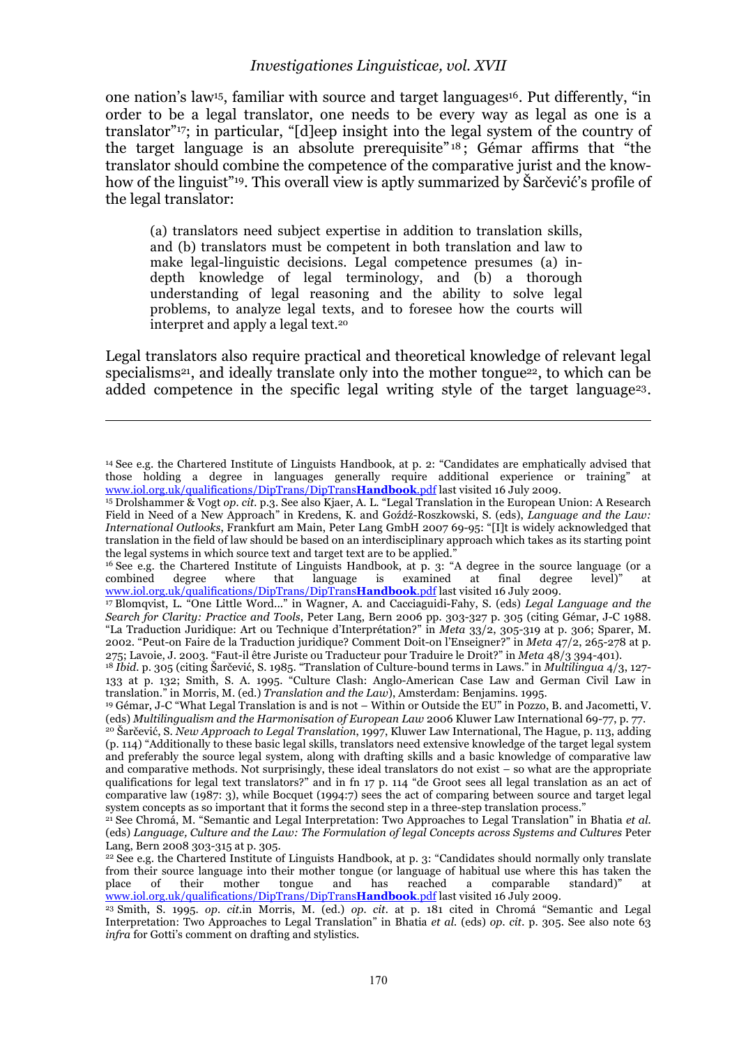one nation's law[15], familiar with source and target languages[16]. Put differently, "in order to be a legal translator, one needs to be every way as legal as one is a translator"[17]; in particular, "[d]eep insight into the legal system of the country of the target language is an absolute prerequisite"[18]; Gémar affirms that "the translator should combine the competence of the comparative jurist and the know-how of the linguist"[19]. This overall view is aptly summarized by Šarčević's profile of the legal translator:

> (a) translators need subject expertise in addition to translation skills, and (b) translators must be competent in both translation and law to make legal-linguistic decisions. Legal competence presumes (a) in-depth knowledge of legal terminology, and (b) a thorough understanding of legal reasoning and the ability to solve legal problems, to analyze legal texts, and to foresee how the courts will interpret and apply a legal text.[20]

Legal translators also require practical and theoretical knowledge of relevant legal specialisms[21], and ideally translate only into the mother tongue[22], to which can be added competence in the specific legal writing style of the target language[23].

---

[14] See e.g. the Chartered Institute of Linguists Handbook, at p. 2: "Candidates are emphatically advised that those holding a degree in languages generally require additional experience or training" at www.iol.org.uk/qualifications/DipTrans/DipTrans**Handbook**.pdf last visited 16 July 2009.

[15] Drolshammer & Vogt *op. cit.* p.3. See also Kjaer, A. L. "Legal Translation in the European Union: A Research Field in Need of a New Approach" in Kredens, K. and Goźdź-Roszkowski, S. (eds), *Language and the Law: International Outlooks*, Frankfurt am Main, Peter Lang GmbH 2007 69-95: "[I]t is widely acknowledged that translation in the field of law should be based on an interdisciplinary approach which takes as its starting point the legal systems in which source text and target text are to be applied."

[16] See e.g. the Chartered Institute of Linguists Handbook, at p. 3: "A degree in the source language (or a combined degree where that language is examined at final degree level)" at www.iol.org.uk/qualifications/DipTrans/DipTrans**Handbook**.pdf last visited 16 July 2009.

[17] Blomqvist, L. "One Little Word…" in Wagner, A. and Cacciaguidi-Fahy, S. (eds) *Legal Language and the Search for Clarity: Practice and Tools*, Peter Lang, Bern 2006 pp. 303-327 p. 305 (citing Gémar, J-C 1988. "La Traduction Juridique: Art ou Technique d'Interprétation?" in *Meta* 33/2, 305-319 at p. 306; Sparer, M. 2002. "Peut-on Faire de la Traduction juridique? Comment Doit-on l'Enseigner?" in *Meta* 47/2, 265-278 at p. 275; Lavoie, J. 2003. "Faut-il être Juriste ou Traducteur pour Traduire le Droit?" in *Meta* 48/3 394-401).

[18] *Ibid.* p. 305 (citing Šarčević, S. 1985. "Translation of Culture-bound terms in Laws." in *Multilingua* 4/3, 127-133 at p. 132; Smith, S. A. 1995. "Culture Clash: Anglo-American Case Law and German Civil Law in translation." in Morris, M. (ed.) *Translation and the Law*), Amsterdam: Benjamins. 1995.

[19] Gémar, J-C "What Legal Translation is and is not – Within or Outside the EU" in Pozzo, B. and Jacometti, V. (eds) *Multilingualism and the Harmonisation of European Law* 2006 Kluwer Law International 69-77, p. 77.

[20] Šarčević, S. *New Approach to Legal Translation*, 1997, Kluwer Law International, The Hague, p. 113, adding (p. 114) "Additionally to these basic legal skills, translators need extensive knowledge of the target legal system and preferably the source legal system, along with drafting skills and a basic knowledge of comparative law and comparative methods. Not surprisingly, these ideal translators do not exist – so what are the appropriate qualifications for legal text translators?" and in fn 17 p. 114 "de Groot sees all legal translation as an act of comparative law (1987: 3), while Bocquet (1994:7) sees the act of comparing between source and target legal system concepts as so important that it forms the second step in a three-step translation process."

[21] See Chromá, M. "Semantic and Legal Interpretation: Two Approaches to Legal Translation" in Bhatia *et al.* (eds) *Language, Culture and the Law: The Formulation of legal Concepts across Systems and Cultures* Peter Lang, Bern 2008 303-315 at p. 305.

[22] See e.g. the Chartered Institute of Linguists Handbook, at p. 3: "Candidates should normally only translate from their source language into their mother tongue (or language of habitual use where this has taken the place of their mother tongue and has reached a comparable standard)" at www.iol.org.uk/qualifications/DipTrans/DipTrans**Handbook**.pdf last visited 16 July 2009.

[23] Smith, S. 1995. *op. cit.*in Morris, M. (ed.) *op. cit.* at p. 181 cited in Chromá "Semantic and Legal Interpretation: Two Approaches to Legal Translation" in Bhatia *et al.* (eds) *op. cit.* p. 305. See also note 63 *infra* for Gotti's comment on drafting and stylistics.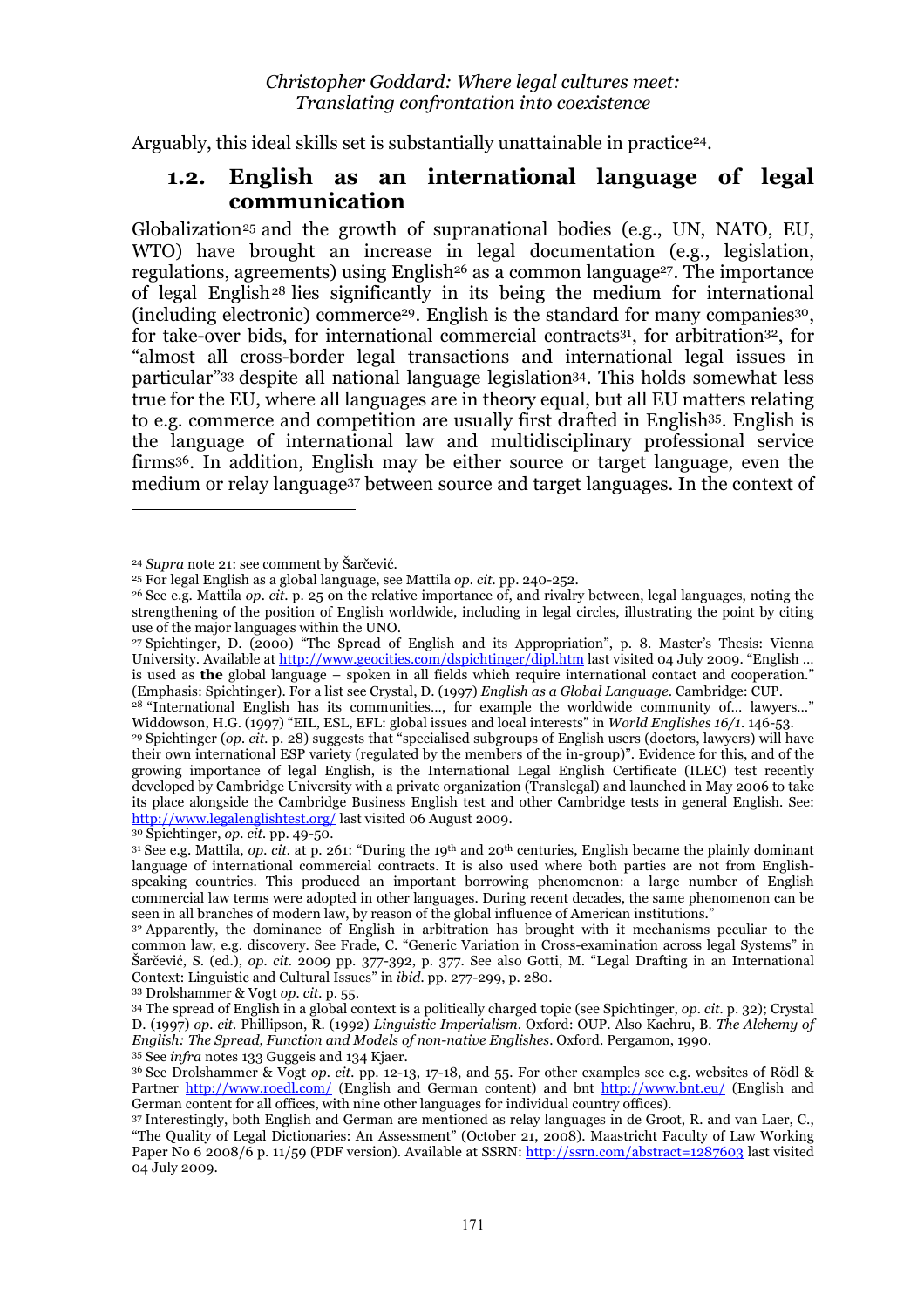Arguably, this ideal skills set is substantially unattainable in practice[24].

## 1.2. English as an international language of legal communication

Globalization[25] and the growth of supranational bodies (e.g., UN, NATO, EU, WTO) have brought an increase in legal documentation (e.g., legislation, regulations, agreements) using English[26] as a common language[27]. The importance of legal English[28] lies significantly in its being the medium for international (including electronic) commerce[29]. English is the standard for many companies[30], for take-over bids, for international commercial contracts[31], for arbitration[32], for "almost all cross-border legal transactions and international legal issues in particular"[33] despite all national language legislation[34]. This holds somewhat less true for the EU, where all languages are in theory equal, but all EU matters relating to e.g. commerce and competition are usually first drafted in English[35]. English is the language of international law and multidisciplinary professional service firms[36]. In addition, English may be either source or target language, even the medium or relay language[37] between source and target languages. In the context of

---

[24] *Supra* note 21: see comment by Šarčević.

[25] For legal English as a global language, see Mattila *op. cit.* pp. 240-252.

[26] See e.g. Mattila *op. cit.* p. 25 on the relative importance of, and rivalry between, legal languages, noting the strengthening of the position of English worldwide, including in legal circles, illustrating the point by citing use of the major languages within the UNO.

[27] Spichtinger, D. (2000) "The Spread of English and its Appropriation", p. 8. Master's Thesis: Vienna University. Available at http://www.geocities.com/dspichtinger/dipl.htm last visited 04 July 2009. "English … is used as **the** global language – spoken in all fields which require international contact and cooperation." (Emphasis: Spichtinger). For a list see Crystal, D. (1997) *English as a Global Language*. Cambridge: CUP.

[28] "International English has its communities…, for example the worldwide community of… lawyers…" Widdowson, H.G. (1997) "EIL, ESL, EFL: global issues and local interests" in *World Englishes 16/1*. 146-53.

[29] Spichtinger (*op. cit.* p. 28) suggests that "specialised subgroups of English users (doctors, lawyers) will have their own international ESP variety (regulated by the members of the in-group)". Evidence for this, and of the growing importance of legal English, is the International Legal English Certificate (ILEC) test recently developed by Cambridge University with a private organization (Translegal) and launched in May 2006 to take its place alongside the Cambridge Business English test and other Cambridge tests in general English. See: http://www.legalenglishtest.org/ last visited 06 August 2009.

[30] Spichtinger, *op. cit.* pp. 49-50.

[31] See e.g. Mattila, *op. cit.* at p. 261: "During the 19th and 20th centuries, English became the plainly dominant language of international commercial contracts. It is also used where both parties are not from English-speaking countries. This produced an important borrowing phenomenon: a large number of English commercial law terms were adopted in other languages. During recent decades, the same phenomenon can be seen in all branches of modern law, by reason of the global influence of American institutions."

[32] Apparently, the dominance of English in arbitration has brought with it mechanisms peculiar to the common law, e.g. discovery. See Frade, C. "Generic Variation in Cross-examination across legal Systems" in Šarčević, S. (ed.), *op. cit.* 2009 pp. 377-392, p. 377. See also Gotti, M. "Legal Drafting in an International Context: Linguistic and Cultural Issues" in *ibid.* pp. 277-299, p. 280.

[33] Drolshammer & Vogt *op. cit.* p. 55.

[34] The spread of English in a legal context is a politically charged topic (see Spichtinger, *op. cit.* p. 32); Crystal D. (1997) *op. cit.* Phillipson, R. (1992) *Linguistic Imperialism*. Oxford: OUP. Also Kachru, B. *The Alchemy of English: The Spread, Function and Models of non-native Englishes*. Oxford. Pergamon, 1990.

[35] See *infra* notes 133 Guggeis and 134 Kjaer.

[36] See Drolshammer & Vogt *op. cit.* pp. 12-13, 17-18, and 55. For other examples see e.g. websites of Rödl & Partner http://www.roedl.com/ (English and German content) and bnt http://www.bnt.eu/ (English and German content for all offices, with nine other languages for individual country offices).

[37] Interestingly, both English and German are mentioned as relay languages in de Groot, R. and van Laer, C., "The Quality of Legal Dictionaries: An Assessment" (October 21, 2008). Maastricht Faculty of Law Working Paper No 6 2008/6 p. 11/59 (PDF version). Available at SSRN: http://ssrn.com/abstract=1287603 last visited 04 July 2009.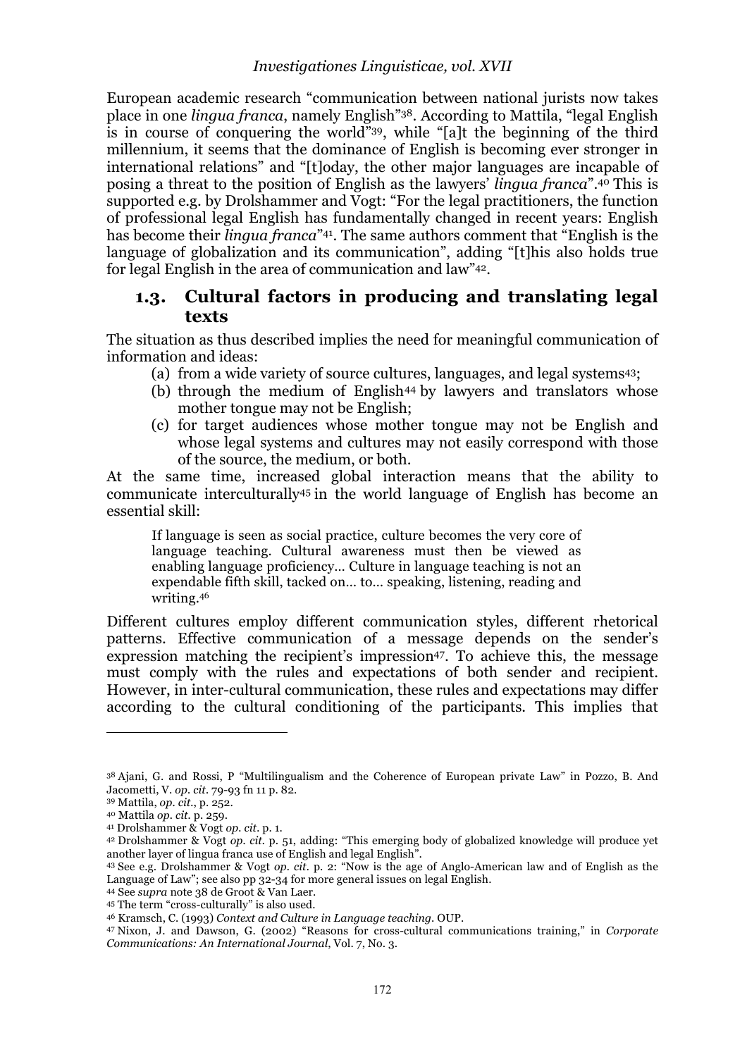European academic research "communication between national jurists now takes place in one *lingua franca*, namely English"[38]. According to Mattila, "legal English is in course of conquering the world"[39], while "[a]t the beginning of the third millennium, it seems that the dominance of English is becoming ever stronger in international relations" and "[t]oday, the other major languages are incapable of posing a threat to the position of English as the lawyers' *lingua franca*".[40] This is supported e.g. by Drolshammer and Vogt: "For the legal practitioners, the function of professional legal English has fundamentally changed in recent years: English has become their *lingua franca*"[41]. The same authors comment that "English is the language of globalization and its communication", adding "[t]his also holds true for legal English in the area of communication and law"[42].

## 1.3. Cultural factors in producing and translating legal texts

The situation as thus described implies the need for meaningful communication of information and ideas:

(a) from a wide variety of source cultures, languages, and legal systems[43];
(b) through the medium of English[44] by lawyers and translators whose mother tongue may not be English;
(c) for target audiences whose mother tongue may not be English and whose legal systems and cultures may not easily correspond with those of the source, the medium, or both.

At the same time, increased global interaction means that the ability to communicate interculturally[45] in the world language of English has become an essential skill:

> If language is seen as social practice, culture becomes the very core of language teaching. Cultural awareness must then be viewed as enabling language proficiency… Culture in language teaching is not an expendable fifth skill, tacked on… to… speaking, listening, reading and writing.[46]

Different cultures employ different communication styles, different rhetorical patterns. Effective communication of a message depends on the sender's expression matching the recipient's impression[47]. To achieve this, the message must comply with the rules and expectations of both sender and recipient. However, in inter-cultural communication, these rules and expectations may differ according to the cultural conditioning of the participants. This implies that

---

[38] Ajani, G. and Rossi, P "Multilingualism and the Coherence of European private Law" in Pozzo, B. And Jacometti, V. *op. cit.* 79-93 fn 11 p. 82.

[39] Mattila, *op. cit.*, p. 252.

[40] Mattila *op. cit.* p. 259.

[41] Drolshammer & Vogt *op. cit.* p. 1.

[42] Drolshammer & Vogt *op. cit.* p. 51, adding: "This emerging body of globalized knowledge will produce yet another layer of lingua franca use of English and legal English".

[43] See e.g. Drolshammer & Vogt *op. cit.* p. 2: "Now is the age of Anglo-American law and of English as the Language of Law"; see also pp 32-34 for more general issues on legal English.

[44] See *supra* note 38 de Groot & Van Laer.

[45] The term "cross-culturally" is also used.

[46] Kramsch, C. (1993) *Context and Culture in Language teaching*. OUP.

[47] Nixon, J. and Dawson, G. (2002) "Reasons for cross-cultural communications training," in *Corporate Communications: An International Journal*, Vol. 7, No. 3.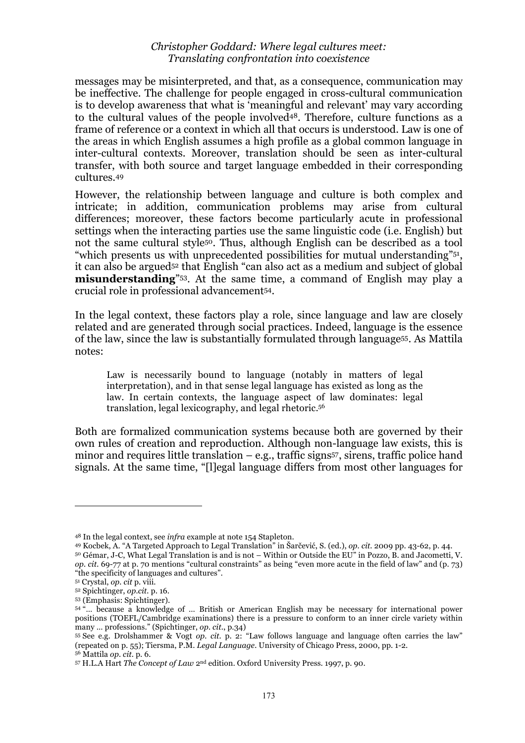messages may be misinterpreted, and that, as a consequence, communication may be ineffective. The challenge for people engaged in cross-cultural communication is to develop awareness that what is 'meaningful and relevant' may vary according to the cultural values of the people involved[48]. Therefore, culture functions as a frame of reference or a context in which all that occurs is understood. Law is one of the areas in which English assumes a high profile as a global common language in inter-cultural contexts. Moreover, translation should be seen as inter-cultural transfer, with both source and target language embedded in their corresponding cultures.[49]

However, the relationship between language and culture is both complex and intricate; in addition, communication problems may arise from cultural differences; moreover, these factors become particularly acute in professional settings when the interacting parties use the same linguistic code (i.e. English) but not the same cultural style[50]. Thus, although English can be described as a tool "which presents us with unprecedented possibilities for mutual understanding"[51], it can also be argued[52] that English "can also act as a medium and subject of global **misunderstanding**"[53]. At the same time, a command of English may play a crucial role in professional advancement[54].

In the legal context, these factors play a role, since language and law are closely related and are generated through social practices. Indeed, language is the essence of the law, since the law is substantially formulated through language[55]. As Mattila notes:

> Law is necessarily bound to language (notably in matters of legal interpretation), and in that sense legal language has existed as long as the law. In certain contexts, the language aspect of law dominates: legal translation, legal lexicography, and legal rhetoric.[56]

Both are formalized communication systems because both are governed by their own rules of creation and reproduction. Although non-language law exists, this is minor and requires little translation – e.g., traffic signs[57], sirens, traffic police hand signals. At the same time, "[l]egal language differs from most other languages for

---

[48] In the legal context, see *infra* example at note 154 Stapleton.

[49] Kocbek, A. "A Targeted Approach to Legal Translation" in Šarčević, S. (ed.), *op. cit.* 2009 pp. 43-62, p. 44.

[50] Gémar, J-C, What Legal Translation is and is not – Within or Outside the EU" in Pozzo, B. and Jacometti, V. *op. cit.* 69-77 at p. 70 mentions "cultural constraints" as being "even more acute in the field of law" and (p. 73) "the specificity of languages and cultures".

[51] Crystal, *op. cit* p. viii.

[52] Spichtinger, *op.cit.* p. 16.

[53] (Emphasis: Spichtinger).

[54] "... because a knowledge of ... British or American English may be necessary for international power positions (TOEFL/Cambridge examinations) there is a pressure to conform to an inner circle variety within many ... professions." (Spichtinger, *op. cit.*, p.34)

[55] See e.g. Drolshammer & Vogt *op. cit.* p. 2: "Law follows language and language often carries the law" (repeated on p. 55); Tiersma, P.M. *Legal Language*. University of Chicago Press, 2000, pp. 1-2.

[56] Mattila *op. cit.* p. 6.

[57] H.L.A Hart *The Concept of Law* 2nd edition. Oxford University Press. 1997, p. 90.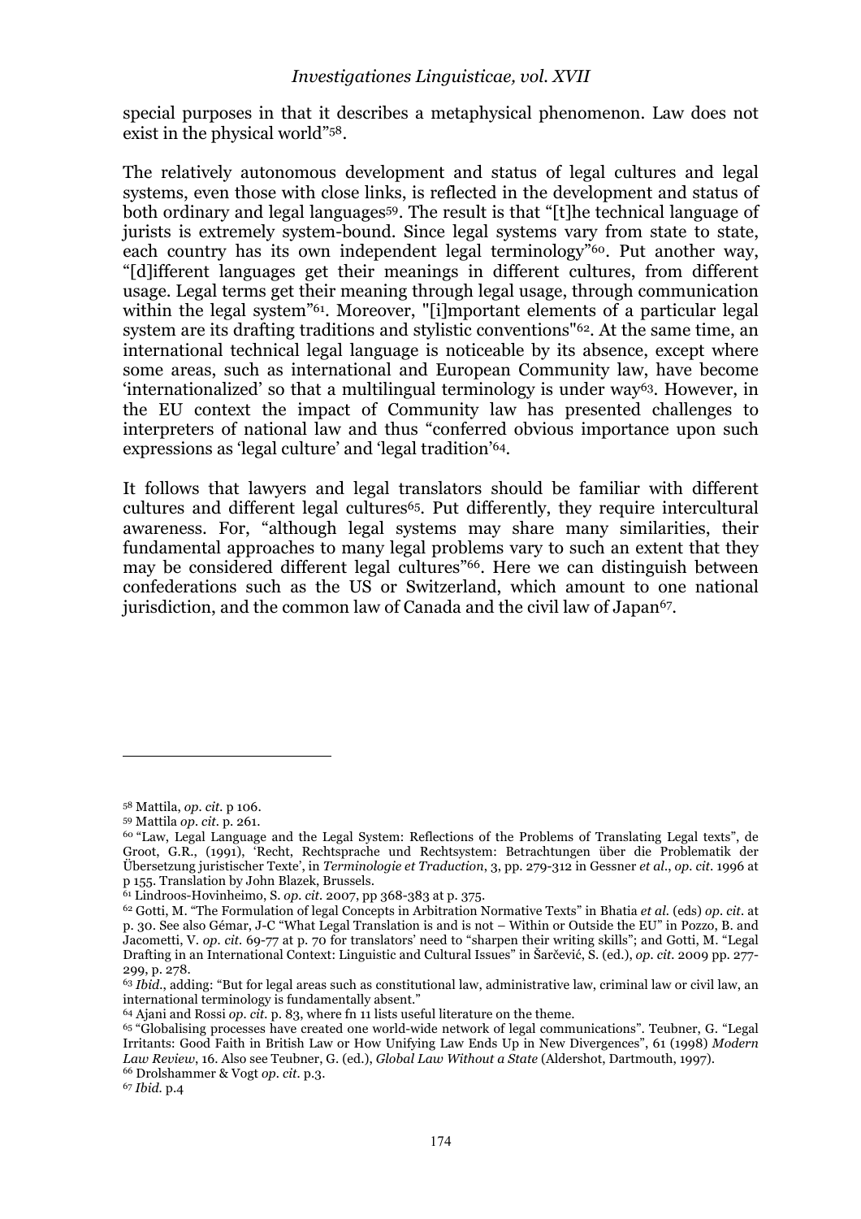special purposes in that it describes a metaphysical phenomenon. Law does not exist in the physical world"[58].

The relatively autonomous development and status of legal cultures and legal systems, even those with close links, is reflected in the development and status of both ordinary and legal languages[59]. The result is that "[t]he technical language of jurists is extremely system-bound. Since legal systems vary from state to state, each country has its own independent legal terminology"[60]. Put another way, "[d]ifferent languages get their meanings in different cultures, from different usage. Legal terms get their meaning through legal usage, through communication within the legal system"[61]. Moreover, "[i]mportant elements of a particular legal system are its drafting traditions and stylistic conventions"[62]. At the same time, an international technical legal language is noticeable by its absence, except where some areas, such as international and European Community law, have become 'internationalized' so that a multilingual terminology is under way[63]. However, in the EU context the impact of Community law has presented challenges to interpreters of national law and thus "conferred obvious importance upon such expressions as 'legal culture' and 'legal tradition'[64].

It follows that lawyers and legal translators should be familiar with different cultures and different legal cultures[65]. Put differently, they require intercultural awareness. For, "although legal systems may share many similarities, their fundamental approaches to many legal problems vary to such an extent that they may be considered different legal cultures"[66]. Here we can distinguish between confederations such as the US or Switzerland, which amount to one national jurisdiction, and the common law of Canada and the civil law of Japan[67].

---

[58] Mattila, *op. cit.* p 106.

[59] Mattila *op. cit.* p. 261.

[60] "Law, Legal Language and the Legal System: Reflections of the Problems of Translating Legal texts", de Groot, G.R., (1991), 'Recht, Rechtsprache und Rechtsystem: Betrachtungen über die Problematik der Übersetzung juristischer Texte', in *Terminologie et Traduction*, 3, pp. 279-312 in Gessner *et al.*, *op. cit.* 1996 at p 155. Translation by John Blazek, Brussels.

[61] Lindroos-Hovinheimo, S. *op. cit.* 2007, pp 368-383 at p. 375.

[62] Gotti, M. "The Formulation of legal Concepts in Arbitration Normative Texts" in Bhatia *et al.* (eds) *op. cit.* at p. 30. See also Gémar, J-C "What Legal Translation is and is not – Within or Outside the EU" in Pozzo, B. and Jacometti, V. *op. cit.* 69-77 at p. 70 for translators' need to "sharpen their writing skills"; and Gotti, M. "Legal Drafting in an International Context: Linguistic and Cultural Issues" in Šarčević, S. (ed.), *op. cit.* 2009 pp. 277-299, p. 278.

[63] *Ibid.*, adding: "But for legal areas such as constitutional law, administrative law, criminal law or civil law, an international terminology is fundamentally absent."

[64] Ajani and Rossi *op. cit.* p. 83, where fn 11 lists useful literature on the theme.

[65] "Globalising processes have created one world-wide network of legal communications". Teubner, G. "Legal Irritants: Good Faith in British Law or How Unifying Law Ends Up in New Divergences", 61 (1998) *Modern Law Review*, 16. Also see Teubner, G. (ed.), *Global Law Without a State* (Aldershot, Dartmouth, 1997).

[66] Drolshammer & Vogt *op. cit.* p.3.

[67] *Ibid.* p.4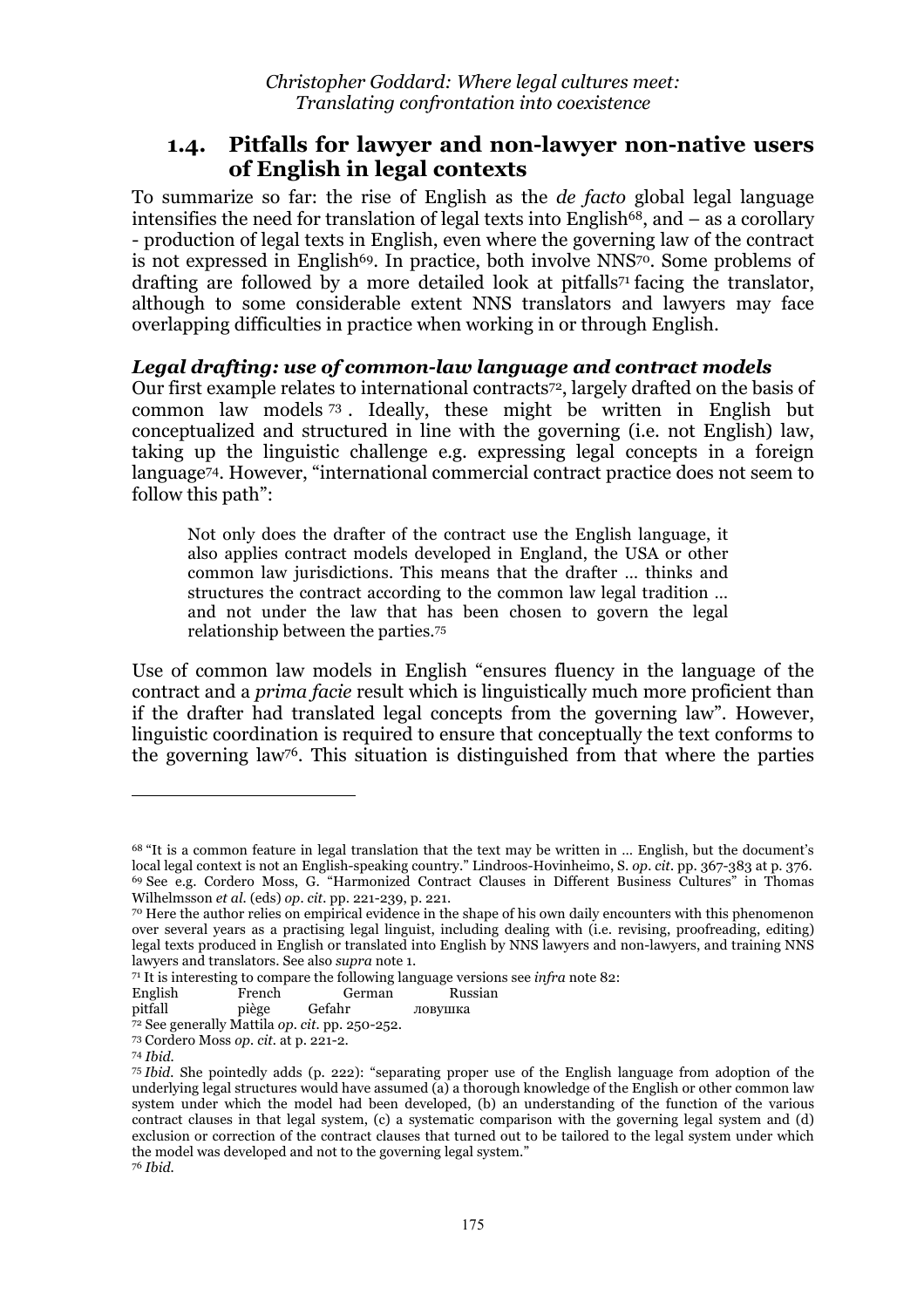## 1.4. Pitfalls for lawyer and non-lawyer non-native users of English in legal contexts

To summarize so far: the rise of English as the *de facto* global legal language intensifies the need for translation of legal texts into English[68], and – as a corollary - production of legal texts in English, even where the governing law of the contract is not expressed in English[69]. In practice, both involve NNS[70]. Some problems of drafting are followed by a more detailed look at pitfalls[71] facing the translator, although to some considerable extent NNS translators and lawyers may face overlapping difficulties in practice when working in or through English.

### *Legal drafting: use of common-law language and contract models*

Our first example relates to international contracts[72], largely drafted on the basis of common law models [73]. Ideally, these might be written in English but conceptualized and structured in line with the governing (i.e. not English) law, taking up the linguistic challenge e.g. expressing legal concepts in a foreign language[74]. However, "international commercial contract practice does not seem to follow this path":

> Not only does the drafter of the contract use the English language, it also applies contract models developed in England, the USA or other common law jurisdictions. This means that the drafter … thinks and structures the contract according to the common law legal tradition … and not under the law that has been chosen to govern the legal relationship between the parties.[75]

Use of common law models in English "ensures fluency in the language of the contract and a *prima facie* result which is linguistically much more proficient than if the drafter had translated legal concepts from the governing law". However, linguistic coordination is required to ensure that conceptually the text conforms to the governing law[76]. This situation is distinguished from that where the parties

---

[68] "It is a common feature in legal translation that the text may be written in … English, but the document's local legal context is not an English-speaking country." Lindroos-Hovinheimo, S. *op. cit*. pp. 367-383 at p. 376.

[69] See e.g. Cordero Moss, G. "Harmonized Contract Clauses in Different Business Cultures" in Thomas Wilhelmsson *et al.* (eds) *op. cit*. pp. 221-239, p. 221.

[70] Here the author relies on empirical evidence in the shape of his own daily encounters with this phenomenon over several years as a practising legal linguist, including dealing with (i.e. revising, proofreading, editing) legal texts produced in English or translated into English by NNS lawyers and non-lawyers, and training NNS lawyers and translators. See also *supra* note 1.

[71] It is interesting to compare the following language versions see *infra* note 82:

| English | French | German | Russian |
|---|---|---|---|
| pitfall | piège | Gefahr | ловушка |

[72] See generally Mattila *op. cit*. pp. 250-252.

[73] Cordero Moss *op. cit*. at p. 221-2.

[74] *Ibid.*

[75] *Ibid.* She pointedly adds (p. 222): "separating proper use of the English language from adoption of the underlying legal structures would have assumed (a) a thorough knowledge of the English or other common law system under which the model had been developed, (b) an understanding of the function of the various contract clauses in that legal system, (c) a systematic comparison with the governing legal system and (d) exclusion or correction of the contract clauses that turned out to be tailored to the legal system under which the model was developed and not to the governing legal system."

[76] *Ibid.*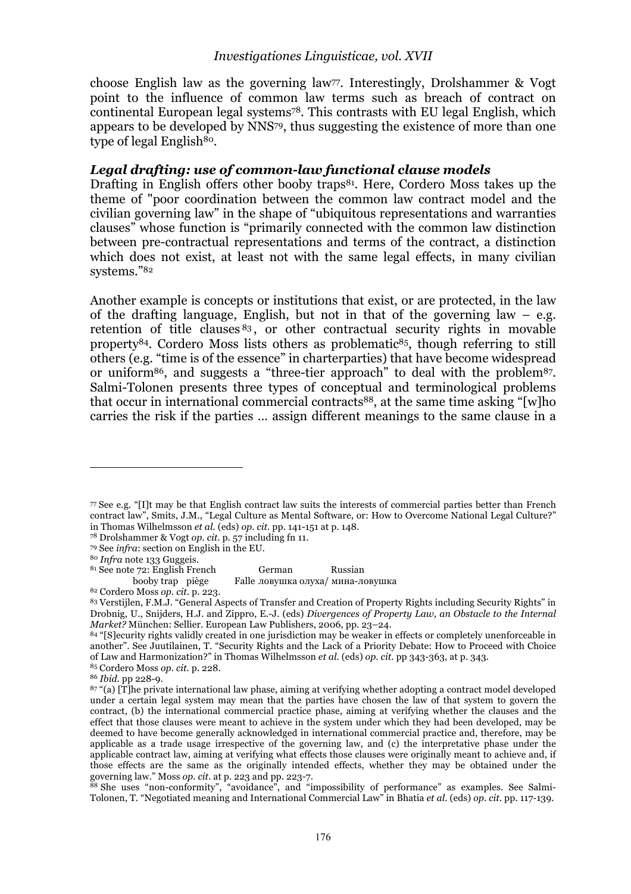choose English law as the governing law[77]. Interestingly, Drolshammer & Vogt point to the influence of common law terms such as breach of contract on continental European legal systems[78]. This contrasts with EU legal English, which appears to be developed by NNS[79], thus suggesting the existence of more than one type of legal English[80].

### *Legal drafting: use of common-law functional clause models*

Drafting in English offers other booby traps[81]. Here, Cordero Moss takes up the theme of "poor coordination between the common law contract model and the civilian governing law" in the shape of "ubiquitous representations and warranties clauses" whose function is "primarily connected with the common law distinction between pre-contractual representations and terms of the contract, a distinction which does not exist, at least not with the same legal effects, in many civilian systems."[82]

Another example is concepts or institutions that exist, or are protected, in the law of the drafting language, English, but not in that of the governing law – e.g. retention of title clauses[83], or other contractual security rights in movable property[84]. Cordero Moss lists others as problematic[85], though referring to still others (e.g. "time is of the essence" in charterparties) that have become widespread or uniform[86], and suggests a "three-tier approach" to deal with the problem[87]. Salmi-Tolonen presents three types of conceptual and terminological problems that occur in international commercial contracts[88], at the same time asking "[w]ho carries the risk if the parties … assign different meanings to the same clause in a

---

[77] See e.g. "[I]t may be that English contract law suits the interests of commercial parties better than French contract law", Smits, J.M., "Legal Culture as Mental Software, or: How to Overcome National Legal Culture?" in Thomas Wilhelmsson *et al.* (eds) *op. cit.* pp. 141-151 at p. 148.

[78] Drolshammer & Vogt *op. cit.* p. 57 including fn 11.

[79] See *infra*: section on English in the EU.

[80] *Infra* note 133 Guggeis.

[81] See note 72:

| English | French | German | Russian |
|---|---|---|---|
| booby trap | piège | Falle | ловушка олуха/ мина-ловушка |

[82] Cordero Moss *op. cit.* p. 223.

[83] Verstijlen, F.M.J. "General Aspects of Transfer and Creation of Property Rights including Security Rights" in Drobnig, U., Snijders, H.J. and Zippro, E.-J. (eds) *Divergences of Property Law, an Obstacle to the Internal Market?* München: Sellier. European Law Publishers, 2006, pp. 23–24.

[84] "[S]ecurity rights validly created in one jurisdiction may be weaker in effects or completely unenforceable in another". See Juutilainen, T. "Security Rights and the Lack of a Priority Debate: How to Proceed with Choice of Law and Harmonization?" in Thomas Wilhelmsson *et al.* (eds) *op. cit.* pp 343-363, at p. 343.

[85] Cordero Moss *op. cit.* p. 228.

[86] *Ibid.* pp 228-9.

[87] "(a) [T]he private international law phase, aiming at verifying whether adopting a contract model developed under a certain legal system may mean that the parties have chosen the law of that system to govern the contract, (b) the international commercial practice phase, aiming at verifying whether the clauses and the effect that those clauses were meant to achieve in the system under which they had been developed, may be deemed to have become generally acknowledged in international commercial practice and, therefore, may be applicable as a trade usage irrespective of the governing law, and (c) the interpretative phase under the applicable contract law, aiming at verifying what effects those clauses were originally meant to achieve and, if those effects are the same as the originally intended effects, whether they may be obtained under the governing law." Moss *op. cit.* at p. 223 and pp. 223-7.

[88] She uses "non-conformity", "avoidance", and "impossibility of performance" as examples. See Salmi-Tolonen, T. "Negotiated meaning and International Commercial Law" in Bhatia *et al.* (eds) *op. cit.* pp. 117-139.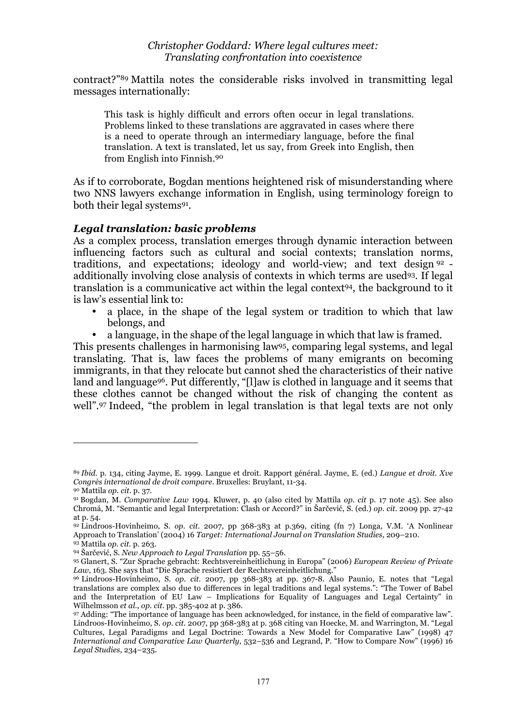contract?"[89] Mattila notes the considerable risks involved in transmitting legal messages internationally:

> This task is highly difficult and errors often occur in legal translations. Problems linked to these translations are aggravated in cases where there is a need to operate through an intermediary language, before the final translation. A text is translated, let us say, from Greek into English, then from English into Finnish.[90]

As if to corroborate, Bogdan mentions heightened risk of misunderstanding where two NNS lawyers exchange information in English, using terminology foreign to both their legal systems[91].

### *Legal translation: basic problems*

As a complex process, translation emerges through dynamic interaction between influencing factors such as cultural and social contexts; translation norms, traditions, and expectations; ideology and world-view; and text design[92] - additionally involving close analysis of contexts in which terms are used[93]. If legal translation is a communicative act within the legal context[94], the background to it is law's essential link to:

- a place, in the shape of the legal system or tradition to which that law belongs, and
- a language, in the shape of the legal language in which that law is framed.

This presents challenges in harmonising law[95], comparing legal systems, and legal translating. That is, law faces the problems of many emigrants on becoming immigrants, in that they relocate but cannot shed the characteristics of their native land and language[96]. Put differently, "[l]aw is clothed in language and it seems that these clothes cannot be changed without the risk of changing the content as well".[97] Indeed, "the problem in legal translation is that legal texts are not only

---

[89] *Ibid.* p. 134, citing Jayme, E. 1999. Langue et droit. Rapport général. Jayme, E. (ed.) *Langue et droit. Xve Congrès international de droit compare.* Bruxelles: Bruylant, 11-34.

[90] Mattila *op. cit.* p. 37.

[91] Bogdan, M. *Comparative Law* 1994. Kluwer, p. 40 (also cited by Mattila *op. cit* p. 17 note 45). See also Chromá, M. "Semantic and legal Interpretation: Clash or Accord?" in Šarčević, S. (ed.) *op. cit.* 2009 pp. 27-42 at p. 54.

[92] Lindroos-Hovinheimo, S. *op. cit.* 2007, pp 368-383 at p.369, citing (fn 7) Longa, V.M. 'A Nonlinear Approach to Translation' (2004) 16 *Target: International Journal on Translation Studies*, 209–210.

[93] Mattila *op. cit.* p. 263.

[94] Šarčević, S. *New Approach to Legal Translation* pp. 55–56.

[95] Glanert, S. "Zur Sprache gebracht: Rechtsvereinheitlichung in Europa" (2006) *European Review of Private Law*, 163. She says that "Die Sprache resistiert der Rechtsvereinheitlichung."

[96] Lindroos-Hovinheimo, S. *op. cit.* 2007, pp 368-383 at pp. 367-8. Also Paunio, E. notes that "Legal translations are complex also due to differences in legal traditions and legal systems.": "The Tower of Babel and the Interpretation of EU Law – Implications for Equality of Languages and Legal Certainty" in Wilhelmsson *et al.*, *op. cit.* pp. 385-402 at p. 386.

[97] Adding: "The importance of language has been acknowledged, for instance, in the field of comparative law". Lindroos-Hovinheimo, S. *op. cit.* 2007, pp 368-383 at p. 368 citing van Hoecke, M. and Warrington, M. "Legal Cultures, Legal Paradigms and Legal Doctrine: Towards a New Model for Comparative Law" (1998) 47 *International and Comparative Law Quarterly*, 532–536 and Legrand, P. "How to Compare Now" (1996) 16 *Legal Studies*, 234–235.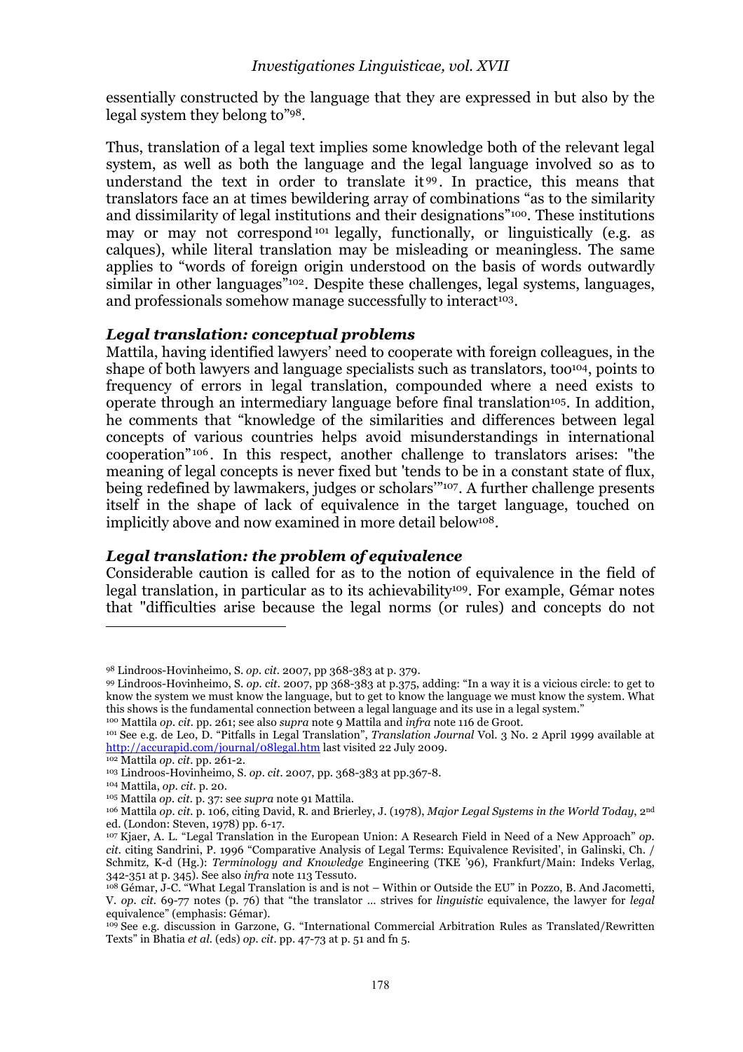essentially constructed by the language that they are expressed in but also by the legal system they belong to"[98].

Thus, translation of a legal text implies some knowledge both of the relevant legal system, as well as both the language and the legal language involved so as to understand the text in order to translate it[99]. In practice, this means that translators face an at times bewildering array of combinations "as to the similarity and dissimilarity of legal institutions and their designations"[100]. These institutions may or may not correspond[101] legally, functionally, or linguistically (e.g. as calques), while literal translation may be misleading or meaningless. The same applies to "words of foreign origin understood on the basis of words outwardly similar in other languages"[102]. Despite these challenges, legal systems, languages, and professionals somehow manage successfully to interact[103].

### *Legal translation: conceptual problems*

Mattila, having identified lawyers' need to cooperate with foreign colleagues, in the shape of both lawyers and language specialists such as translators, too[104], points to frequency of errors in legal translation, compounded where a need exists to operate through an intermediary language before final translation[105]. In addition, he comments that "knowledge of the similarities and differences between legal concepts of various countries helps avoid misunderstandings in international cooperation"[106]. In this respect, another challenge to translators arises: "the meaning of legal concepts is never fixed but 'tends to be in a constant state of flux, being redefined by lawmakers, judges or scholars'"[107]. A further challenge presents itself in the shape of lack of equivalence in the target language, touched on implicitly above and now examined in more detail below[108].

### *Legal translation: the problem of equivalence*

Considerable caution is called for as to the notion of equivalence in the field of legal translation, in particular as to its achievability[109]. For example, Gémar notes that "difficulties arise because the legal norms (or rules) and concepts do not

---

[98] Lindroos-Hovinheimo, S. *op. cit.* 2007, pp 368-383 at p. 379.

[99] Lindroos-Hovinheimo, S. *op. cit.* 2007, pp 368-383 at p.375, adding: "In a way it is a vicious circle: to get to know the system we must know the language, but to get to know the language we must know the system. What this shows is the fundamental connection between a legal language and its use in a legal system."

[100] Mattila *op. cit.* pp. 261; see also *supra* note 9 Mattila and *infra* note 116 de Groot.

[101] See e.g. de Leo, D. "Pitfalls in Legal Translation", *Translation Journal* Vol. 3 No. 2 April 1999 available at http://accurapid.com/journal/08legal.htm last visited 22 July 2009.

[102] Mattila *op. cit.* pp. 261-2.

[103] Lindroos-Hovinheimo, S. *op. cit.* 2007, pp. 368-383 at pp.367-8.

[104] Mattila, *op. cit.* p. 20.

[105] Mattila *op. cit.* p. 37: see *supra* note 91 Mattila.

[106] Mattila *op. cit.* p. 106, citing David, R. and Brierley, J. (1978), *Major Legal Systems in the World Today*, 2nd ed. (London: Steven, 1978) pp. 6-17.

[107] Kjaer, A. L. "Legal Translation in the European Union: A Research Field in Need of a New Approach" *op. cit.* citing Sandrini, P. 1996 "Comparative Analysis of Legal Terms: Equivalence Revisited', in Galinski, Ch. / Schmitz, K-d (Hg.): *Terminology and Knowledge* Engineering (TKE '96), Frankfurt/Main: Indeks Verlag, 342-351 at p. 345). See also *infra* note 113 Tessuto.

[108] Gémar, J-C. "What Legal Translation is and is not – Within or Outside the EU" in Pozzo, B. And Jacometti, V. *op. cit.* 69-77 notes (p. 76) that "the translator … strives for *linguistic* equivalence, the lawyer for *legal* equivalence" (emphasis: Gémar).

[109] See e.g. discussion in Garzone, G. "International Commercial Arbitration Rules as Translated/Rewritten Texts" in Bhatia *et al.* (eds) *op. cit.* pp. 47-73 at p. 51 and fn 5.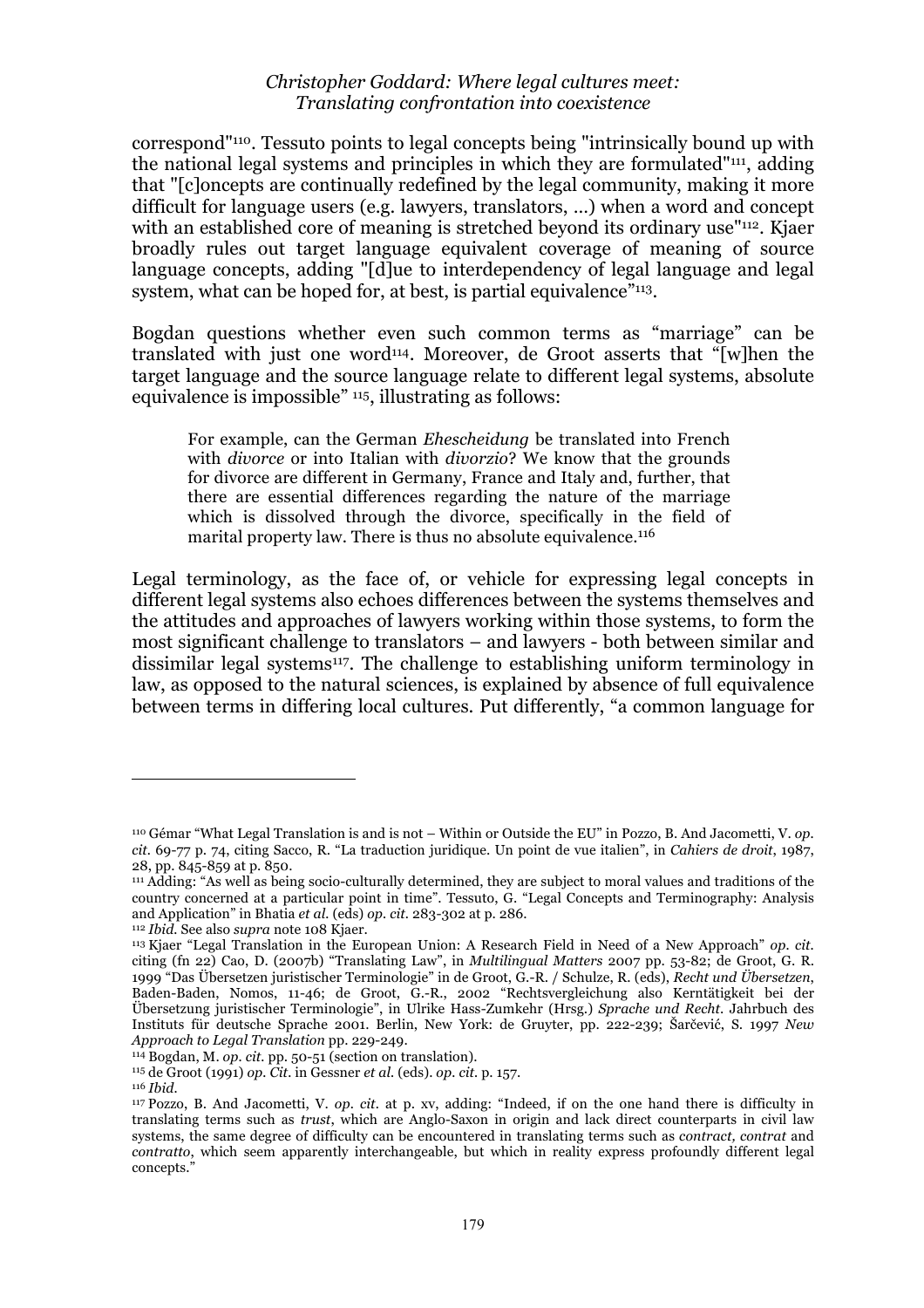correspond"[110]. Tessuto points to legal concepts being "intrinsically bound up with the national legal systems and principles in which they are formulated"[111], adding that "[c]oncepts are continually redefined by the legal community, making it more difficult for language users (e.g. lawyers, translators, …) when a word and concept with an established core of meaning is stretched beyond its ordinary use"[112]. Kjaer broadly rules out target language equivalent coverage of meaning of source language concepts, adding "[d]ue to interdependency of legal language and legal system, what can be hoped for, at best, is partial equivalence"[113].

Bogdan questions whether even such common terms as "marriage" can be translated with just one word[114]. Moreover, de Groot asserts that "[w]hen the target language and the source language relate to different legal systems, absolute equivalence is impossible" [115], illustrating as follows:

> For example, can the German *Ehescheidung* be translated into French with *divorce* or into Italian with *divorzio*? We know that the grounds for divorce are different in Germany, France and Italy and, further, that there are essential differences regarding the nature of the marriage which is dissolved through the divorce, specifically in the field of marital property law. There is thus no absolute equivalence.[116]

Legal terminology, as the face of, or vehicle for expressing legal concepts in different legal systems also echoes differences between the systems themselves and the attitudes and approaches of lawyers working within those systems, to form the most significant challenge to translators – and lawyers - both between similar and dissimilar legal systems[117]. The challenge to establishing uniform terminology in law, as opposed to the natural sciences, is explained by absence of full equivalence between terms in differing local cultures. Put differently, "a common language for

---

[110] Gémar "What Legal Translation is and is not – Within or Outside the EU" in Pozzo, B. And Jacometti, V. *op. cit.* 69-77 p. 74, citing Sacco, R. "La traduction juridique. Un point de vue italien", in *Cahiers de droit*, 1987, 28, pp. 845-859 at p. 850.

[111] Adding: "As well as being socio-culturally determined, they are subject to moral values and traditions of the country concerned at a particular point in time". Tessuto, G. "Legal Concepts and Terminography: Analysis and Application" in Bhatia *et al.* (eds) *op. cit.* 283-302 at p. 286.

[112] *Ibid.* See also *supra* note 108 Kjaer.

[113] Kjaer "Legal Translation in the European Union: A Research Field in Need of a New Approach" *op. cit.* citing (fn 22) Cao, D. (2007b) "Translating Law", in *Multilingual Matters* 2007 pp. 53-82; de Groot, G. R. 1999 "Das Übersetzen juristischer Terminologie" in de Groot, G.-R. / Schulze, R. (eds), *Recht und Übersetzen*, Baden-Baden, Nomos, 11-46; de Groot, G.-R., 2002 "Rechtsvergleichung also Kerntätigkeit bei der Übersetzung juristischer Terminologie", in Ulrike Hass-Zumkehr (Hrsg.) *Sprache und Recht*. Jahrbuch des Instituts für deutsche Sprache 2001. Berlin, New York: de Gruyter, pp. 222-239; Šarčević, S. 1997 *New Approach to Legal Translation* pp. 229-249.

[114] Bogdan, M. *op. cit.* pp. 50-51 (section on translation).

[115] de Groot (1991) *op. Cit.* in Gessner *et al.* (eds). *op. cit.* p. 157.

[116] *Ibid.*

[117] Pozzo, B. And Jacometti, V. *op. cit.* at p. xv, adding: "Indeed, if on the one hand there is difficulty in translating terms such as *trust*, which are Anglo-Saxon in origin and lack direct counterparts in civil law systems, the same degree of difficulty can be encountered in translating terms such as *contract, contrat* and *contratto*, which seem apparently interchangeable, but which in reality express profoundly different legal concepts."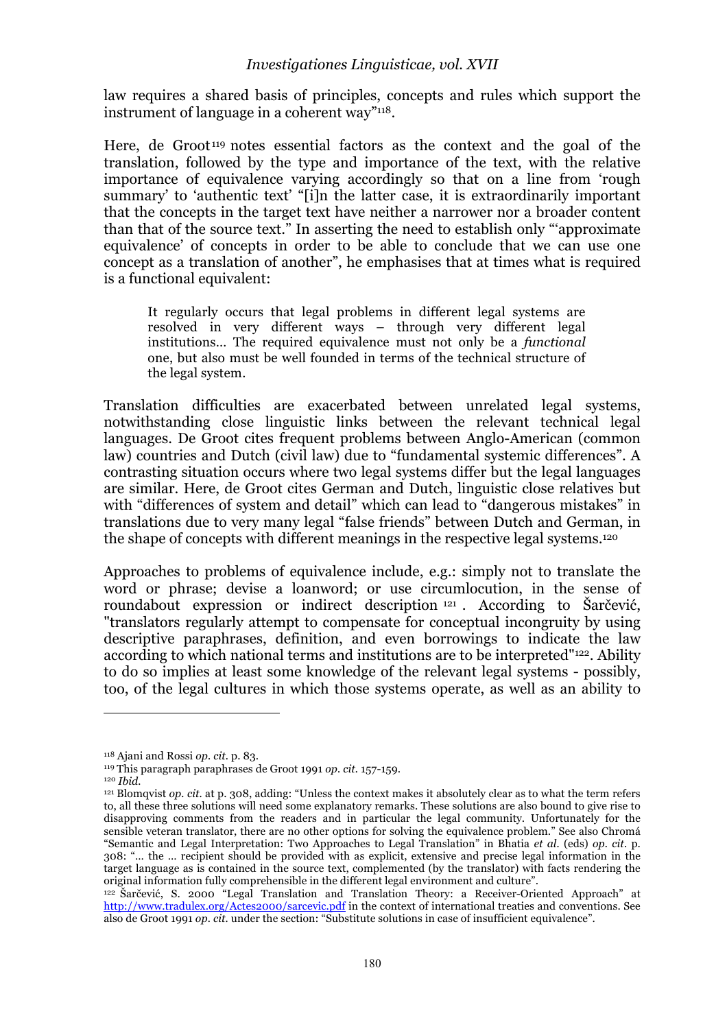law requires a shared basis of principles, concepts and rules which support the instrument of language in a coherent way"[118].

Here, de Groot[119] notes essential factors as the context and the goal of the translation, followed by the type and importance of the text, with the relative importance of equivalence varying accordingly so that on a line from 'rough summary' to 'authentic text' "[i]n the latter case, it is extraordinarily important that the concepts in the target text have neither a narrower nor a broader content than that of the source text." In asserting the need to establish only "'approximate equivalence' of concepts in order to be able to conclude that we can use one concept as a translation of another", he emphasises that at times what is required is a functional equivalent:

> It regularly occurs that legal problems in different legal systems are resolved in very different ways – through very different legal institutions… The required equivalence must not only be a *functional* one, but also must be well founded in terms of the technical structure of the legal system.

Translation difficulties are exacerbated between unrelated legal systems, notwithstanding close linguistic links between the relevant technical legal languages. De Groot cites frequent problems between Anglo-American (common law) countries and Dutch (civil law) due to "fundamental systemic differences". A contrasting situation occurs where two legal systems differ but the legal languages are similar. Here, de Groot cites German and Dutch, linguistic close relatives but with "differences of system and detail" which can lead to "dangerous mistakes" in translations due to very many legal "false friends" between Dutch and German, in the shape of concepts with different meanings in the respective legal systems.[120]

Approaches to problems of equivalence include, e.g.: simply not to translate the word or phrase; devise a loanword; or use circumlocution, in the sense of roundabout expression or indirect description[121]. According to Šarčević, "translators regularly attempt to compensate for conceptual incongruity by using descriptive paraphrases, definition, and even borrowings to indicate the law according to which national terms and institutions are to be interpreted"[122]. Ability to do so implies at least some knowledge of the relevant legal systems - possibly, too, of the legal cultures in which those systems operate, as well as an ability to

---

[118] Ajani and Rossi *op. cit.* p. 83.

[119] This paragraph paraphrases de Groot 1991 *op. cit.* 157-159.

[120] *Ibid.*

[121] Blomqvist *op. cit.* at p. 308, adding: "Unless the context makes it absolutely clear as to what the term refers to, all these three solutions will need some explanatory remarks. These solutions are also bound to give rise to disapproving comments from the readers and in particular the legal community. Unfortunately for the sensible veteran translator, there are no other options for solving the equivalence problem." See also Chromá "Semantic and Legal Interpretation: Two Approaches to Legal Translation" in Bhatia *et al.* (eds) *op. cit.* p. 308: "… the … recipient should be provided with as explicit, extensive and precise legal information in the target language as is contained in the source text, complemented (by the translator) with facts rendering the original information fully comprehensible in the different legal environment and culture".

[122] Šarčević, S. 2000 "Legal Translation and Translation Theory: a Receiver-Oriented Approach" at http://www.tradulex.org/Actes2000/sarcevic.pdf in the context of international treaties and conventions. See also de Groot 1991 *op. cit.* under the section: "Substitute solutions in case of insufficient equivalence".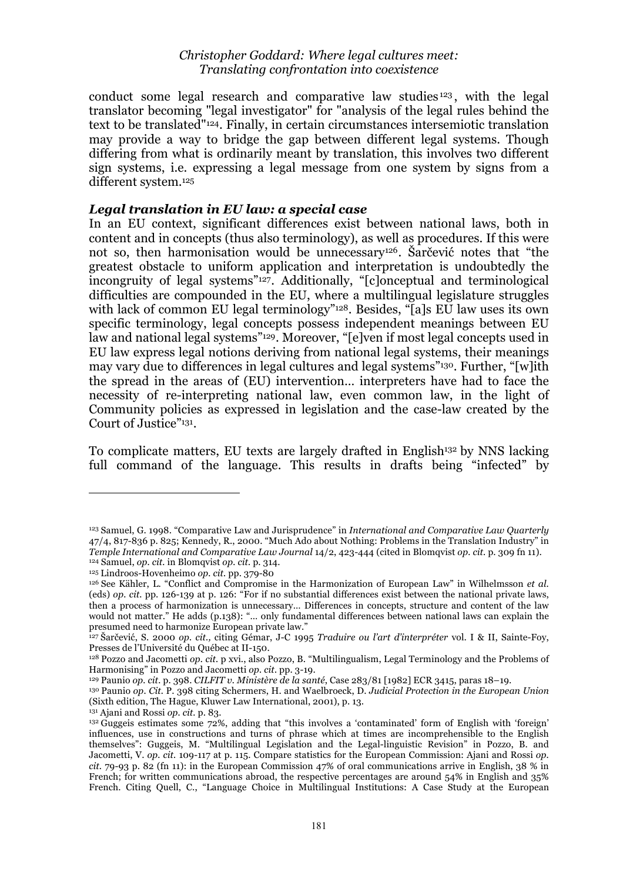conduct some legal research and comparative law studies[123], with the legal translator becoming "legal investigator" for "analysis of the legal rules behind the text to be translated"[124]. Finally, in certain circumstances intersemiotic translation may provide a way to bridge the gap between different legal systems. Though differing from what is ordinarily meant by translation, this involves two different sign systems, i.e. expressing a legal message from one system by signs from a different system.[125]

### *Legal translation in EU law: a special case*

In an EU context, significant differences exist between national laws, both in content and in concepts (thus also terminology), as well as procedures. If this were not so, then harmonisation would be unnecessary[126]. Šarčević notes that "the greatest obstacle to uniform application and interpretation is undoubtedly the incongruity of legal systems"[127]. Additionally, "[c]onceptual and terminological difficulties are compounded in the EU, where a multilingual legislature struggles with lack of common EU legal terminology"[128]. Besides, "[a]s EU law uses its own specific terminology, legal concepts possess independent meanings between EU law and national legal systems"[129]. Moreover, "[e]ven if most legal concepts used in EU law express legal notions deriving from national legal systems, their meanings may vary due to differences in legal cultures and legal systems"[130]. Further, "[w]ith the spread in the areas of (EU) intervention… interpreters have had to face the necessity of re-interpreting national law, even common law, in the light of Community policies as expressed in legislation and the case-law created by the Court of Justice"[131].

To complicate matters, EU texts are largely drafted in English[132] by NNS lacking full command of the language. This results in drafts being "infected" by

---

[123] Samuel, G. 1998. "Comparative Law and Jurisprudence" in *International and Comparative Law Quarterly* 47/4, 817-836 p. 825; Kennedy, R., 2000. "Much Ado about Nothing: Problems in the Translation Industry" in *Temple International and Comparative Law Journal* 14/2, 423-444 (cited in Blomqvist *op. cit.* p. 309 fn 11).

[124] Samuel, *op. cit.* in Blomqvist *op. cit.* p. 314.

[125] Lindroos-Hovenheimo *op. cit.* pp. 379-80

[126] See Kähler, L. "Conflict and Compromise in the Harmonization of European Law" in Wilhelmsson *et al.* (eds) *op. cit.* pp. 126-139 at p. 126: "For if no substantial differences exist between the national private laws, then a process of harmonization is unnecessary… Differences in concepts, structure and content of the law would not matter." He adds (p.138): "… only fundamental differences between national laws can explain the presumed need to harmonize European private law."

[127] Šarčević, S. 2000 *op. cit.,* citing Gémar, J-C 1995 *Traduire ou l'art d'interpréter* vol. I & II, Sainte-Foy, Presses de l'Université du Québec at II-150.

[128] Pozzo and Jacometti *op. cit.* p xvi., also Pozzo, B. "Multilingualism, Legal Terminology and the Problems of Harmonising" in Pozzo and Jacometti *op. cit.* pp. 3-19.

[129] Paunio *op. cit.* p. 398. *CILFIT v. Ministère de la santé*, Case 283/81 [1982] ECR 3415, paras 18–19.

[130] Paunio *op. Cit.* P. 398 citing Schermers, H. and Waelbroeck, D. *Judicial Protection in the European Union* (Sixth edition, The Hague, Kluwer Law International, 2001), p. 13.

[131] Ajani and Rossi *op. cit.* p. 83.

[132] Guggeis estimates some 72%, adding that "this involves a 'contaminated' form of English with 'foreign' influences, use in constructions and turns of phrase which at times are incomprehensible to the English themselves": Guggeis, M. "Multilingual Legislation and the Legal-linguistic Revision" in Pozzo, B. and Jacometti, V. *op. cit.* 109-117 at p. 115. Compare statistics for the European Commission: Ajani and Rossi *op. cit.* 79-93 p. 82 (fn 11): in the European Commission 47% of oral communications arrive in English, 38 % in French; for written communications abroad, the respective percentages are around 54% in English and 35% French. Citing Quell, C., "Language Choice in Multilingual Institutions: A Case Study at the European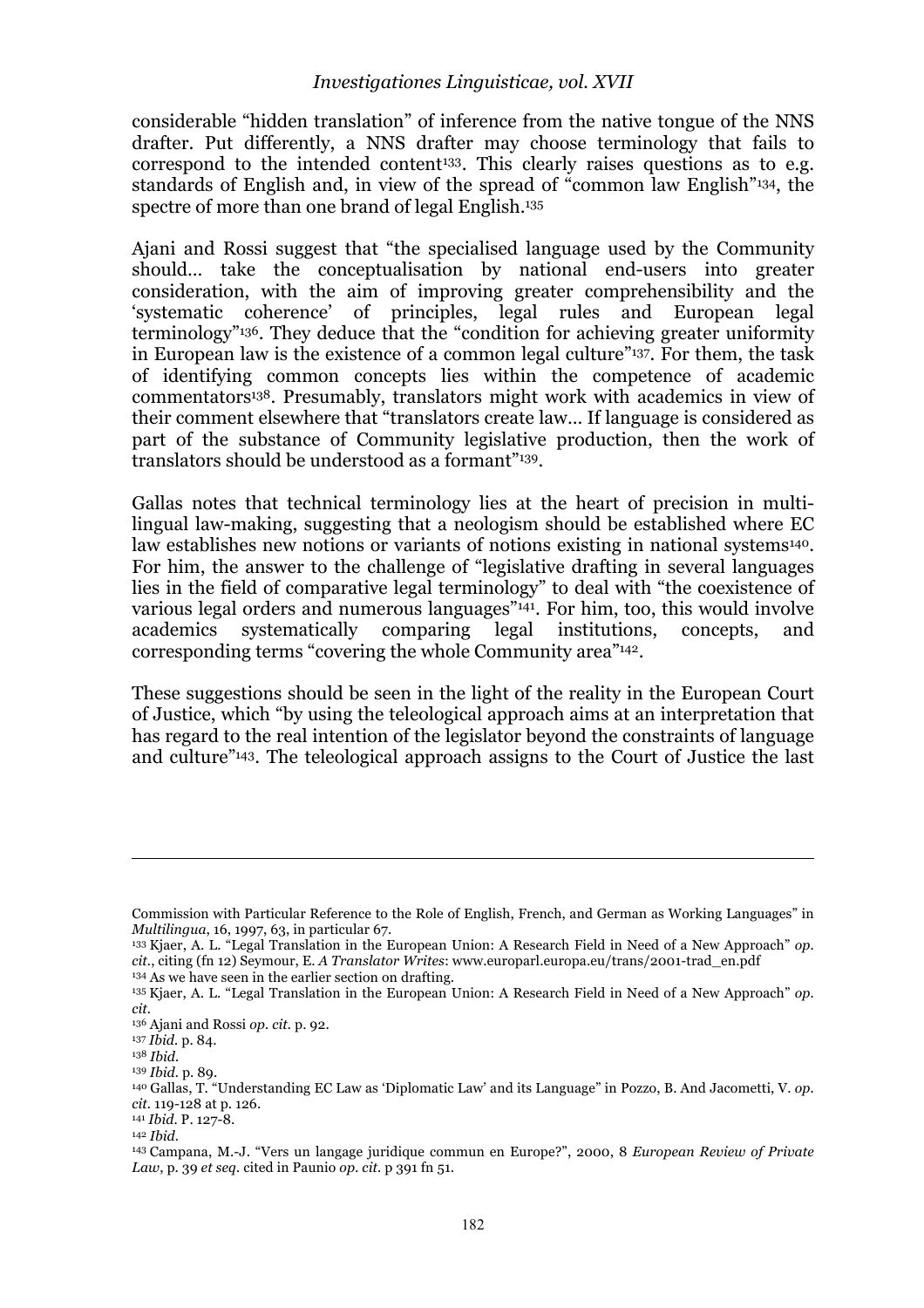considerable "hidden translation" of inference from the native tongue of the NNS drafter. Put differently, a NNS drafter may choose terminology that fails to correspond to the intended content[133]. This clearly raises questions as to e.g. standards of English and, in view of the spread of "common law English"[134], the spectre of more than one brand of legal English.[135]

Ajani and Rossi suggest that "the specialised language used by the Community should… take the conceptualisation by national end-users into greater consideration, with the aim of improving greater comprehensibility and the 'systematic coherence' of principles, legal rules and European legal terminology"[136]. They deduce that the "condition for achieving greater uniformity in European law is the existence of a common legal culture"[137]. For them, the task of identifying common concepts lies within the competence of academic commentators[138]. Presumably, translators might work with academics in view of their comment elsewhere that "translators create law… If language is considered as part of the substance of Community legislative production, then the work of translators should be understood as a formant"[139].

Gallas notes that technical terminology lies at the heart of precision in multi-lingual law-making, suggesting that a neologism should be established where EC law establishes new notions or variants of notions existing in national systems[140]. For him, the answer to the challenge of "legislative drafting in several languages lies in the field of comparative legal terminology" to deal with "the coexistence of various legal orders and numerous languages"[141]. For him, too, this would involve academics systematically comparing legal institutions, concepts, and corresponding terms "covering the whole Community area"[142].

These suggestions should be seen in the light of the reality in the European Court of Justice, which "by using the teleological approach aims at an interpretation that has regard to the real intention of the legislator beyond the constraints of language and culture"[143]. The teleological approach assigns to the Court of Justice the last

---

Commission with Particular Reference to the Role of English, French, and German as Working Languages" in *Multilingua*, 16, 1997, 63, in particular 67.

[133] Kjaer, A. L. "Legal Translation in the European Union: A Research Field in Need of a New Approach" *op. cit.*, citing (fn 12) Seymour, E. *A Translator Writes*: www.europarl.europa.eu/trans/2001-trad_en.pdf

[134] As we have seen in the earlier section on drafting.

[135] Kjaer, A. L. "Legal Translation in the European Union: A Research Field in Need of a New Approach" *op. cit.*

[136] Ajani and Rossi *op. cit.* p. 92.

[137] *Ibid.* p. 84.

[138] *Ibid.*

[139] *Ibid.* p. 89.

[140] Gallas, T. "Understanding EC Law as 'Diplomatic Law' and its Language" in Pozzo, B. And Jacometti, V. *op. cit.* 119-128 at p. 126.

[141] *Ibid.* P. 127-8.

[142] *Ibid.*

[143] Campana, M.-J. "Vers un langage juridique commun en Europe?", 2000, 8 *European Review of Private Law*, p. 39 *et seq.* cited in Paunio *op. cit.* p 391 fn 51.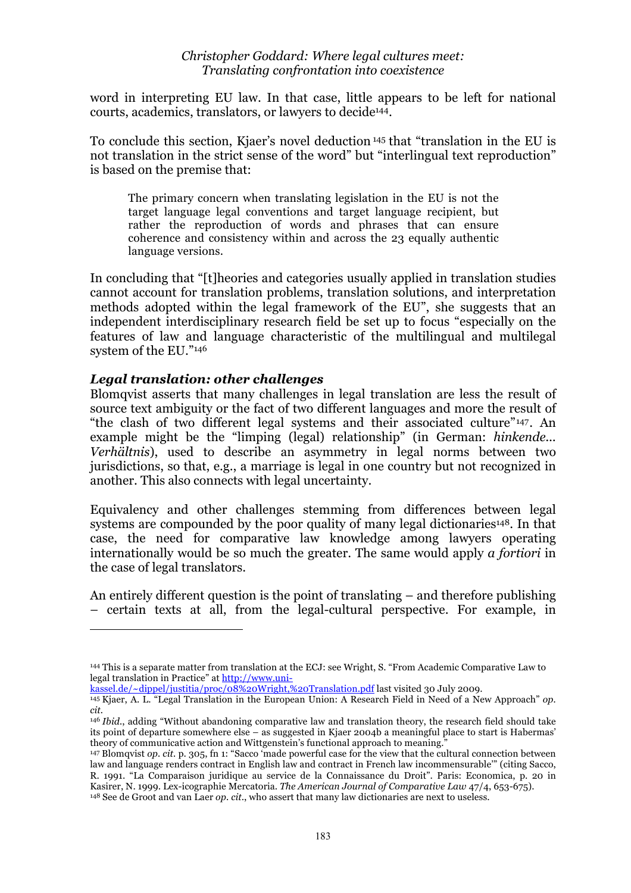word in interpreting EU law. In that case, little appears to be left for national courts, academics, translators, or lawyers to decide[144].

To conclude this section, Kjaer's novel deduction[145] that "translation in the EU is not translation in the strict sense of the word" but "interlingual text reproduction" is based on the premise that:

> The primary concern when translating legislation in the EU is not the target language legal conventions and target language recipient, but rather the reproduction of words and phrases that can ensure coherence and consistency within and across the 23 equally authentic language versions.

In concluding that "[t]heories and categories usually applied in translation studies cannot account for translation problems, translation solutions, and interpretation methods adopted within the legal framework of the EU", she suggests that an independent interdisciplinary research field be set up to focus "especially on the features of law and language characteristic of the multilingual and multilegal system of the EU."[146]

### *Legal translation: other challenges*

Blomqvist asserts that many challenges in legal translation are less the result of source text ambiguity or the fact of two different languages and more the result of "the clash of two different legal systems and their associated culture"[147]. An example might be the "limping (legal) relationship" (in German: *hinkende... Verhältnis*), used to describe an asymmetry in legal norms between two jurisdictions, so that, e.g., a marriage is legal in one country but not recognized in another. This also connects with legal uncertainty.

Equivalency and other challenges stemming from differences between legal systems are compounded by the poor quality of many legal dictionaries[148]. In that case, the need for comparative law knowledge among lawyers operating internationally would be so much the greater. The same would apply *a fortiori* in the case of legal translators.

An entirely different question is the point of translating – and therefore publishing – certain texts at all, from the legal-cultural perspective. For example, in

---

[144] This is a separate matter from translation at the ECJ: see Wright, S. "From Academic Comparative Law to legal translation in Practice" at http://www.uni-kassel.de/~dippel/justitia/proc/08%20Wright,%20Translation.pdf last visited 30 July 2009.

[145] Kjaer, A. L. "Legal Translation in the European Union: A Research Field in Need of a New Approach" *op. cit.*

[146] *Ibid.*, adding "Without abandoning comparative law and translation theory, the research field should take its point of departure somewhere else – as suggested in Kjaer 2004b a meaningful place to start is Habermas' theory of communicative action and Wittgenstein's functional approach to meaning."

[147] Blomqvist *op. cit.* p. 305, fn 1: "Sacco 'made powerful case for the view that the cultural connection between law and language renders contract in English law and contract in French law incommensurable'" (citing Sacco, R. 1991. "La Comparaison juridique au service de la Connaissance du Droit". Paris: Economica, p. 20 in Kasirer, N. 1999. Lex-icographie Mercatoria. *The American Journal of Comparative Law* 47/4, 653-675).

[148] See de Groot and van Laer *op. cit.*, who assert that many law dictionaries are next to useless.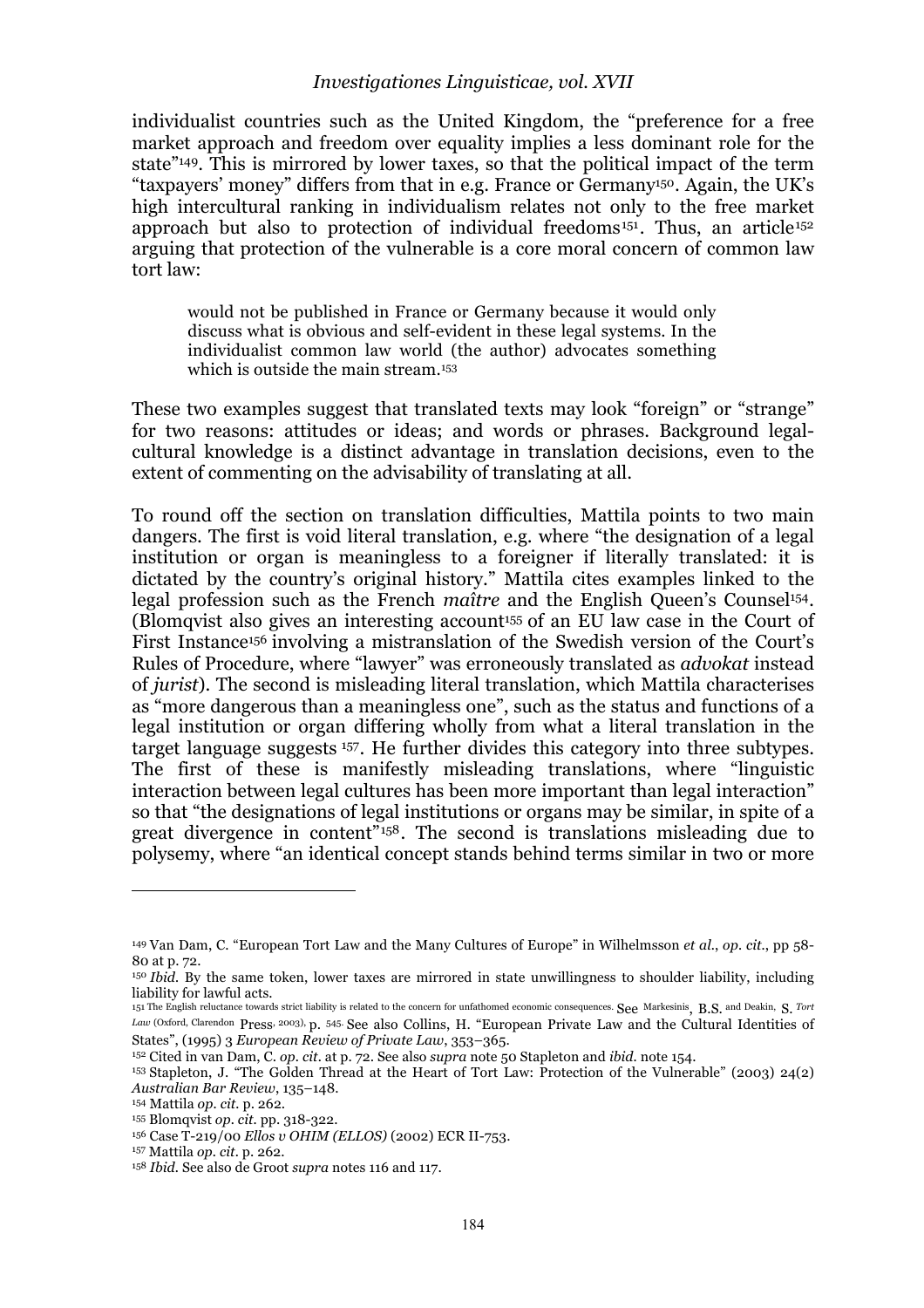individualist countries such as the United Kingdom, the "preference for a free market approach and freedom over equality implies a less dominant role for the state"[149]. This is mirrored by lower taxes, so that the political impact of the term "taxpayers' money" differs from that in e.g. France or Germany[150]. Again, the UK's high intercultural ranking in individualism relates not only to the free market approach but also to protection of individual freedoms[151]. Thus, an article[152] arguing that protection of the vulnerable is a core moral concern of common law tort law:

> would not be published in France or Germany because it would only discuss what is obvious and self-evident in these legal systems. In the individualist common law world (the author) advocates something which is outside the main stream.[153]

These two examples suggest that translated texts may look "foreign" or "strange" for two reasons: attitudes or ideas; and words or phrases. Background legal-cultural knowledge is a distinct advantage in translation decisions, even to the extent of commenting on the advisability of translating at all.

To round off the section on translation difficulties, Mattila points to two main dangers. The first is void literal translation, e.g. where "the designation of a legal institution or organ is meaningless to a foreigner if literally translated: it is dictated by the country's original history." Mattila cites examples linked to the legal profession such as the French *maître* and the English Queen's Counsel[154]. (Blomqvist also gives an interesting account[155] of an EU law case in the Court of First Instance[156] involving a mistranslation of the Swedish version of the Court's Rules of Procedure, where "lawyer" was erroneously translated as *advokat* instead of *jurist*). The second is misleading literal translation, which Mattila characterises as "more dangerous than a meaningless one", such as the status and functions of a legal institution or organ differing wholly from what a literal translation in the target language suggests [157]. He further divides this category into three subtypes. The first of these is manifestly misleading translations, where "linguistic interaction between legal cultures has been more important than legal interaction" so that "the designations of legal institutions or organs may be similar, in spite of a great divergence in content"[158]. The second is translations misleading due to polysemy, where "an identical concept stands behind terms similar in two or more

---

[149] Van Dam, C. "European Tort Law and the Many Cultures of Europe" in Wilhelmsson *et al.*, *op. cit.*, pp 58-80 at p. 72.

[150] *Ibid.* By the same token, lower taxes are mirrored in state unwillingness to shoulder liability, including liability for lawful acts.

[151] The English reluctance towards strict liability is related to the concern for unfathomed economic consequences. See Markesinis, B.S. and Deakin, S. *Tort Law* (Oxford, Clarendon Press, 2003), p. 545. See also Collins, H. "European Private Law and the Cultural Identities of States", (1995) 3 *European Review of Private Law*, 353–365.

[152] Cited in van Dam, C. *op. cit.* at p. 72. See also *supra* note 50 Stapleton and *ibid.* note 154.

[153] Stapleton, J. "The Golden Thread at the Heart of Tort Law: Protection of the Vulnerable" (2003) 24(2) *Australian Bar Review*, 135–148.

[154] Mattila *op. cit.* p. 262.

[155] Blomqvist *op. cit.* pp. 318-322.

[156] Case T-219/00 *Ellos v OHIM (ELLOS)* (2002) ECR II-753.

[157] Mattila *op. cit.* p. 262.

[158] *Ibid.* See also de Groot *supra* notes 116 and 117.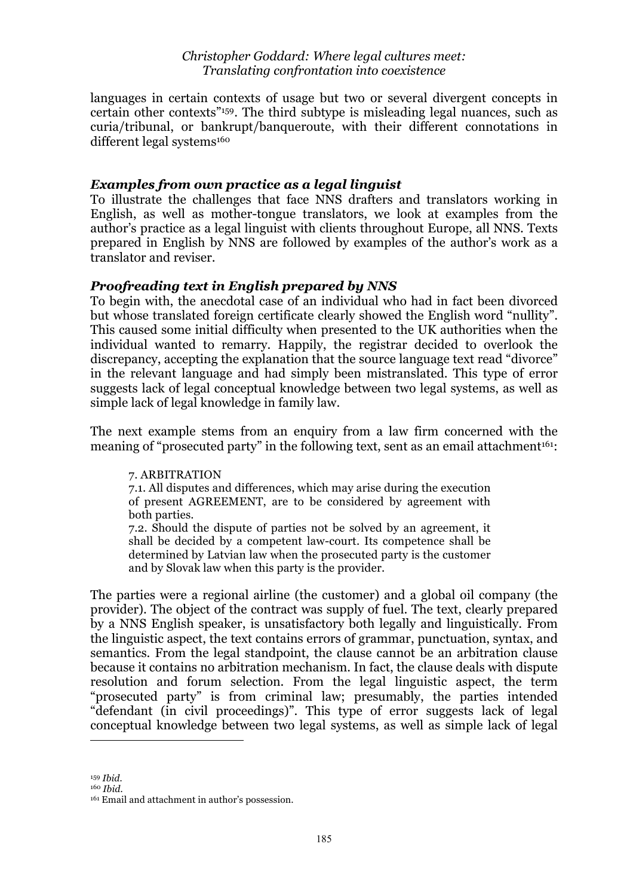languages in certain contexts of usage but two or several divergent concepts in certain other contexts"[159]. The third subtype is misleading legal nuances, such as curia/tribunal, or bankrupt/banqueroute, with their different connotations in different legal systems[160]

### *Examples from own practice as a legal linguist*

To illustrate the challenges that face NNS drafters and translators working in English, as well as mother-tongue translators, we look at examples from the author's practice as a legal linguist with clients throughout Europe, all NNS. Texts prepared in English by NNS are followed by examples of the author's work as a translator and reviser.

### *Proofreading text in English prepared by NNS*

To begin with, the anecdotal case of an individual who had in fact been divorced but whose translated foreign certificate clearly showed the English word "nullity". This caused some initial difficulty when presented to the UK authorities when the individual wanted to remarry. Happily, the registrar decided to overlook the discrepancy, accepting the explanation that the source language text read "divorce" in the relevant language and had simply been mistranslated. This type of error suggests lack of legal conceptual knowledge between two legal systems, as well as simple lack of legal knowledge in family law.

The next example stems from an enquiry from a law firm concerned with the meaning of "prosecuted party" in the following text, sent as an email attachment[161]:

> 7. ARBITRATION
> 7.1. All disputes and differences, which may arise during the execution of present AGREEMENT, are to be considered by agreement with both parties.
> 7.2. Should the dispute of parties not be solved by an agreement, it shall be decided by a competent law-court. Its competence shall be determined by Latvian law when the prosecuted party is the customer and by Slovak law when this party is the provider.

The parties were a regional airline (the customer) and a global oil company (the provider). The object of the contract was supply of fuel. The text, clearly prepared by a NNS English speaker, is unsatisfactory both legally and linguistically. From the linguistic aspect, the text contains errors of grammar, punctuation, syntax, and semantics. From the legal standpoint, the clause cannot be an arbitration clause because it contains no arbitration mechanism. In fact, the clause deals with dispute resolution and forum selection. From the legal linguistic aspect, the term "prosecuted party" is from criminal law; presumably, the parties intended "defendant (in civil proceedings)". This type of error suggests lack of legal conceptual knowledge between two legal systems, as well as simple lack of legal

---

[159] *Ibid.*
[160] *Ibid.*
[161] Email and attachment in author's possession.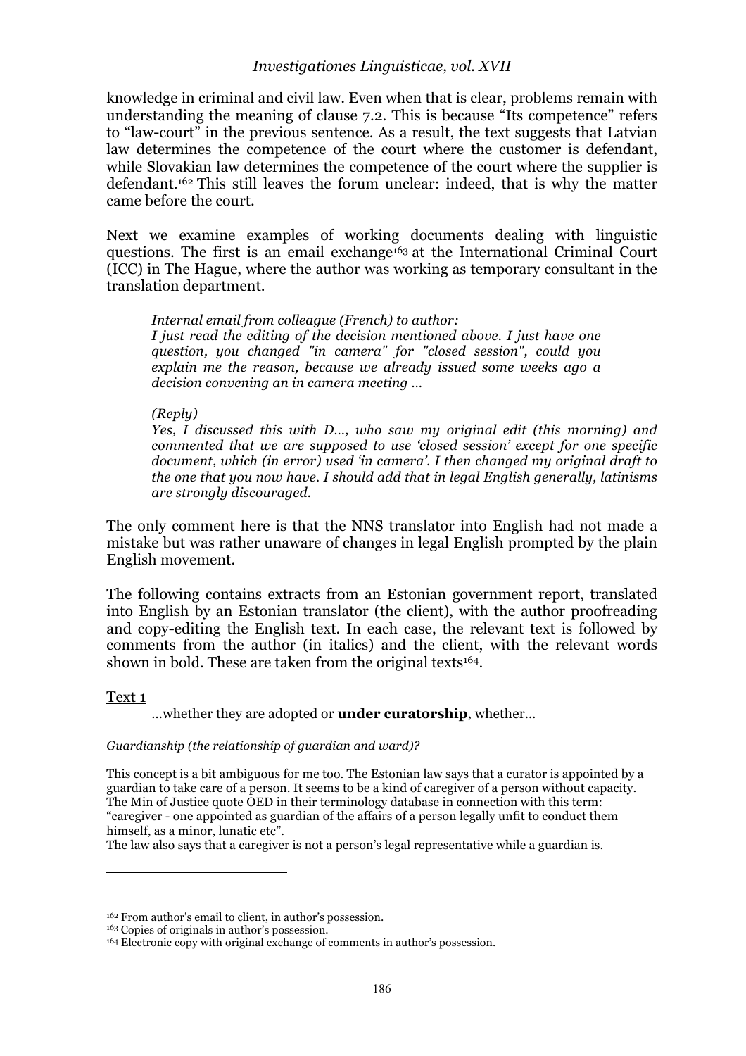knowledge in criminal and civil law. Even when that is clear, problems remain with understanding the meaning of clause 7.2. This is because "Its competence" refers to "law-court" in the previous sentence. As a result, the text suggests that Latvian law determines the competence of the court where the customer is defendant, while Slovakian law determines the competence of the court where the supplier is defendant.[162] This still leaves the forum unclear: indeed, that is why the matter came before the court.

Next we examine examples of working documents dealing with linguistic questions. The first is an email exchange[163] at the International Criminal Court (ICC) in The Hague, where the author was working as temporary consultant in the translation department.

> *Internal email from colleague (French) to author:*
> *I just read the editing of the decision mentioned above. I just have one question, you changed "in camera" for "closed session", could you explain me the reason, because we already issued some weeks ago a decision convening an in camera meeting …*
>
> *(Reply)*
> *Yes, I discussed this with D…, who saw my original edit (this morning) and commented that we are supposed to use 'closed session' except for one specific document, which (in error) used 'in camera'. I then changed my original draft to the one that you now have. I should add that in legal English generally, latinisms are strongly discouraged.*

The only comment here is that the NNS translator into English had not made a mistake but was rather unaware of changes in legal English prompted by the plain English movement.

The following contains extracts from an Estonian government report, translated into English by an Estonian translator (the client), with the author proofreading and copy-editing the English text. In each case, the relevant text is followed by comments from the author (in italics) and the client, with the relevant words shown in bold. These are taken from the original texts[164].

<u>Text 1</u>

> …whether they are adopted or **under curatorship**, whether…

*Guardianship (the relationship of guardian and ward)?*

This concept is a bit ambiguous for me too. The Estonian law says that a curator is appointed by a guardian to take care of a person. It seems to be a kind of caregiver of a person without capacity. The Min of Justice quote OED in their terminology database in connection with this term: "caregiver - one appointed as guardian of the affairs of a person legally unfit to conduct them himself, as a minor, lunatic etc".
The law also says that a caregiver is not a person's legal representative while a guardian is.

---

[162] From author's email to client, in author's possession.
[163] Copies of originals in author's possession.
[164] Electronic copy with original exchange of comments in author's possession.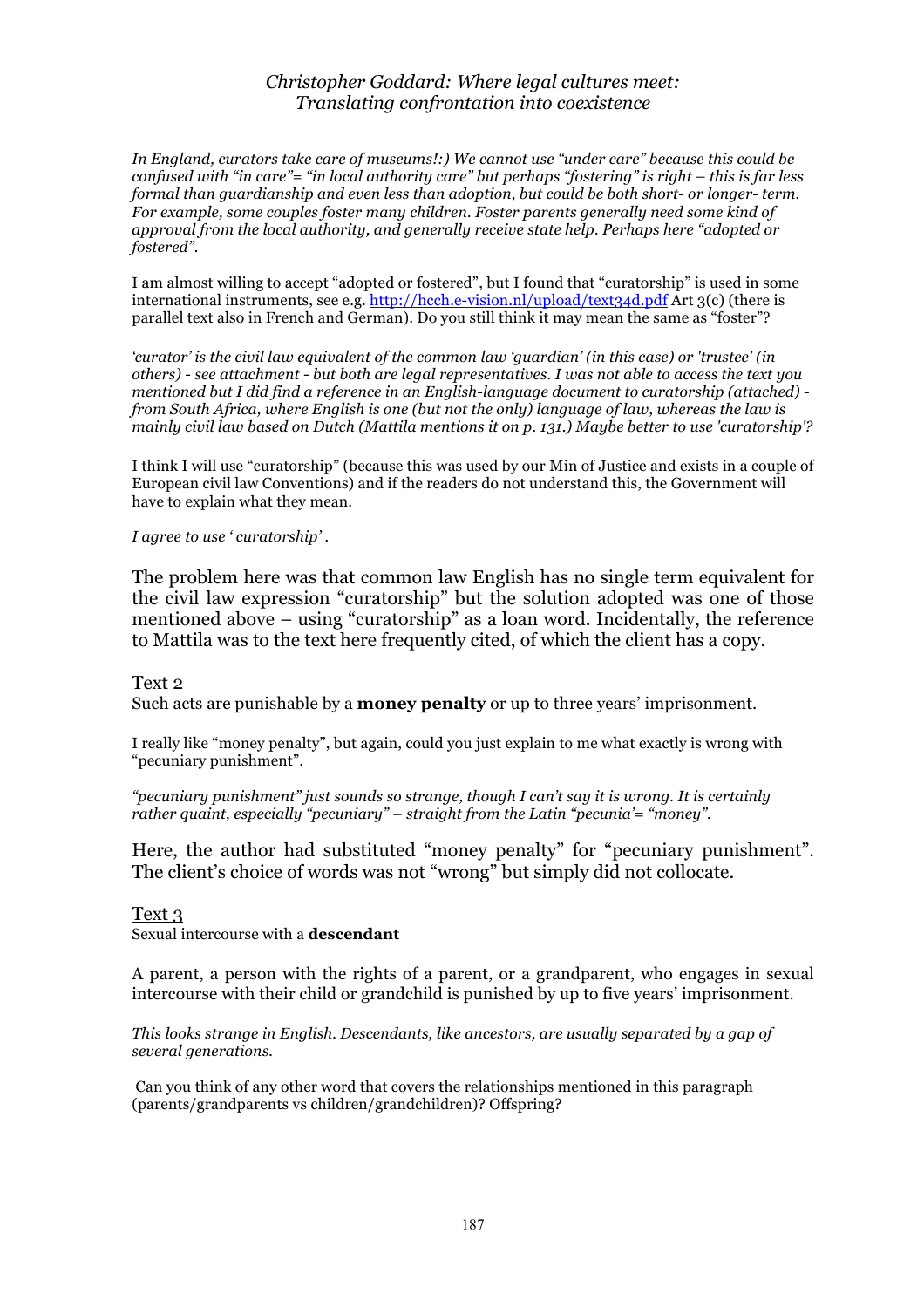*In England, curators take care of museums!:) We cannot use "under care" because this could be confused with "in care"= "in local authority care" but perhaps "fostering" is right – this is far less formal than guardianship and even less than adoption, but could be both short- or longer- term. For example, some couples foster many children. Foster parents generally need some kind of approval from the local authority, and generally receive state help. Perhaps here "adopted or fostered".*

I am almost willing to accept "adopted or fostered", but I found that "curatorship" is used in some international instruments, see e.g. http://hcch.e-vision.nl/upload/text34d.pdf Art 3(c) (there is parallel text also in French and German). Do you still think it may mean the same as "foster"?

*'curator' is the civil law equivalent of the common law 'guardian' (in this case) or 'trustee' (in others) - see attachment - but both are legal representatives. I was not able to access the text you mentioned but I did find a reference in an English-language document to curatorship (attached) - from South Africa, where English is one (but not the only) language of law, whereas the law is mainly civil law based on Dutch (Mattila mentions it on p. 131.) Maybe better to use 'curatorship'?*

I think I will use "curatorship" (because this was used by our Min of Justice and exists in a couple of European civil law Conventions) and if the readers do not understand this, the Government will have to explain what they mean.

*I agree to use ' curatorship' .*

The problem here was that common law English has no single term equivalent for the civil law expression "curatorship" but the solution adopted was one of those mentioned above – using "curatorship" as a loan word. Incidentally, the reference to Mattila was to the text here frequently cited, of which the client has a copy.

Text 2

Such acts are punishable by a **money penalty** or up to three years' imprisonment.

I really like "money penalty", but again, could you just explain to me what exactly is wrong with "pecuniary punishment".

*"pecuniary punishment" just sounds so strange, though I can't say it is wrong. It is certainly rather quaint, especially "pecuniary" – straight from the Latin "pecunia'= "money".*

Here, the author had substituted "money penalty" for "pecuniary punishment". The client's choice of words was not "wrong" but simply did not collocate.

Text 3

Sexual intercourse with a **descendant**

A parent, a person with the rights of a parent, or a grandparent, who engages in sexual intercourse with their child or grandchild is punished by up to five years' imprisonment.

*This looks strange in English. Descendants, like ancestors, are usually separated by a gap of several generations.*

Can you think of any other word that covers the relationships mentioned in this paragraph (parents/grandparents vs children/grandchildren)? Offspring?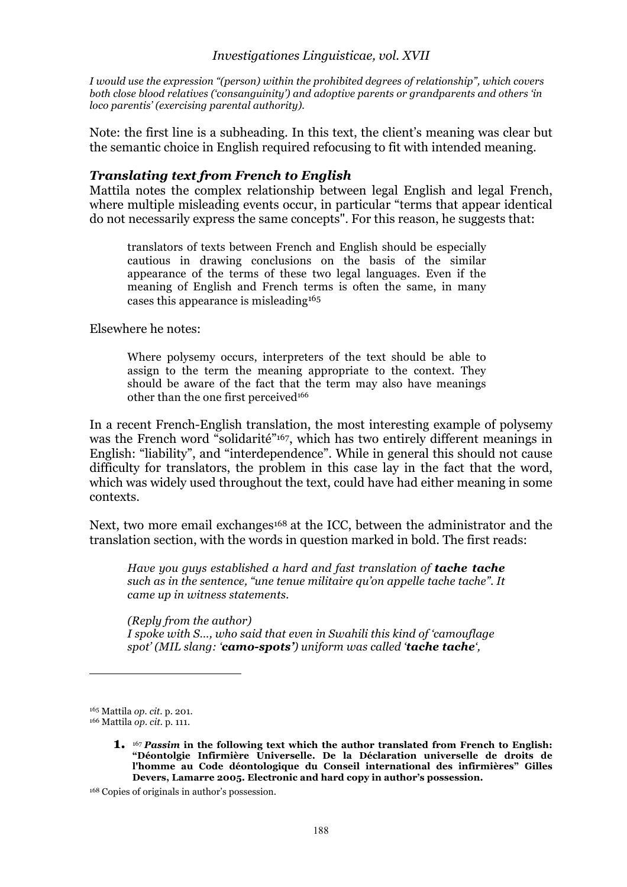*I would use the expression "(person) within the prohibited degrees of relationship", which covers both close blood relatives ('consanguinity') and adoptive parents or grandparents and others 'in loco parentis' (exercising parental authority).*

Note: the first line is a subheading. In this text, the client's meaning was clear but the semantic choice in English required refocusing to fit with intended meaning.

### *Translating text from French to English*

Mattila notes the complex relationship between legal English and legal French, where multiple misleading events occur, in particular "terms that appear identical do not necessarily express the same concepts". For this reason, he suggests that:

> translators of texts between French and English should be especially cautious in drawing conclusions on the basis of the similar appearance of the terms of these two legal languages. Even if the meaning of English and French terms is often the same, in many cases this appearance is misleading[165]

Elsewhere he notes:

> Where polysemy occurs, interpreters of the text should be able to assign to the term the meaning appropriate to the context. They should be aware of the fact that the term may also have meanings other than the one first perceived[166]

In a recent French-English translation, the most interesting example of polysemy was the French word "solidarité"[167], which has two entirely different meanings in English: "liability", and "interdependence". While in general this should not cause difficulty for translators, the problem in this case lay in the fact that the word, which was widely used throughout the text, could have had either meaning in some contexts.

Next, two more email exchanges[168] at the ICC, between the administrator and the translation section, with the words in question marked in bold. The first reads:

> *Have you guys established a hard and fast translation of **tache tache** such as in the sentence, "une tenue militaire qu'on appelle tache tache". It came up in witness statements.*
>
> *(Reply from the author)*
> *I spoke with S..., who said that even in Swahili this kind of 'camouflage spot' (MIL slang: '**camo-spots'**) uniform was called '**tache tache**',*

---

[165] Mattila *op. cit.* p. 201.

[166] Mattila *op. cit.* p. 111.

1. [167] ***Passim* in the following text which the author translated from French to English: "Déontolgie Infirmière Universelle. De la Déclaration universelle de droits de l'homme au Code déontologique du Conseil international des infirmières" Gilles Devers, Lamarre 2005. Electronic and hard copy in author's possession.**

[168] Copies of originals in author's possession.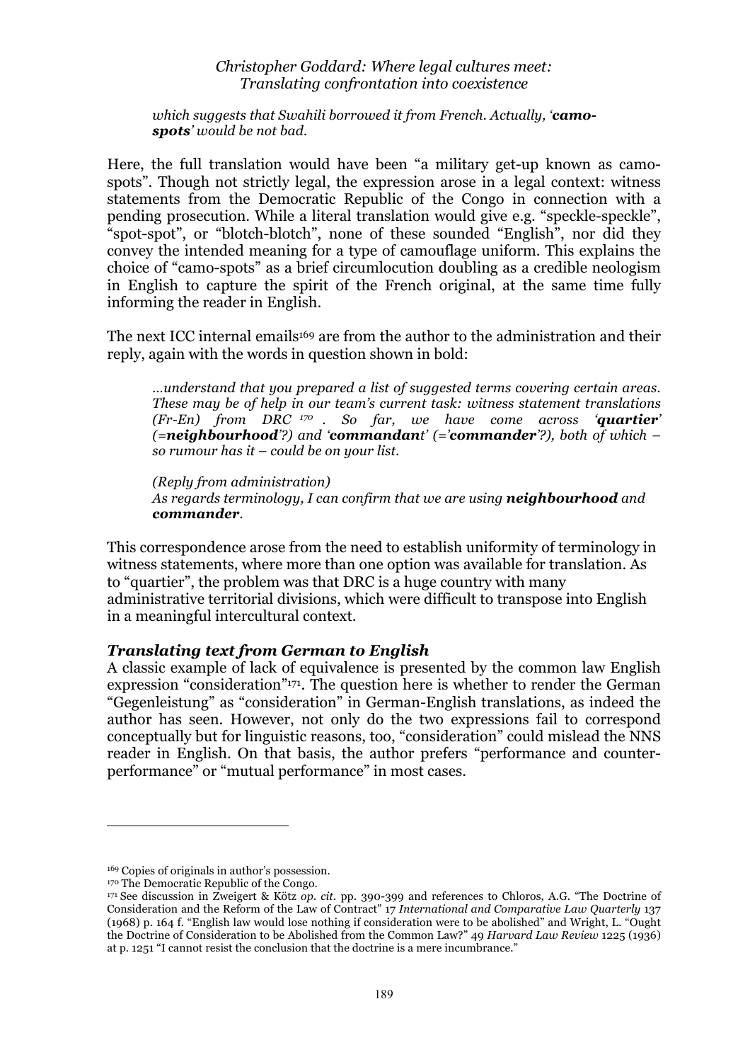*which suggests that Swahili borrowed it from French. Actually, '**camo-spots**' would be not bad.*

Here, the full translation would have been "a military get-up known as camo-spots". Though not strictly legal, the expression arose in a legal context: witness statements from the Democratic Republic of the Congo in connection with a pending prosecution. While a literal translation would give e.g. "speckle-speckle", "spot-spot", or "blotch-blotch", none of these sounded "English", nor did they convey the intended meaning for a type of camouflage uniform. This explains the choice of "camo-spots" as a brief circumlocution doubling as a credible neologism in English to capture the spirit of the French original, at the same time fully informing the reader in English.

The next ICC internal emails[169] are from the author to the administration and their reply, again with the words in question shown in bold:

> *...understand that you prepared a list of suggested terms covering certain areas. These may be of help in our team's current task: witness statement translations (Fr-En) from DRC [170]. So far, we have come across '**quartier**' (=**neighbourhood**'?) and '**commandant**' (='**commander**'?), both of which – so rumour has it – could be on your list.*
>
> *(Reply from administration)*
> *As regards terminology, I can confirm that we are using **neighbourhood** and **commander**.*

This correspondence arose from the need to establish uniformity of terminology in witness statements, where more than one option was available for translation. As to "quartier", the problem was that DRC is a huge country with many administrative territorial divisions, which were difficult to transpose into English in a meaningful intercultural context.

### *Translating text from German to English*

A classic example of lack of equivalence is presented by the common law English expression "consideration"[171]. The question here is whether to render the German "Gegenleistung" as "consideration" in German-English translations, as indeed the author has seen. However, not only do the two expressions fail to correspond conceptually but for linguistic reasons, too, "consideration" could mislead the NNS reader in English. On that basis, the author prefers "performance and counter-performance" or "mutual performance" in most cases.

---

[169] Copies of originals in author's possession.

[170] The Democratic Republic of the Congo.

[171] See discussion in Zweigert & Kötz *op. cit.* pp. 390-399 and references to Chloros, A.G. "The Doctrine of Consideration and the Reform of the Law of Contract" 17 *International and Comparative Law Quarterly* 137 (1968) p. 164 f. "English law would lose nothing if consideration were to be abolished" and Wright, L. "Ought the Doctrine of Consideration to be Abolished from the Common Law?" 49 *Harvard Law Review* 1225 (1936) at p. 1251 "I cannot resist the conclusion that the doctrine is a mere incumbrance."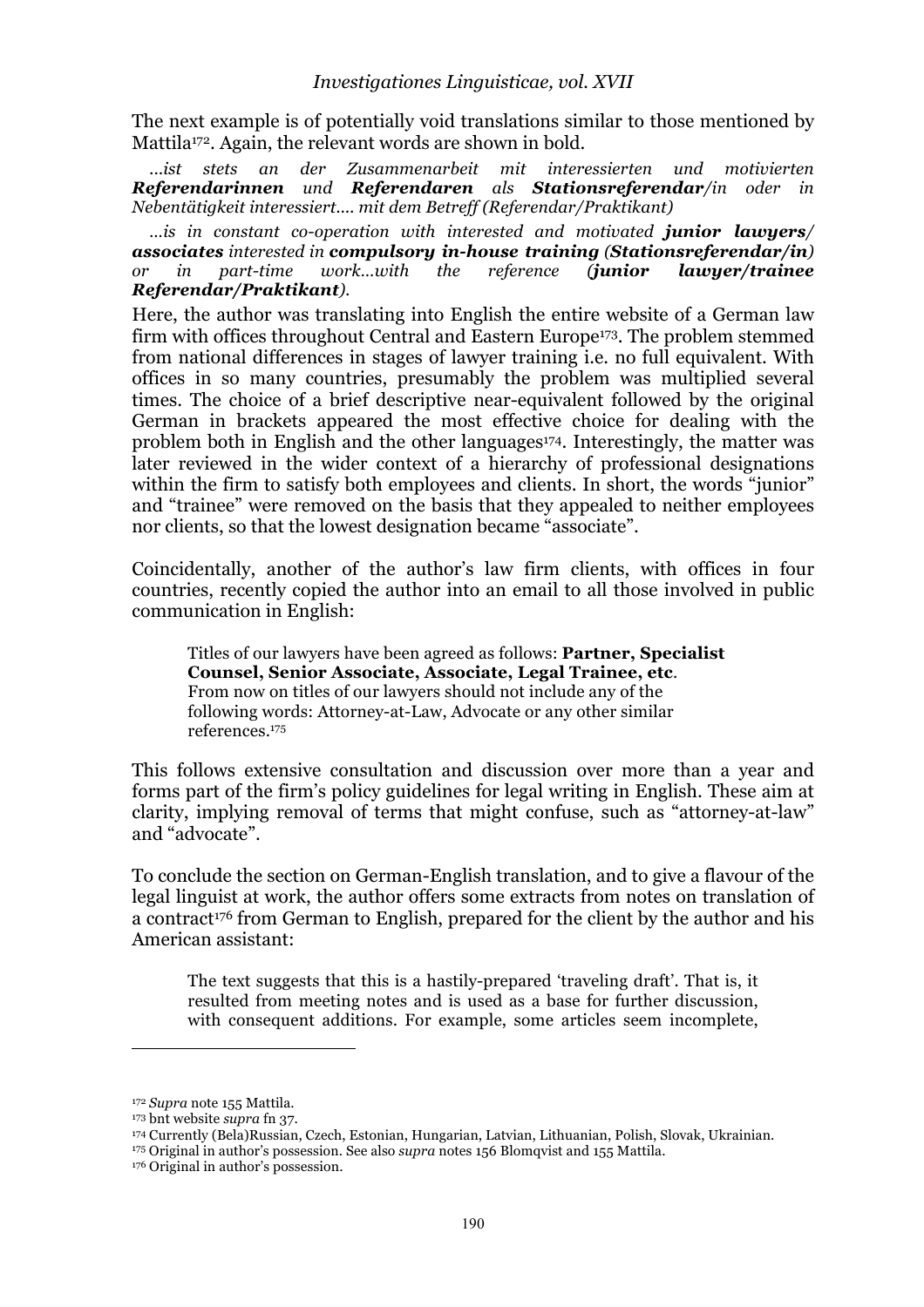The next example is of potentially void translations similar to those mentioned by Mattila[172]. Again, the relevant words are shown in bold.

> *...ist stets an der Zusammenarbeit mit interessierten und motivierten **Referendarinnen** und **Referendaren** als **Stationsreferendar/in** oder in Nebentätigkeit interessiert.... mit dem Betreff (Referendar/Praktikant)*
>
> *...is in constant co-operation with interested and motivated **junior lawyers/ associates** interested in **compulsory in-house training (Stationsreferendar/in)** or in part-time work...with the reference **(junior lawyer/trainee Referendar/Praktikant)**.*

Here, the author was translating into English the entire website of a German law firm with offices throughout Central and Eastern Europe[173]. The problem stemmed from national differences in stages of lawyer training i.e. no full equivalent. With offices in so many countries, presumably the problem was multiplied several times. The choice of a brief descriptive near-equivalent followed by the original German in brackets appeared the most effective choice for dealing with the problem both in English and the other languages[174]. Interestingly, the matter was later reviewed in the wider context of a hierarchy of professional designations within the firm to satisfy both employees and clients. In short, the words "junior" and "trainee" were removed on the basis that they appealed to neither employees nor clients, so that the lowest designation became "associate".

Coincidentally, another of the author's law firm clients, with offices in four countries, recently copied the author into an email to all those involved in public communication in English:

> Titles of our lawyers have been agreed as follows: **Partner, Specialist Counsel, Senior Associate, Associate, Legal Trainee, etc**. From now on titles of our lawyers should not include any of the following words: Attorney-at-Law, Advocate or any other similar references.[175]

This follows extensive consultation and discussion over more than a year and forms part of the firm's policy guidelines for legal writing in English. These aim at clarity, implying removal of terms that might confuse, such as "attorney-at-law" and "advocate".

To conclude the section on German-English translation, and to give a flavour of the legal linguist at work, the author offers some extracts from notes on translation of a contract[176] from German to English, prepared for the client by the author and his American assistant:

> The text suggests that this is a hastily-prepared 'traveling draft'. That is, it resulted from meeting notes and is used as a base for further discussion, with consequent additions. For example, some articles seem incomplete,

---

[172] *Supra* note 155 Mattila.

[173] bnt website *supra* fn 37.

[174] Currently (Bela)Russian, Czech, Estonian, Hungarian, Latvian, Lithuanian, Polish, Slovak, Ukrainian.

[175] Original in author's possession. See also *supra* notes 156 Blomqvist and 155 Mattila.

[176] Original in author's possession.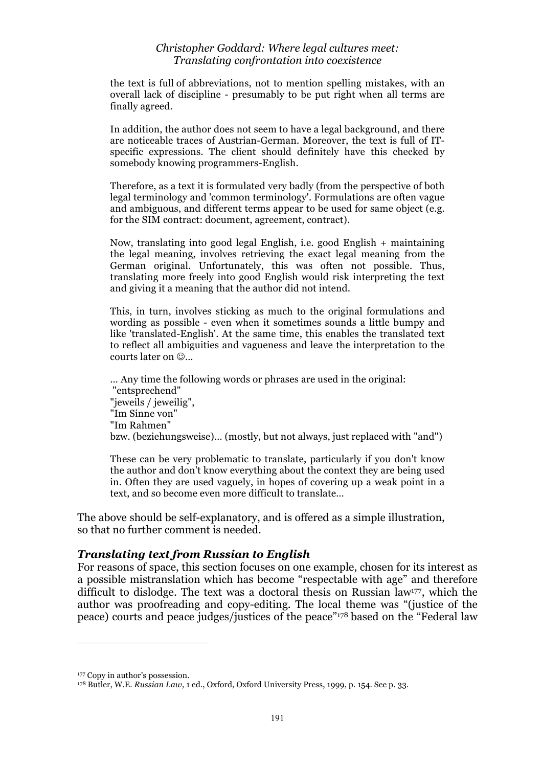> the text is full of abbreviations, not to mention spelling mistakes, with an overall lack of discipline - presumably to be put right when all terms are finally agreed.
>
> In addition, the author does not seem to have a legal background, and there are noticeable traces of Austrian-German. Moreover, the text is full of IT-specific expressions. The client should definitely have this checked by somebody knowing programmers-English.
>
> Therefore, as a text it is formulated very badly (from the perspective of both legal terminology and 'common terminology'. Formulations are often vague and ambiguous, and different terms appear to be used for same object (e.g. for the SIM contract: document, agreement, contract).
>
> Now, translating into good legal English, i.e. good English + maintaining the legal meaning, involves retrieving the exact legal meaning from the German original. Unfortunately, this was often not possible. Thus, translating more freely into good English would risk interpreting the text and giving it a meaning that the author did not intend.
>
> This, in turn, involves sticking as much to the original formulations and wording as possible - even when it sometimes sounds a little bumpy and like 'translated-English'. At the same time, this enables the translated text to reflect all ambiguities and vagueness and leave the interpretation to the courts later on ☺...
>
> ... Any time the following words or phrases are used in the original:
> "entsprechend"
> "jeweils / jeweilig",
> "Im Sinne von"
> "Im Rahmen"
> bzw. (beziehungsweise)... (mostly, but not always, just replaced with "and")
>
> These can be very problematic to translate, particularly if you don't know the author and don't know everything about the context they are being used in. Often they are used vaguely, in hopes of covering up a weak point in a text, and so become even more difficult to translate...

The above should be self-explanatory, and is offered as a simple illustration, so that no further comment is needed.

### *Translating text from Russian to English*

For reasons of space, this section focuses on one example, chosen for its interest as a possible mistranslation which has become "respectable with age" and therefore difficult to dislodge. The text was a doctoral thesis on Russian law[177], which the author was proofreading and copy-editing. The local theme was "(justice of the peace) courts and peace judges/justices of the peace"[178] based on the "Federal law

---

[177] Copy in author's possession.

[178] Butler, W.E. *Russian Law*, 1 ed., Oxford, Oxford University Press, 1999, p. 154. See p. 33.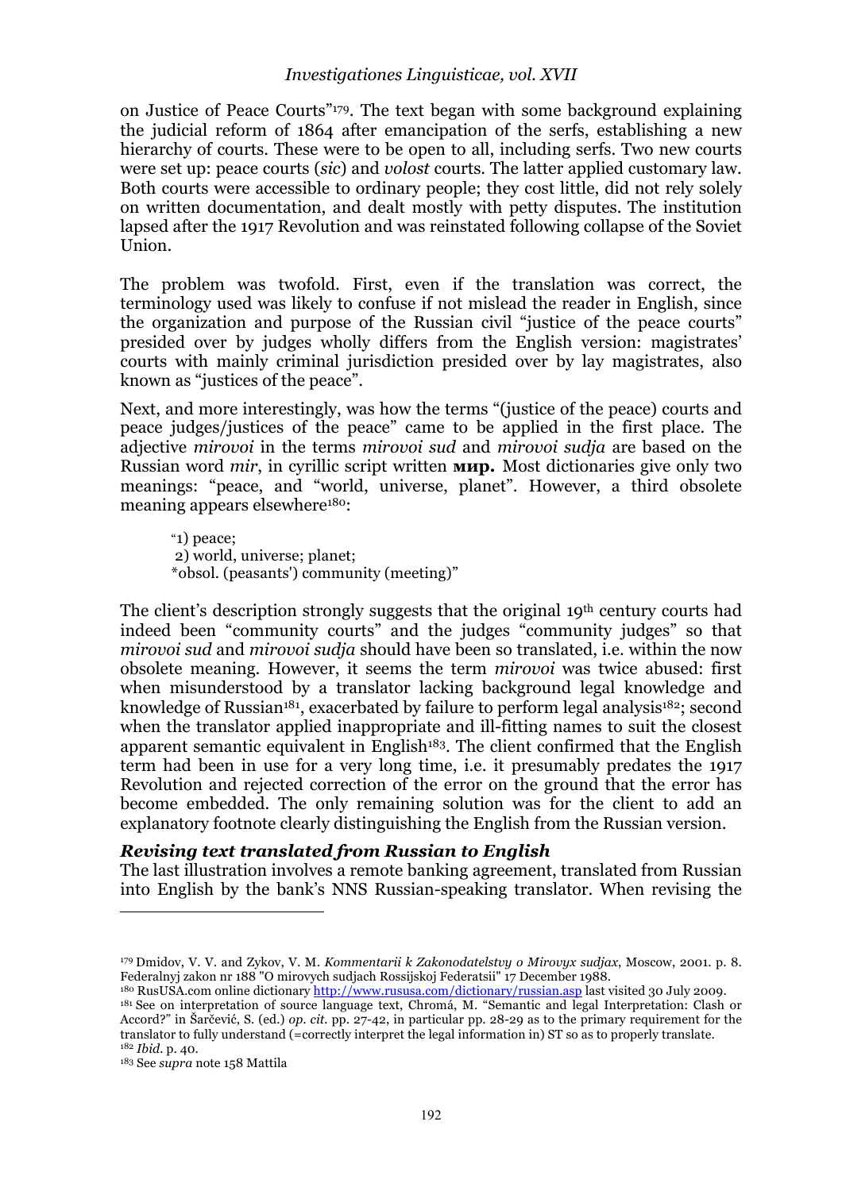on Justice of Peace Courts"[179]. The text began with some background explaining the judicial reform of 1864 after emancipation of the serfs, establishing a new hierarchy of courts. These were to be open to all, including serfs. Two new courts were set up: peace courts (*sic*) and *volost* courts. The latter applied customary law. Both courts were accessible to ordinary people; they cost little, did not rely solely on written documentation, and dealt mostly with petty disputes. The institution lapsed after the 1917 Revolution and was reinstated following collapse of the Soviet Union.

The problem was twofold. First, even if the translation was correct, the terminology used was likely to confuse if not mislead the reader in English, since the organization and purpose of the Russian civil "justice of the peace courts" presided over by judges wholly differs from the English version: magistrates' courts with mainly criminal jurisdiction presided over by lay magistrates, also known as "justices of the peace".

Next, and more interestingly, was how the terms "(justice of the peace) courts and peace judges/justices of the peace" came to be applied in the first place. The adjective *mirovoi* in the terms *mirovoi sud* and *mirovoi sudja* are based on the Russian word *mir*, in cyrillic script written **мир.** Most dictionaries give only two meanings: "peace, and "world, universe, planet". However, a third obsolete meaning appears elsewhere[180]:

> "1) peace;
> 2) world, universe; planet;
> *obsol. (peasants') community (meeting)"

The client's description strongly suggests that the original 19th century courts had indeed been "community courts" and the judges "community judges" so that *mirovoi sud* and *mirovoi sudja* should have been so translated, i.e. within the now obsolete meaning. However, it seems the term *mirovoi* was twice abused: first when misunderstood by a translator lacking background legal knowledge and knowledge of Russian[181], exacerbated by failure to perform legal analysis[182]; second when the translator applied inappropriate and ill-fitting names to suit the closest apparent semantic equivalent in English[183]. The client confirmed that the English term had been in use for a very long time, i.e. it presumably predates the 1917 Revolution and rejected correction of the error on the ground that the error has become embedded. The only remaining solution was for the client to add an explanatory footnote clearly distinguishing the English from the Russian version.

### *Revising text translated from Russian to English*

The last illustration involves a remote banking agreement, translated from Russian into English by the bank's NNS Russian-speaking translator. When revising the

---

[179] Dmidov, V. V. and Zykov, V. M. *Kommentarii k Zakonodatelstvy o Mirovyx sudjax*, Moscow, 2001. p. 8. Federalnyj zakon nr 188 "O mirovych sudjach Rossijskoj Federatsii" 17 December 1988.

[180] RusUSA.com online dictionary http://www.rususa.com/dictionary/russian.asp last visited 30 July 2009.

[181] See on interpretation of source language text, Chromá, M. "Semantic and legal Interpretation: Clash or Accord?" in Šarčević, S. (ed.) *op. cit.* pp. 27-42, in particular pp. 28-29 as to the primary requirement for the translator to fully understand (=correctly interpret the legal information in) ST so as to properly translate.

[182] *Ibid.* p. 40.

[183] See *supra* note 158 Mattila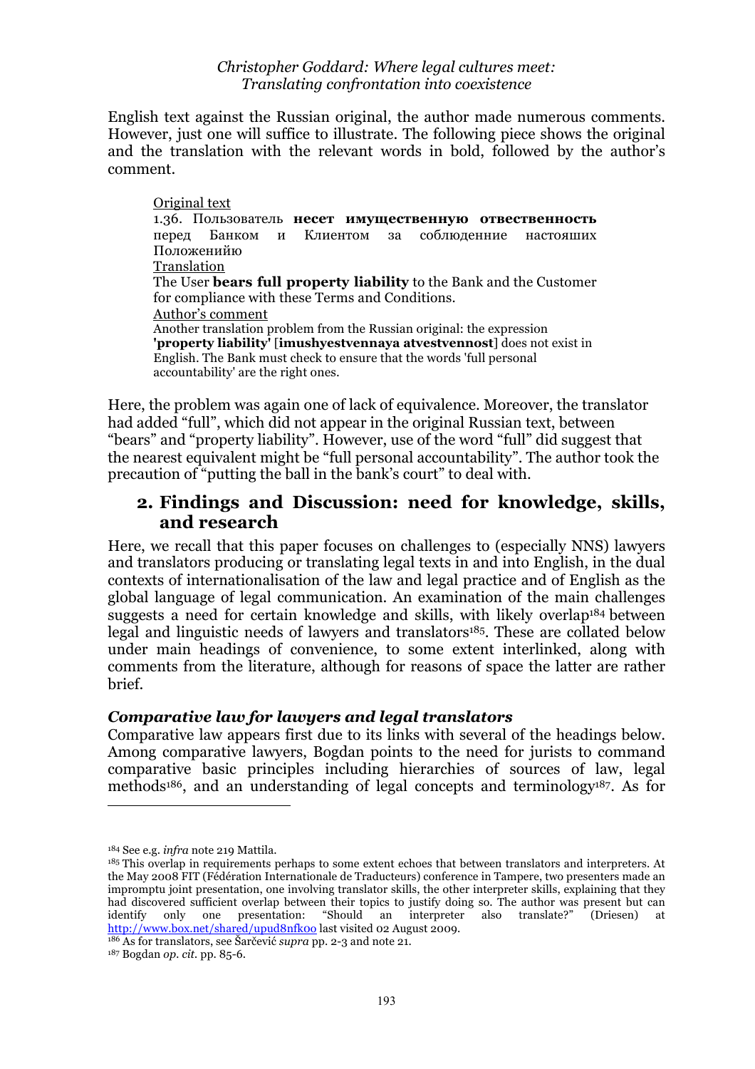English text against the Russian original, the author made numerous comments. However, just one will suffice to illustrate. The following piece shows the original and the translation with the relevant words in bold, followed by the author's comment.

> Original text
> 1.36. Пользователь **несет имущественную ответственность** перед Банком и Клиентом за соблюдение настояших Положенийю
> Translation
> The User **bears full property liability** to the Bank and the Customer for compliance with these Terms and Conditions.
> Author's comment
> Another translation problem from the Russian original: the expression **'property liability'** [**imushyestvennaya atvestvennost**] does not exist in English. The Bank must check to ensure that the words 'full personal accountability' are the right ones.

Here, the problem was again one of lack of equivalence. Moreover, the translator had added "full", which did not appear in the original Russian text, between "bears" and "property liability". However, use of the word "full" did suggest that the nearest equivalent might be "full personal accountability". The author took the precaution of "putting the ball in the bank's court" to deal with.

## 2. Findings and Discussion: need for knowledge, skills, and research

Here, we recall that this paper focuses on challenges to (especially NNS) lawyers and translators producing or translating legal texts in and into English, in the dual contexts of internationalisation of the law and legal practice and of English as the global language of legal communication. An examination of the main challenges suggests a need for certain knowledge and skills, with likely overlap[184] between legal and linguistic needs of lawyers and translators[185]. These are collated below under main headings of convenience, to some extent interlinked, along with comments from the literature, although for reasons of space the latter are rather brief.

### *Comparative law for lawyers and legal translators*

Comparative law appears first due to its links with several of the headings below. Among comparative lawyers, Bogdan points to the need for jurists to command comparative basic principles including hierarchies of sources of law, legal methods[186], and an understanding of legal concepts and terminology[187]. As for

---

[184] See e.g. *infra* note 219 Mattila.

[185] This overlap in requirements perhaps to some extent echoes that between translators and interpreters. At the May 2008 FIT (Fédération Internationale de Traducteurs) conference in Tampere, two presenters made an impromptu joint presentation, one involving translator skills, the other interpreter skills, explaining that they had discovered sufficient overlap between their topics to justify doing so. The author was present but can identify only one presentation: "Should an interpreter also translate?" (Driesen) at http://www.box.net/shared/upud8nfk0o last visited 02 August 2009.

[186] As for translators, see Šarčević *supra* pp. 2-3 and note 21.

[187] Bogdan *op. cit.* pp. 85-6.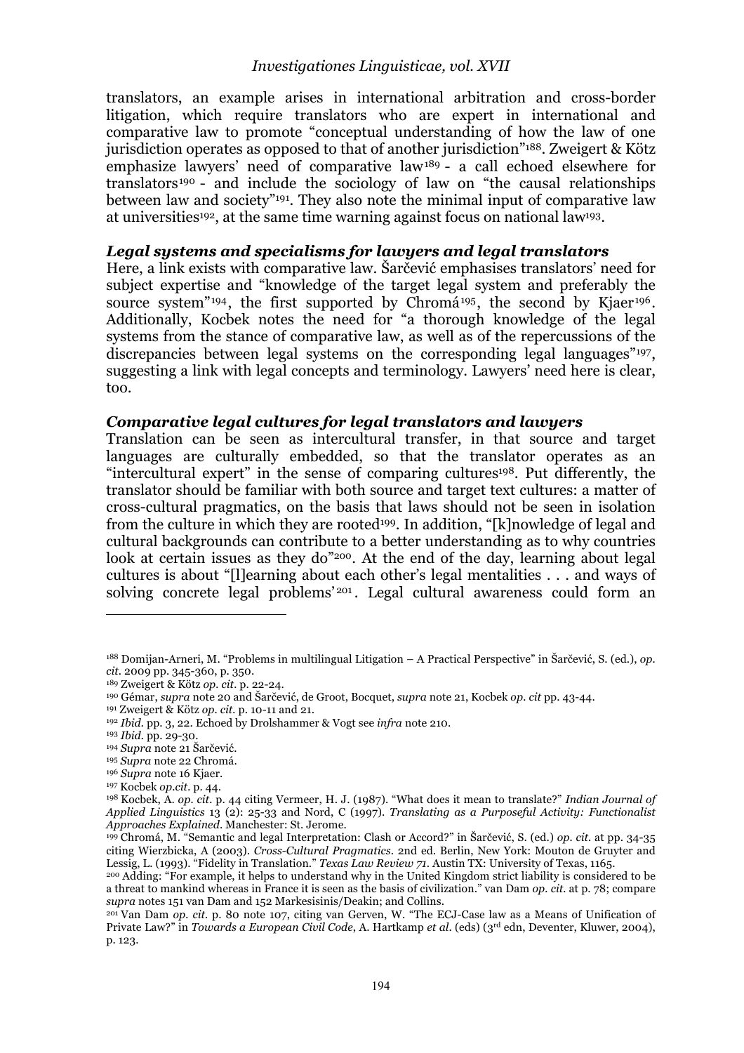translators, an example arises in international arbitration and cross-border litigation, which require translators who are expert in international and comparative law to promote "conceptual understanding of how the law of one jurisdiction operates as opposed to that of another jurisdiction"[188]. Zweigert & Kötz emphasize lawyers' need of comparative law[189] - a call echoed elsewhere for translators[190] - and include the sociology of law on "the causal relationships between law and society"[191]. They also note the minimal input of comparative law at universities[192], at the same time warning against focus on national law[193].

### *Legal systems and specialisms for lawyers and legal translators*

Here, a link exists with comparative law. Šarčević emphasises translators' need for subject expertise and "knowledge of the target legal system and preferably the source system"[194], the first supported by Chromá[195], the second by Kjaer[196]. Additionally, Kocbek notes the need for "a thorough knowledge of the legal systems from the stance of comparative law, as well as of the repercussions of the discrepancies between legal systems on the corresponding legal languages"[197], suggesting a link with legal concepts and terminology. Lawyers' need here is clear, too.

### *Comparative legal cultures for legal translators and lawyers*

Translation can be seen as intercultural transfer, in that source and target languages are culturally embedded, so that the translator operates as an "intercultural expert" in the sense of comparing cultures[198]. Put differently, the translator should be familiar with both source and target text cultures: a matter of cross-cultural pragmatics, on the basis that laws should not be seen in isolation from the culture in which they are rooted[199]. In addition, "[k]nowledge of legal and cultural backgrounds can contribute to a better understanding as to why countries look at certain issues as they do"[200]. At the end of the day, learning about legal cultures is about "[l]earning about each other's legal mentalities . . . and ways of solving concrete legal problems'[201]. Legal cultural awareness could form an

---

[188] Domijan-Arneri, M. "Problems in multilingual Litigation – A Practical Perspective" in Šarčević, S. (ed.), *op. cit.* 2009 pp. 345-360, p. 350.

[189] Zweigert & Kötz *op. cit.* p. 22-24.

[190] Gémar, *supra* note 20 and Šarčević, de Groot, Bocquet, *supra* note 21, Kocbek *op. cit* pp. 43-44.

[191] Zweigert & Kötz *op. cit.* p. 10-11 and 21.

[192] *Ibid.* pp. 3, 22. Echoed by Drolshammer & Vogt see *infra* note 210.

[193] *Ibid.* pp. 29-30.

[194] *Supra* note 21 Šarčević.

[195] *Supra* note 22 Chromá.

[196] *Supra* note 16 Kjaer.

[197] Kocbek *op.cit.* p. 44.

[198] Kocbek, A. *op. cit.* p. 44 citing Vermeer, H. J. (1987). "What does it mean to translate?" *Indian Journal of Applied Linguistics* 13 (2): 25-33 and Nord, C (1997). *Translating as a Purposeful Activity: Functionalist Approaches Explained*. Manchester: St. Jerome.

[199] Chromá, M. "Semantic and legal Interpretation: Clash or Accord?" in Šarčević, S. (ed.) *op. cit.* at pp. 34-35 citing Wierzbicka, A (2003). *Cross-Cultural Pragmatics*. 2nd ed. Berlin, New York: Mouton de Gruyter and Lessig, L. (1993). "Fidelity in Translation." *Texas Law Review 71*. Austin TX: University of Texas, 1165.

[200] Adding: "For example, it helps to understand why in the United Kingdom strict liability is considered to be a threat to mankind whereas in France it is seen as the basis of civilization." van Dam *op. cit.* at p. 78; compare *supra* notes 151 van Dam and 152 Markesisinis/Deakin; and Collins.

[201] Van Dam *op. cit.* p. 80 note 107, citing van Gerven, W. "The ECJ-Case law as a Means of Unification of Private Law?" in *Towards a European Civil Code*, A. Hartkamp *et al.* (eds) (3rd edn, Deventer, Kluwer, 2004), p. 123.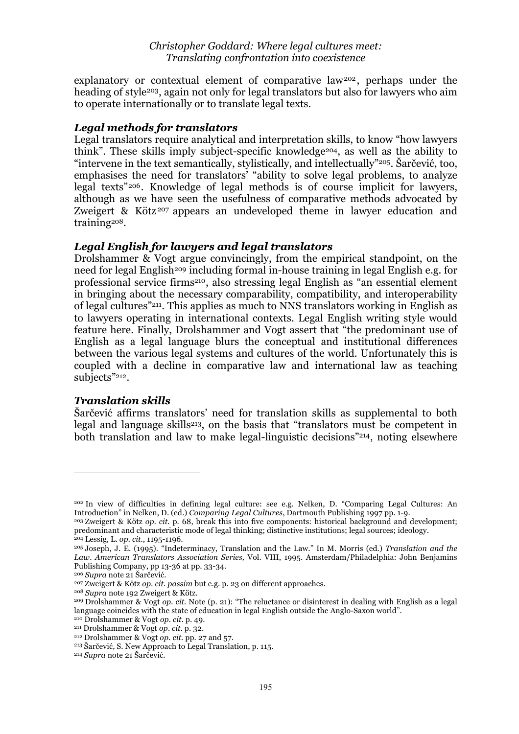explanatory or contextual element of comparative law[202], perhaps under the heading of style[203], again not only for legal translators but also for lawyers who aim to operate internationally or to translate legal texts.

### *Legal methods for translators*

Legal translators require analytical and interpretation skills, to know "how lawyers think". These skills imply subject-specific knowledge[204], as well as the ability to "intervene in the text semantically, stylistically, and intellectually"[205]. Šarčević, too, emphasises the need for translators' "ability to solve legal problems, to analyze legal texts"[206]. Knowledge of legal methods is of course implicit for lawyers, although as we have seen the usefulness of comparative methods advocated by Zweigert & Kötz[207] appears an undeveloped theme in lawyer education and training[208].

### *Legal English for lawyers and legal translators*

Drolshammer & Vogt argue convincingly, from the empirical standpoint, on the need for legal English[209] including formal in-house training in legal English e.g. for professional service firms[210], also stressing legal English as "an essential element in bringing about the necessary comparability, compatibility, and interoperability of legal cultures"[211]. This applies as much to NNS translators working in English as to lawyers operating in international contexts. Legal English writing style would feature here. Finally, Drolshammer and Vogt assert that "the predominant use of English as a legal language blurs the conceptual and institutional differences between the various legal systems and cultures of the world. Unfortunately this is coupled with a decline in comparative law and international law as teaching subjects"[212].

### *Translation skills*

Šarčević affirms translators' need for translation skills as supplemental to both legal and language skills[213], on the basis that "translators must be competent in both translation and law to make legal-linguistic decisions"[214], noting elsewhere

---

[202] In view of difficulties in defining legal culture: see e.g. Nelken, D. "Comparing Legal Cultures: An Introduction" in Nelken, D. (ed.) *Comparing Legal Cultures*, Dartmouth Publishing 1997 pp. 1-9.

[203] Zweigert & Kötz *op. cit.* p. 68, break this into five components: historical background and development; predominant and characteristic mode of legal thinking; distinctive institutions; legal sources; ideology.

[204] Lessig, L. *op. cit.*, 1195-1196.

[205] Joseph, J. E. (1995). "Indeterminacy, Translation and the Law." In M. Morris (ed.) *Translation and the Law. American Translators Association Series,* Vol. VIII, 1995. Amsterdam/Philadelphia: John Benjamins Publishing Company, pp 13-36 at pp. 33-34.

[206] *Supra* note 21 Šarčević.

[207] Zweigert & Kötz *op. cit. passim* but e.g. p. 23 on different approaches.

[208] *Supra* note 192 Zweigert & Kötz.

[209] Drolshammer & Vogt *op. cit.* Note (p. 21): "The reluctance or disinterest in dealing with English as a legal language coincides with the state of education in legal English outside the Anglo-Saxon world".

[210] Drolshammer & Vogt *op. cit.* p. 49.

[211] Drolshammer & Vogt *op. cit.* p. 32.

[212] Drolshammer & Vogt *op. cit.* pp. 27 and 57.

[213] Šarčević, S. New Approach to Legal Translation, p. 115.

[214] *Supra* note 21 Šarčević.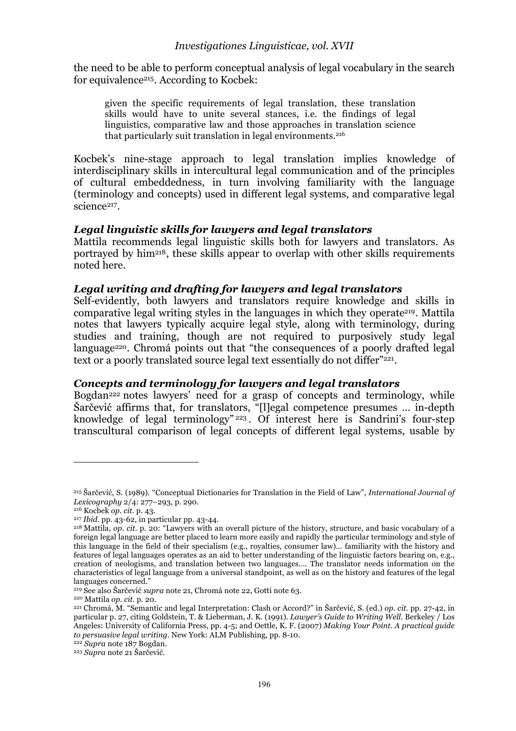the need to be able to perform conceptual analysis of legal vocabulary in the search for equivalence[215]. According to Kocbek:

> given the specific requirements of legal translation, these translation skills would have to unite several stances, i.e. the findings of legal linguistics, comparative law and those approaches in translation science that particularly suit translation in legal environments.[216]

Kocbek's nine-stage approach to legal translation implies knowledge of interdisciplinary skills in intercultural legal communication and of the principles of cultural embeddedness, in turn involving familiarity with the language (terminology and concepts) used in different legal systems, and comparative legal science[217].

### *Legal linguistic skills for lawyers and legal translators*

Mattila recommends legal linguistic skills both for lawyers and translators. As portrayed by him[218], these skills appear to overlap with other skills requirements noted here.

### *Legal writing and drafting for lawyers and legal translators*

Self-evidently, both lawyers and translators require knowledge and skills in comparative legal writing styles in the languages in which they operate[219]. Mattila notes that lawyers typically acquire legal style, along with terminology, during studies and training, though are not required to purposively study legal language[220]. Chromá points out that "the consequences of a poorly drafted legal text or a poorly translated source legal text essentially do not differ"[221].

### *Concepts and terminology for lawyers and legal translators*

Bogdan[222] notes lawyers' need for a grasp of concepts and terminology, while Šarčević affirms that, for translators, "[l]egal competence presumes … in-depth knowledge of legal terminology"[223]. Of interest here is Sandrini's four-step transcultural comparison of legal concepts of different legal systems, usable by

---

[215] Šarčević, S. (1989). "Conceptual Dictionaries for Translation in the Field of Law", *International Journal of Lexicography* 2/4: 277–293, p. 290.

[216] Kocbek *op. cit.* p. 43.

[217] *Ibid.* pp. 43-62, in particular pp. 43-44.

[218] Mattila, *op. cit.* p. 20: "Lawyers with an overall picture of the history, structure, and basic vocabulary of a foreign legal language are better placed to learn more easily and rapidly the particular terminology and style of this language in the field of their specialism (e.g., royalties, consumer law)… familiarity with the history and features of legal languages operates as an aid to better understanding of the linguistic factors bearing on, e.g., creation of neologisms, and translation between two languages.… The translator needs information on the characteristics of legal language from a universal standpoint, as well as on the history and features of the legal languages concerned."

[219] See also Šarčević *supra* note 21, Chromá note 22, Gotti note 63.

[220] Mattila *op. cit.* p. 20.

[221] Chromá, M. "Semantic and legal Interpretation: Clash or Accord?" in Šarčević, S. (ed.) *op. cit.* pp. 27-42, in particular p. 27, citing Goldstein, T. & Lieberman, J. K. (1991). *Lawyer's Guide to Writing Well*. Berkeley / Los Angeles: University of California Press, pp. 4-5; and Oettle, K. F. (2007) *Making Your Point. A practical guide to persuasive legal writing*. New York: ALM Publishing, pp. 8-10.

[222] *Supra* note 187 Bogdan.

[223] *Supra* note 21 Šarčević.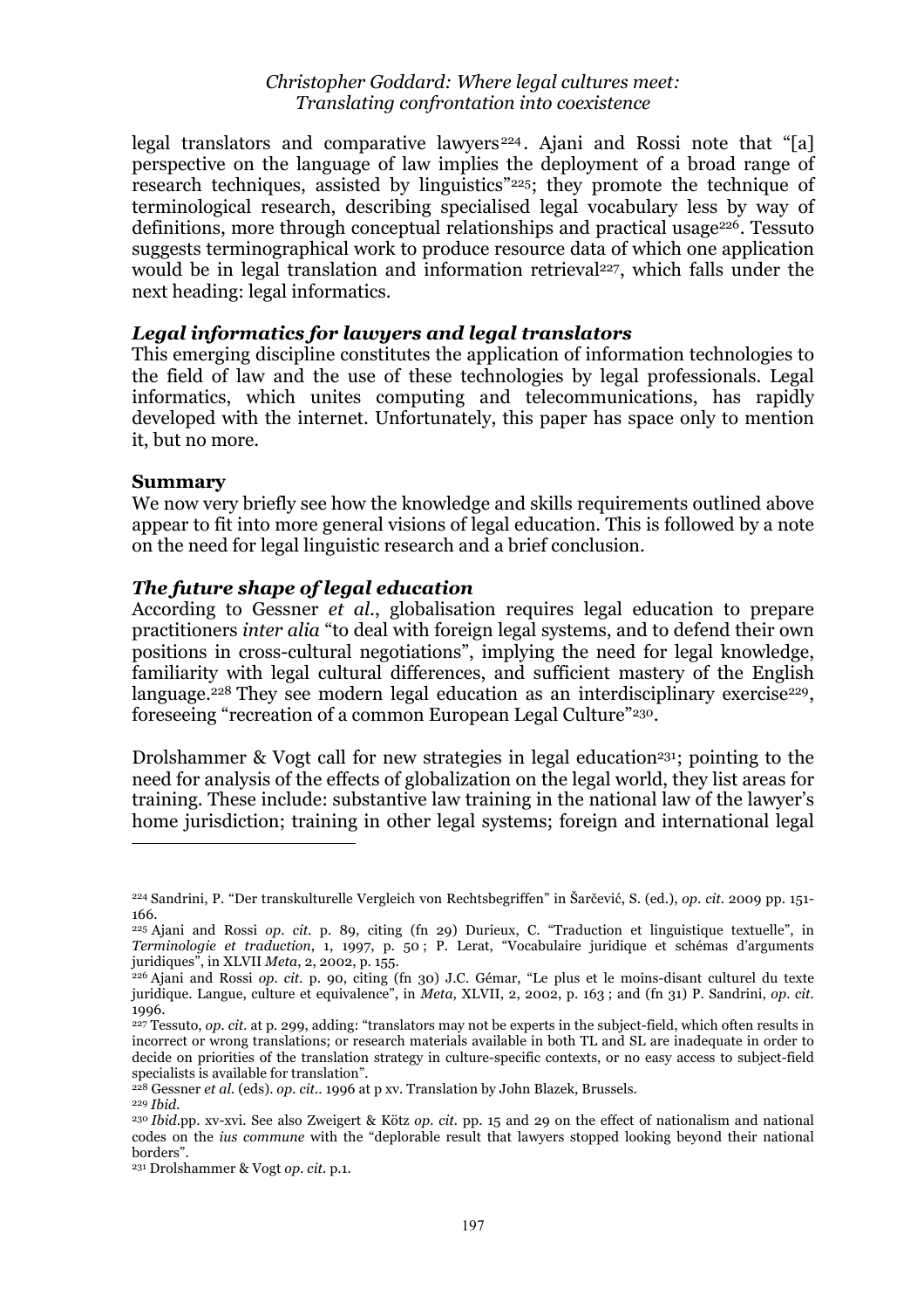legal translators and comparative lawyers[224]. Ajani and Rossi note that "[a] perspective on the language of law implies the deployment of a broad range of research techniques, assisted by linguistics"[225]; they promote the technique of terminological research, describing specialised legal vocabulary less by way of definitions, more through conceptual relationships and practical usage[226]. Tessuto suggests terminographical work to produce resource data of which one application would be in legal translation and information retrieval[227], which falls under the next heading: legal informatics.

### *Legal informatics for lawyers and legal translators*

This emerging discipline constitutes the application of information technologies to the field of law and the use of these technologies by legal professionals. Legal informatics, which unites computing and telecommunications, has rapidly developed with the internet. Unfortunately, this paper has space only to mention it, but no more.

### **Summary**

We now very briefly see how the knowledge and skills requirements outlined above appear to fit into more general visions of legal education. This is followed by a note on the need for legal linguistic research and a brief conclusion.

### *The future shape of legal education*

According to Gessner *et al*., globalisation requires legal education to prepare practitioners *inter alia* "to deal with foreign legal systems, and to defend their own positions in cross-cultural negotiations", implying the need for legal knowledge, familiarity with legal cultural differences, and sufficient mastery of the English language.[228] They see modern legal education as an interdisciplinary exercise[229], foreseeing "recreation of a common European Legal Culture"[230].

Drolshammer & Vogt call for new strategies in legal education[231]; pointing to the need for analysis of the effects of globalization on the legal world, they list areas for training. These include: substantive law training in the national law of the lawyer's home jurisdiction; training in other legal systems; foreign and international legal

---

[224] Sandrini, P. "Der transkulturelle Vergleich von Rechtsbegriffen" in Šarčević, S. (ed.), *op. cit.* 2009 pp. 151-166.

[225] Ajani and Rossi *op. cit.* p. 89, citing (fn 29) Durieux, C. "Traduction et linguistique textuelle", in *Terminologie et traduction*, 1, 1997, p. 50 ; P. Lerat, "Vocabulaire juridique et schémas d'arguments juridiques", in XLVII *Meta*, 2, 2002, p. 155.

[226] Ajani and Rossi *op. cit.* p. 90, citing (fn 30) J.C. Gémar, "Le plus et le moins-disant culturel du texte juridique. Langue, culture et equivalence", in *Meta*, XLVII, 2, 2002, p. 163 ; and (fn 31) P. Sandrini, *op. cit.* 1996.

[227] Tessuto, *op. cit.* at p. 299, adding: "translators may not be experts in the subject-field, which often results in incorrect or wrong translations; or research materials available in both TL and SL are inadequate in order to decide on priorities of the translation strategy in culture-specific contexts, or no easy access to subject-field specialists is available for translation".

[228] Gessner *et al.* (eds). *op. cit.*. 1996 at p xv. Translation by John Blazek, Brussels.

[229] *Ibid.*

[230] *Ibid.*pp. xv-xvi. See also Zweigert & Kötz *op. cit.* pp. 15 and 29 on the effect of nationalism and national codes on the *ius commune* with the "deplorable result that lawyers stopped looking beyond their national borders".

[231] Drolshammer & Vogt *op. cit.* p.1.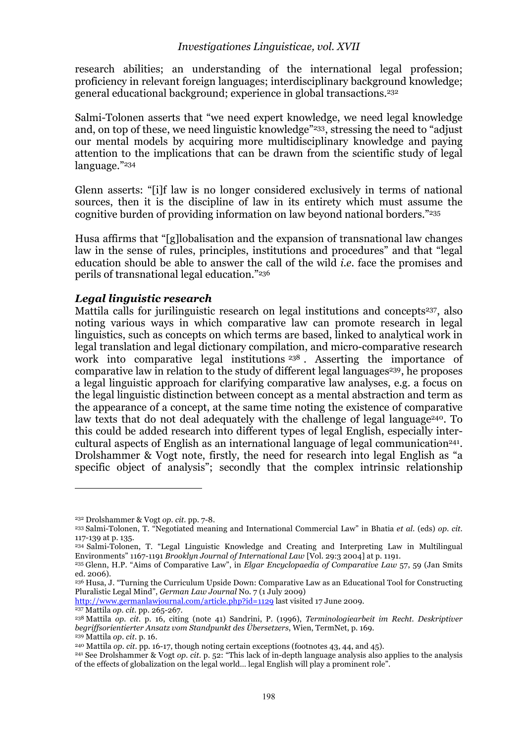research abilities; an understanding of the international legal profession; proficiency in relevant foreign languages; interdisciplinary background knowledge; general educational background; experience in global transactions.[232]

Salmi-Tolonen asserts that "we need expert knowledge, we need legal knowledge and, on top of these, we need linguistic knowledge"[233], stressing the need to "adjust our mental models by acquiring more multidisciplinary knowledge and paying attention to the implications that can be drawn from the scientific study of legal language."[234]

Glenn asserts: "[i]f law is no longer considered exclusively in terms of national sources, then it is the discipline of law in its entirety which must assume the cognitive burden of providing information on law beyond national borders."[235]

Husa affirms that "[g]lobalisation and the expansion of transnational law changes law in the sense of rules, principles, institutions and procedures" and that "legal education should be able to answer the call of the wild *i.e.* face the promises and perils of transnational legal education."[236]

***Legal linguistic research***

Mattila calls for jurilinguistic research on legal institutions and concepts[237], also noting various ways in which comparative law can promote research in legal linguistics, such as concepts on which terms are based, linked to analytical work in legal translation and legal dictionary compilation, and micro-comparative research work into comparative legal institutions[238]. Asserting the importance of comparative law in relation to the study of different legal languages[239], he proposes a legal linguistic approach for clarifying comparative law analyses, e.g. a focus on the legal linguistic distinction between concept as a mental abstraction and term as the appearance of a concept, at the same time noting the existence of comparative law texts that do not deal adequately with the challenge of legal language[240]. To this could be added research into different types of legal English, especially inter-cultural aspects of English as an international language of legal communication[241]. Drolshammer & Vogt note, firstly, the need for research into legal English as "a specific object of analysis"; secondly that the complex intrinsic relationship

---

[232] Drolshammer & Vogt *op. cit.* pp. 7-8.

[233] Salmi-Tolonen, T. "Negotiated meaning and International Commercial Law" in Bhatia *et al.* (eds) *op. cit.* 117-139 at p. 135.

[234] Salmi-Tolonen, T. "Legal Linguistic Knowledge and Creating and Interpreting Law in Multilingual Environments" 1167-1191 *Brooklyn Journal of International Law* [Vol. 29:3 2004] at p. 1191.

[235] Glenn, H.P. "Aims of Comparative Law", in *Elgar Encyclopaedia of Comparative Law* 57, 59 (Jan Smits ed. 2006).

[236] Husa, J. "Turning the Curriculum Upside Down: Comparative Law as an Educational Tool for Constructing Pluralistic Legal Mind", *German Law Journal* No. 7 (1 July 2009) http://www.germanlawjournal.com/article.php?id=1129 last visited 17 June 2009.

[237] Mattila *op. cit.* pp. 265-267.

[238] Mattila *op. cit.* p. 16, citing (note 41) Sandrini, P. (1996), *Terminologiearbeit im Recht. Deskriptiver begriffsorientierter Ansatz vom Standpunkt des Übersetzers*, Wien, TermNet, p. 169.

[239] Mattila *op. cit.* p. 16.

[240] Mattila *op. cit.* pp. 16-17, though noting certain exceptions (footnotes 43, 44, and 45).

[241] See Drolshammer & Vogt *op. cit.* p. 52: "This lack of in-depth language analysis also applies to the analysis of the effects of globalization on the legal world… legal English will play a prominent role".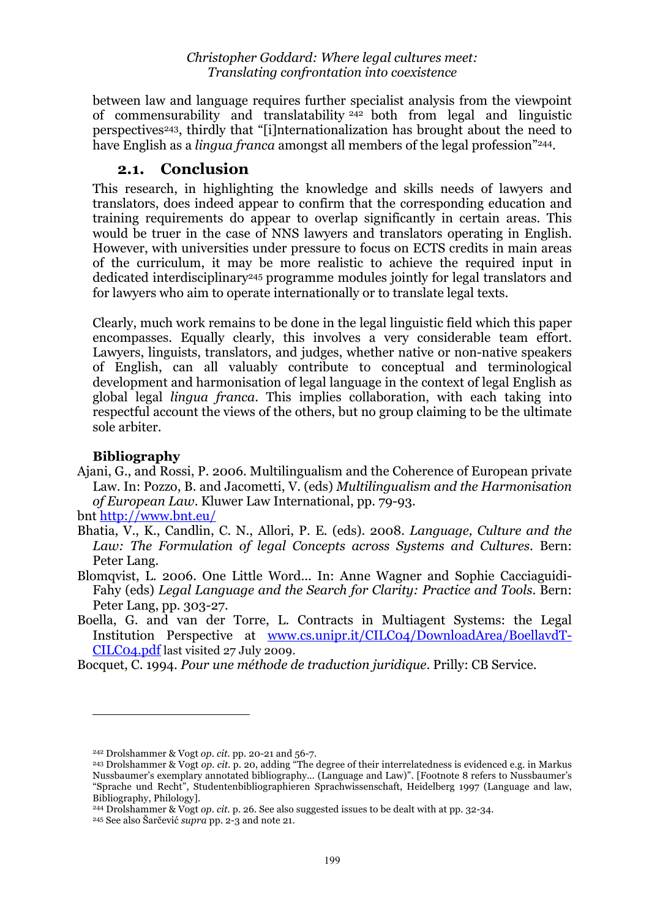between law and language requires further specialist analysis from the viewpoint of commensurability and translatability [242] both from legal and linguistic perspectives[243], thirdly that "[i]nternationalization has brought about the need to have English as a *lingua franca* amongst all members of the legal profession"[244].

## 2.1. Conclusion

This research, in highlighting the knowledge and skills needs of lawyers and translators, does indeed appear to confirm that the corresponding education and training requirements do appear to overlap significantly in certain areas. This would be truer in the case of NNS lawyers and translators operating in English. However, with universities under pressure to focus on ECTS credits in main areas of the curriculum, it may be more realistic to achieve the required input in dedicated interdisciplinary[245] programme modules jointly for legal translators and for lawyers who aim to operate internationally or to translate legal texts.

Clearly, much work remains to be done in the legal linguistic field which this paper encompasses. Equally clearly, this involves a very considerable team effort. Lawyers, linguists, translators, and judges, whether native or non-native speakers of English, can all valuably contribute to conceptual and terminological development and harmonisation of legal language in the context of legal English as global legal *lingua franca*. This implies collaboration, with each taking into respectful account the views of the others, but no group claiming to be the ultimate sole arbiter.

**Bibliography**

Ajani, G., and Rossi, P. 2006. Multilingualism and the Coherence of European private Law. In: Pozzo, B. and Jacometti, V. (eds) *Multilingualism and the Harmonisation of European Law*. Kluwer Law International, pp. 79-93.

bnt http://www.bnt.eu/

Bhatia, V., K., Candlin, C. N., Allori, P. E. (eds). 2008. *Language, Culture and the Law: The Formulation of legal Concepts across Systems and Cultures*. Bern: Peter Lang.

Blomqvist, L. 2006. One Little Word... In: Anne Wagner and Sophie Cacciaguidi-Fahy (eds) *Legal Language and the Search for Clarity: Practice and Tools*. Bern: Peter Lang, pp. 303-27.

Boella, G. and van der Torre, L. Contracts in Multiagent Systems: the Legal Institution Perspective at www.cs.unipr.it/CILC04/DownloadArea/BoellavdT-CILC04.pdf last visited 27 July 2009.

Bocquet, C. 1994. *Pour une méthode de traduction juridique*. Prilly: CB Service.

---

[242] Drolshammer & Vogt *op. cit.* pp. 20-21 and 56-7.

[243] Drolshammer & Vogt *op. cit.* p. 20, adding "The degree of their interrelatedness is evidenced e.g. in Markus Nussbaumer's exemplary annotated bibliography... (Language and Law)". [Footnote 8 refers to Nussbaumer's "Sprache und Recht", Studentenbibliographieren Sprachwissenschaft, Heidelberg 1997 (Language and law, Bibliography, Philology].

[244] Drolshammer & Vogt *op. cit.* p. 26. See also suggested issues to be dealt with at pp. 32-34.

[245] See also Šarčević *supra* pp. 2-3 and note 21.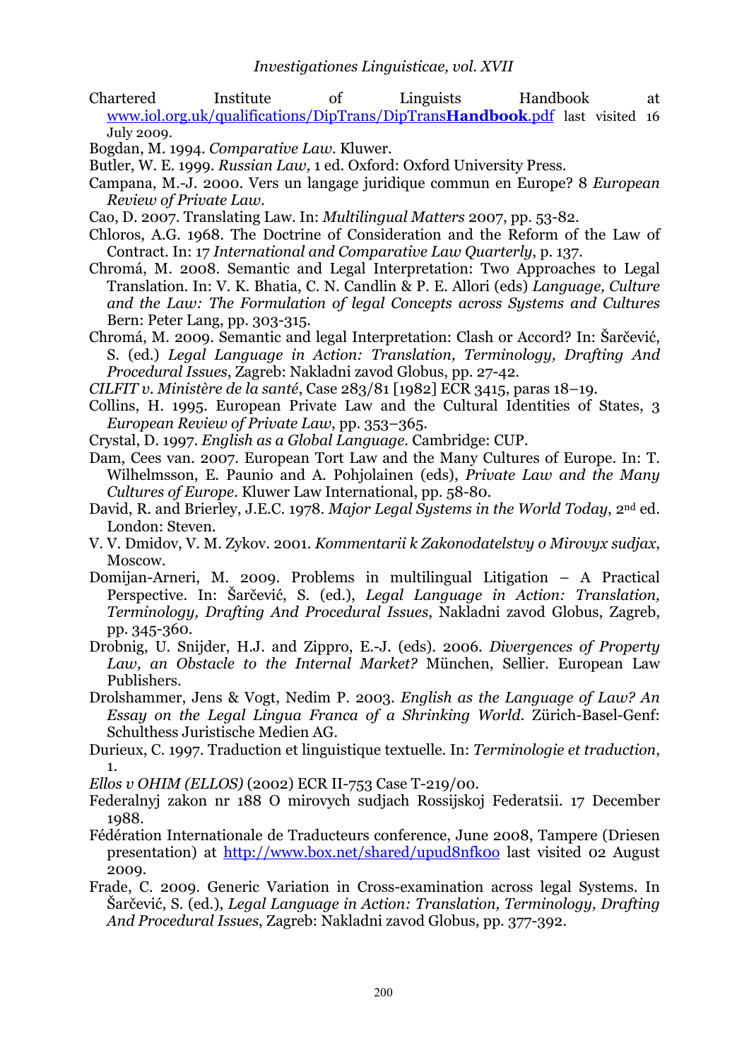Chartered Institute of Linguists Handbook at www.iol.org.uk/qualifications/DipTrans/DipTrans**Handbook**.pdf last visited 16 July 2009.

Bogdan, M. 1994. *Comparative Law*. Kluwer.

Butler, W. E. 1999. *Russian Law*, 1 ed. Oxford: Oxford University Press.

Campana, M.-J. 2000. Vers un langage juridique commun en Europe? 8 *European Review of Private Law*.

Cao, D. 2007. Translating Law. In: *Multilingual Matters* 2007, pp. 53-82.

Chloros, A.G. 1968. The Doctrine of Consideration and the Reform of the Law of Contract. In: 17 *International and Comparative Law Quarterly*, p. 137.

Chromá, M. 2008. Semantic and Legal Interpretation: Two Approaches to Legal Translation. In: V. K. Bhatia, C. N. Candlin & P. E. Allori (eds) *Language, Culture and the Law: The Formulation of legal Concepts across Systems and Cultures* Bern: Peter Lang, pp. 303-315.

Chromá, M. 2009. Semantic and legal Interpretation: Clash or Accord? In: Šarčević, S. (ed.) *Legal Language in Action: Translation, Terminology, Drafting And Procedural Issues*, Zagreb: Nakladni zavod Globus, pp. 27-42.

*CILFIT v. Ministère de la santé*, Case 283/81 [1982] ECR 3415, paras 18–19.

Collins, H. 1995. European Private Law and the Cultural Identities of States, 3 *European Review of Private Law*, pp. 353–365.

Crystal, D. 1997. *English as a Global Language*. Cambridge: CUP.

Dam, Cees van. 2007. European Tort Law and the Many Cultures of Europe. In: T. Wilhelmsson, E. Paunio and A. Pohjolainen (eds), *Private Law and the Many Cultures of Europe*. Kluwer Law International, pp. 58-80.

David, R. and Brierley, J.E.C. 1978. *Major Legal Systems in the World Today*, 2nd ed. London: Steven.

V. V. Dmidov, V. M. Zykov. 2001. *Kommentarii k Zakonodatelstvy o Mirovyx sudjax*, Moscow.

Domijan-Arneri, M. 2009. Problems in multilingual Litigation – A Practical Perspective. In: Šarčević, S. (ed.), *Legal Language in Action: Translation, Terminology, Drafting And Procedural Issues*, Nakladni zavod Globus, Zagreb, pp. 345-360.

Drobnig, U. Snijder, H.J. and Zippro, E.-J. (eds). 2006. *Divergences of Property Law, an Obstacle to the Internal Market?* München, Sellier. European Law Publishers.

Drolshammer, Jens & Vogt, Nedim P. 2003. *English as the Language of Law? An Essay on the Legal Lingua Franca of a Shrinking World*. Zürich-Basel-Genf: Schulthess Juristische Medien AG.

Durieux, C. 1997. Traduction et linguistique textuelle. In: *Terminologie et traduction*, 1.

*Ellos v OHIM (ELLOS)* (2002) ECR II-753 Case T-219/00.

Federalnyj zakon nr 188 O mirovych sudjach Rossijskoj Federatsii. 17 December 1988.

Fédération Internationale de Traducteurs conference, June 2008, Tampere (Driesen presentation) at http://www.box.net/shared/upud8nfk0o last visited 02 August 2009.

Frade, C. 2009. Generic Variation in Cross-examination across legal Systems. In Šarčević, S. (ed.), *Legal Language in Action: Translation, Terminology, Drafting And Procedural Issues*, Zagreb: Nakladni zavod Globus, pp. 377-392.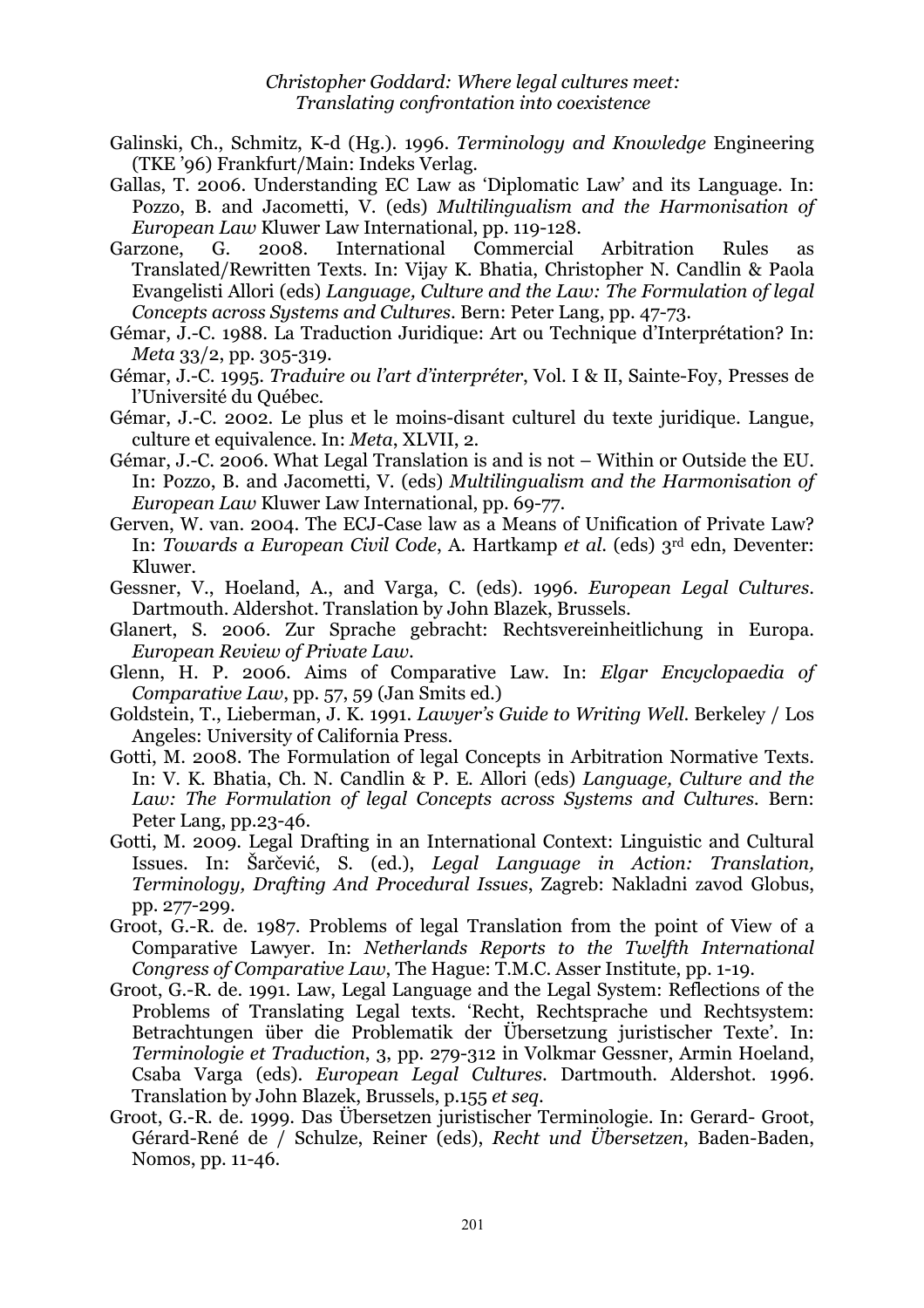Galinski, Ch., Schmitz, K-d (Hg.). 1996. *Terminology and Knowledge* Engineering (TKE '96) Frankfurt/Main: Indeks Verlag.

Gallas, T. 2006. Understanding EC Law as 'Diplomatic Law' and its Language. In: Pozzo, B. and Jacometti, V. (eds) *Multilingualism and the Harmonisation of European Law* Kluwer Law International, pp. 119-128.

Garzone, G. 2008. International Commercial Arbitration Rules as Translated/Rewritten Texts. In: Vijay K. Bhatia, Christopher N. Candlin & Paola Evangelisti Allori (eds) *Language, Culture and the Law: The Formulation of legal Concepts across Systems and Cultures*. Bern: Peter Lang, pp. 47-73.

Gémar, J.-C. 1988. La Traduction Juridique: Art ou Technique d'Interprétation? In: *Meta* 33/2, pp. 305-319.

Gémar, J.-C. 1995. *Traduire ou l'art d'interpréter*, Vol. I & II, Sainte-Foy, Presses de l'Université du Québec.

Gémar, J.-C. 2002. Le plus et le moins-disant culturel du texte juridique. Langue, culture et equivalence. In: *Meta*, XLVII, 2.

Gémar, J.-C. 2006. What Legal Translation is and is not – Within or Outside the EU. In: Pozzo, B. and Jacometti, V. (eds) *Multilingualism and the Harmonisation of European Law* Kluwer Law International, pp. 69-77.

Gerven, W. van. 2004. The ECJ-Case law as a Means of Unification of Private Law? In: *Towards a European Civil Code*, A. Hartkamp *et al*. (eds) 3rd edn, Deventer: Kluwer.

Gessner, V., Hoeland, A., and Varga, C. (eds). 1996. *European Legal Cultures*. Dartmouth. Aldershot. Translation by John Blazek, Brussels.

Glanert, S. 2006. Zur Sprache gebracht: Rechtsvereinheitlichung in Europa. *European Review of Private Law*.

Glenn, H. P. 2006. Aims of Comparative Law. In: *Elgar Encyclopaedia of Comparative Law*, pp. 57, 59 (Jan Smits ed.)

Goldstein, T., Lieberman, J. K. 1991. *Lawyer's Guide to Writing Well*. Berkeley / Los Angeles: University of California Press.

Gotti, M. 2008. The Formulation of legal Concepts in Arbitration Normative Texts. In: V. K. Bhatia, Ch. N. Candlin & P. E. Allori (eds) *Language, Culture and the Law: The Formulation of legal Concepts across Systems and Cultures*. Bern: Peter Lang, pp.23-46.

Gotti, M. 2009. Legal Drafting in an International Context: Linguistic and Cultural Issues. In: Šarčević, S. (ed.), *Legal Language in Action: Translation, Terminology, Drafting And Procedural Issues*, Zagreb: Nakladni zavod Globus, pp. 277-299.

Groot, G.-R. de. 1987. Problems of legal Translation from the point of View of a Comparative Lawyer. In: *Netherlands Reports to the Twelfth International Congress of Comparative Law*, The Hague: T.M.C. Asser Institute, pp. 1-19.

Groot, G.-R. de. 1991. Law, Legal Language and the Legal System: Reflections of the Problems of Translating Legal texts. 'Recht, Rechtsprache und Rechtsystem: Betrachtungen über die Problematik der Übersetzung juristischer Texte'. In: *Terminologie et Traduction*, 3, pp. 279-312 in Volkmar Gessner, Armin Hoeland, Csaba Varga (eds). *European Legal Cultures*. Dartmouth. Aldershot. 1996. Translation by John Blazek, Brussels, p.155 *et seq*.

Groot, G.-R. de. 1999. Das Übersetzen juristischer Terminologie. In: Gerard- Groot, Gérard-René de / Schulze, Reiner (eds), *Recht und Übersetzen*, Baden-Baden, Nomos, pp. 11-46.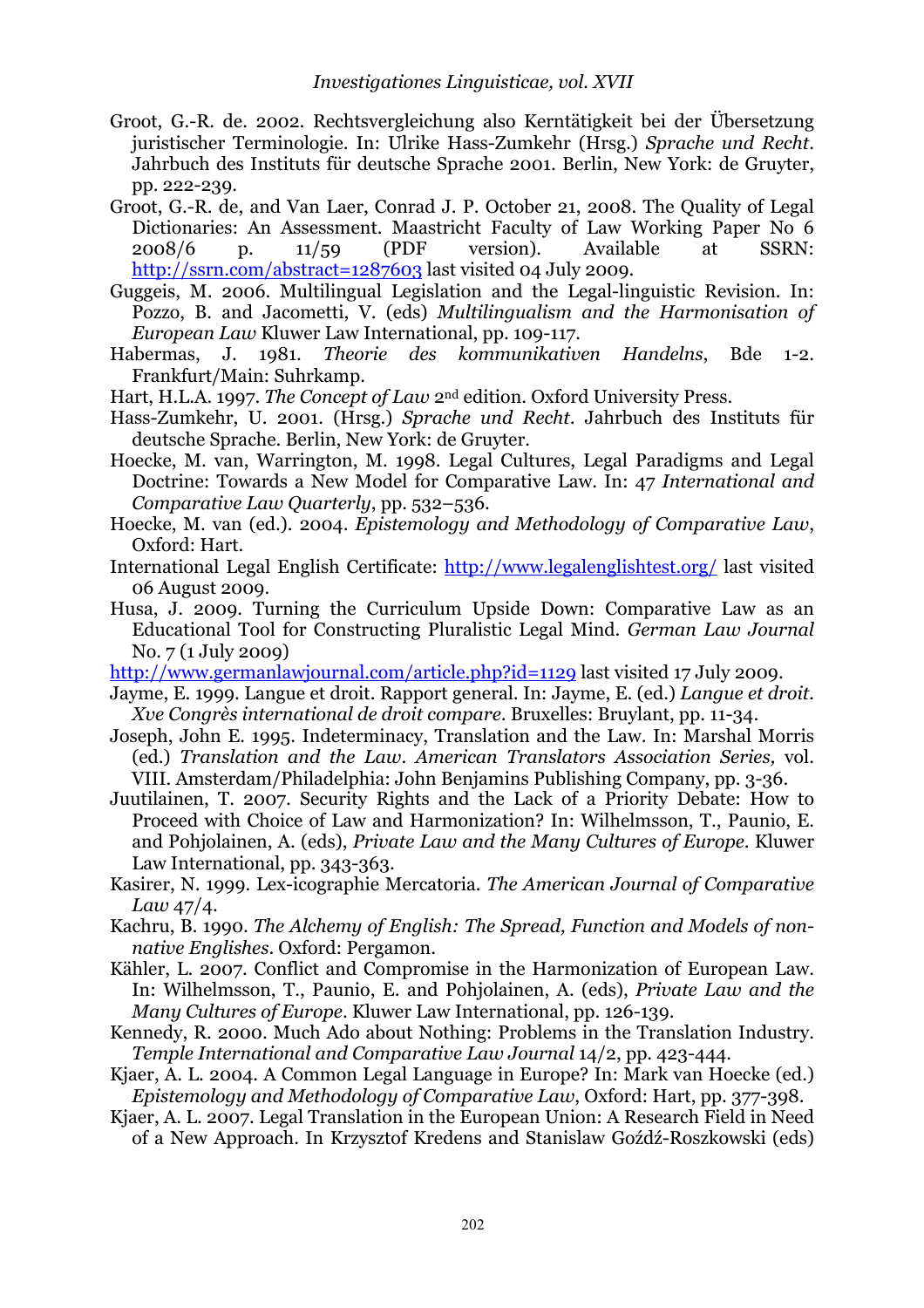Groot, G.-R. de. 2002. Rechtsvergleichung also Kerntätigkeit bei der Übersetzung juristischer Terminologie. In: Ulrike Hass-Zumkehr (Hrsg.) *Sprache und Recht*. Jahrbuch des Instituts für deutsche Sprache 2001. Berlin, New York: de Gruyter, pp. 222-239.

Groot, G.-R. de, and Van Laer, Conrad J. P. October 21, 2008. The Quality of Legal Dictionaries: An Assessment. Maastricht Faculty of Law Working Paper No 6 2008/6 p. 11/59 (PDF version). Available at SSRN: http://ssrn.com/abstract=1287603 last visited 04 July 2009.

Guggeis, M. 2006. Multilingual Legislation and the Legal-linguistic Revision. In: Pozzo, B. and Jacometti, V. (eds) *Multilingualism and the Harmonisation of European Law* Kluwer Law International, pp. 109-117.

Habermas, J. 1981. *Theorie des kommunikativen Handelns*, Bde 1-2. Frankfurt/Main: Suhrkamp.

Hart, H.L.A. 1997. *The Concept of Law* 2nd edition. Oxford University Press.

Hass-Zumkehr, U. 2001. (Hrsg.) *Sprache und Recht*. Jahrbuch des Instituts für deutsche Sprache. Berlin, New York: de Gruyter.

Hoecke, M. van, Warrington, M. 1998. Legal Cultures, Legal Paradigms and Legal Doctrine: Towards a New Model for Comparative Law. In: 47 *International and Comparative Law Quarterly*, pp. 532–536.

Hoecke, M. van (ed.). 2004. *Epistemology and Methodology of Comparative Law*, Oxford: Hart.

International Legal English Certificate: http://www.legalenglishtest.org/ last visited 06 August 2009.

Husa, J. 2009. Turning the Curriculum Upside Down: Comparative Law as an Educational Tool for Constructing Pluralistic Legal Mind. *German Law Journal* No. 7 (1 July 2009)
http://www.germanlawjournal.com/article.php?id=1129 last visited 17 July 2009.

Jayme, E. 1999. Langue et droit. Rapport general. In: Jayme, E. (ed.) *Langue et droit. Xve Congrès international de droit compare*. Bruxelles: Bruylant, pp. 11-34.

Joseph, John E. 1995. Indeterminacy, Translation and the Law. In: Marshal Morris (ed.) *Translation and the Law*. *American Translators Association Series,* vol. VIII. Amsterdam/Philadelphia: John Benjamins Publishing Company, pp. 3-36.

Juutilainen, T. 2007. Security Rights and the Lack of a Priority Debate: How to Proceed with Choice of Law and Harmonization? In: Wilhelmsson, T., Paunio, E. and Pohjolainen, A. (eds), *Private Law and the Many Cultures of Europe*. Kluwer Law International, pp. 343-363.

Kasirer, N. 1999. Lex-icographie Mercatoria. *The American Journal of Comparative Law* 47/4.

Kachru, B. 1990. *The Alchemy of English: The Spread, Function and Models of non-native Englishes*. Oxford: Pergamon.

Kähler, L. 2007. Conflict and Compromise in the Harmonization of European Law. In: Wilhelmsson, T., Paunio, E. and Pohjolainen, A. (eds), *Private Law and the Many Cultures of Europe*. Kluwer Law International, pp. 126-139.

Kennedy, R. 2000. Much Ado about Nothing: Problems in the Translation Industry. *Temple International and Comparative Law Journal* 14/2, pp. 423-444.

Kjaer, A. L. 2004. A Common Legal Language in Europe? In: Mark van Hoecke (ed.) *Epistemology and Methodology of Comparative Law*, Oxford: Hart, pp. 377-398.

Kjaer, A. L. 2007. Legal Translation in the European Union: A Research Field in Need of a New Approach. In Krzysztof Kredens and Stanislaw Goźdź-Roszkowski (eds)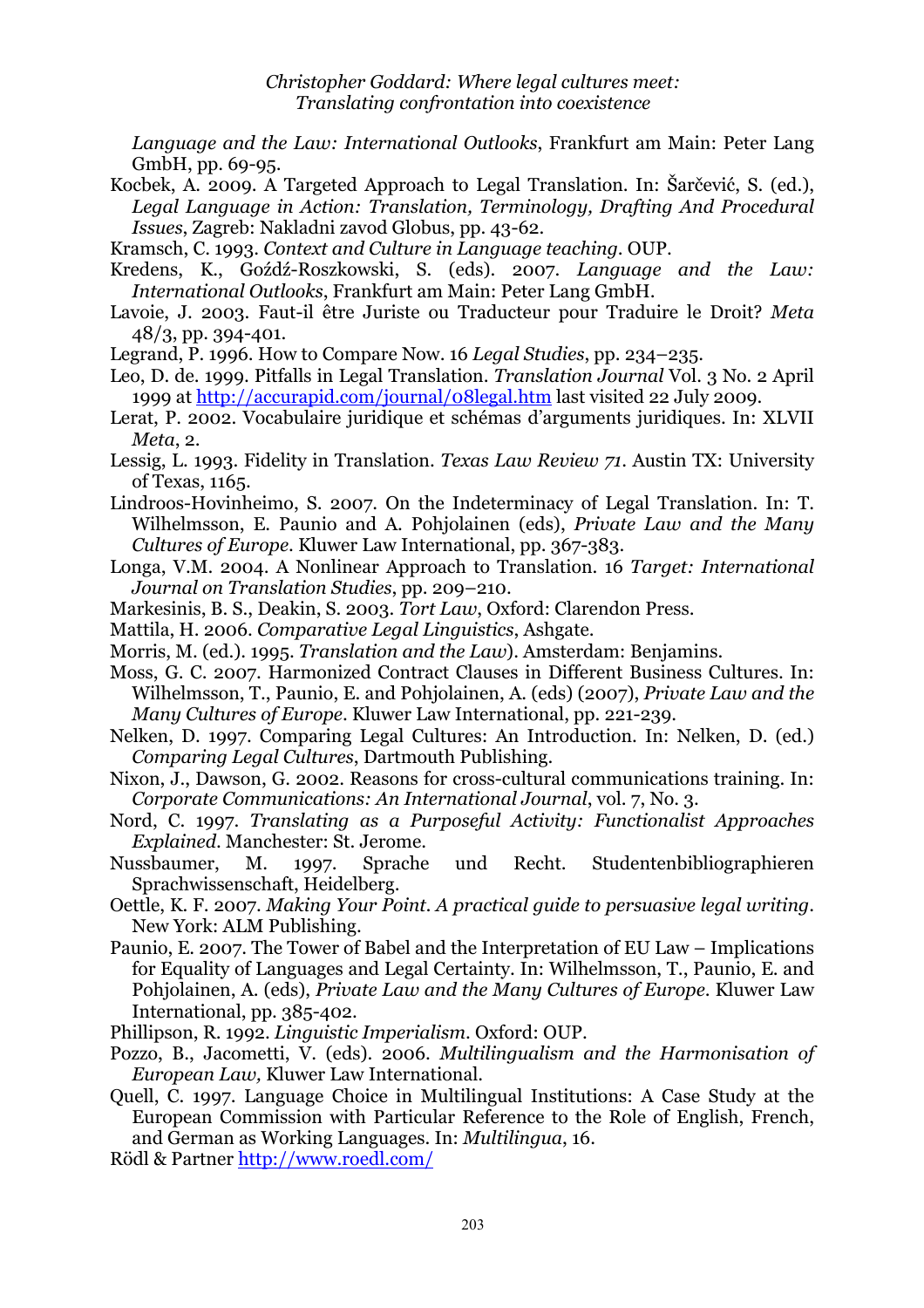*Language and the Law: International Outlooks*, Frankfurt am Main: Peter Lang GmbH, pp. 69-95.

Kocbek, A. 2009. A Targeted Approach to Legal Translation. In: Šarčević, S. (ed.), *Legal Language in Action: Translation, Terminology, Drafting And Procedural Issues*, Zagreb: Nakladni zavod Globus, pp. 43-62.

Kramsch, C. 1993. *Context and Culture in Language teaching*. OUP.

Kredens, K., Goźdź-Roszkowski, S. (eds). 2007. *Language and the Law: International Outlooks*, Frankfurt am Main: Peter Lang GmbH.

Lavoie, J. 2003. Faut-il être Juriste ou Traducteur pour Traduire le Droit? *Meta* 48/3, pp. 394-401.

Legrand, P. 1996. How to Compare Now. 16 *Legal Studies*, pp. 234–235.

Leo, D. de. 1999. Pitfalls in Legal Translation. *Translation Journal* Vol. 3 No. 2 April 1999 at http://accurapid.com/journal/08legal.htm last visited 22 July 2009.

Lerat, P. 2002. Vocabulaire juridique et schémas d'arguments juridiques. In: XLVII *Meta*, 2.

Lessig, L. 1993. Fidelity in Translation. *Texas Law Review 71*. Austin TX: University of Texas, 1165.

Lindroos-Hovinheimo, S. 2007. On the Indeterminacy of Legal Translation. In: T. Wilhelmsson, E. Paunio and A. Pohjolainen (eds), *Private Law and the Many Cultures of Europe*. Kluwer Law International, pp. 367-383.

Longa, V.M. 2004. A Nonlinear Approach to Translation. 16 *Target: International Journal on Translation Studies*, pp. 209–210.

Markesinis, B. S., Deakin, S. 2003. *Tort Law*, Oxford: Clarendon Press.

Mattila, H. 2006. *Comparative Legal Linguistics*, Ashgate.

Morris, M. (ed.). 1995. *Translation and the Law*). Amsterdam: Benjamins.

Moss, G. C. 2007. Harmonized Contract Clauses in Different Business Cultures. In: Wilhelmsson, T., Paunio, E. and Pohjolainen, A. (eds) (2007), *Private Law and the Many Cultures of Europe*. Kluwer Law International, pp. 221-239.

Nelken, D. 1997. Comparing Legal Cultures: An Introduction. In: Nelken, D. (ed.) *Comparing Legal Cultures*, Dartmouth Publishing.

Nixon, J., Dawson, G. 2002. Reasons for cross-cultural communications training. In: *Corporate Communications: An International Journal*, vol. 7, No. 3.

Nord, C. 1997. *Translating as a Purposeful Activity: Functionalist Approaches Explained*. Manchester: St. Jerome.

Nussbaumer, M. 1997. Sprache und Recht. Studentenbibliographieren Sprachwissenschaft, Heidelberg.

Oettle, K. F. 2007. *Making Your Point. A practical guide to persuasive legal writing*. New York: ALM Publishing.

Paunio, E. 2007. The Tower of Babel and the Interpretation of EU Law – Implications for Equality of Languages and Legal Certainty. In: Wilhelmsson, T., Paunio, E. and Pohjolainen, A. (eds), *Private Law and the Many Cultures of Europe*. Kluwer Law International, pp. 385-402.

Phillipson, R. 1992. *Linguistic Imperialism*. Oxford: OUP.

Pozzo, B., Jacometti, V. (eds). 2006. *Multilingualism and the Harmonisation of European Law,* Kluwer Law International.

Quell, C. 1997. Language Choice in Multilingual Institutions: A Case Study at the European Commission with Particular Reference to the Role of English, French, and German as Working Languages. In: *Multilingua*, 16.

Rödl & Partner http://www.roedl.com/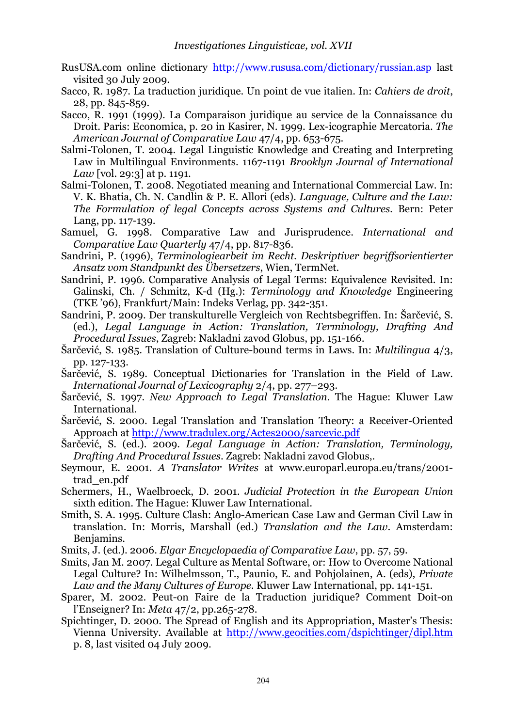RusUSA.com online dictionary http://www.rususa.com/dictionary/russian.asp last visited 30 July 2009.

Sacco, R. 1987. La traduction juridique. Un point de vue italien. In: *Cahiers de droit*, 28, pp. 845-859.

Sacco, R. 1991 (1999). La Comparaison juridique au service de la Connaissance du Droit. Paris: Economica, p. 20 in Kasirer, N. 1999. Lex-icographie Mercatoria. *The American Journal of Comparative Law* 47/4, pp. 653-675.

Salmi-Tolonen, T. 2004. Legal Linguistic Knowledge and Creating and Interpreting Law in Multilingual Environments. 1167-1191 *Brooklyn Journal of International Law* [vol. 29:3] at p. 1191.

Salmi-Tolonen, T. 2008. Negotiated meaning and International Commercial Law. In: V. K. Bhatia, Ch. N. Candlin & P. E. Allori (eds). *Language, Culture and the Law: The Formulation of legal Concepts across Systems and Cultures*. Bern: Peter Lang, pp. 117-139.

Samuel, G. 1998. Comparative Law and Jurisprudence. *International and Comparative Law Quarterly* 47/4, pp. 817-836.

Sandrini, P. (1996), *Terminologiearbeit im Recht. Deskriptiver begriffsorientierter Ansatz vom Standpunkt des Übersetzers*, Wien, TermNet.

Sandrini, P. 1996. Comparative Analysis of Legal Terms: Equivalence Revisited. In: Galinski, Ch. / Schmitz, K-d (Hg.): *Terminology and Knowledge* Engineering (TKE '96), Frankfurt/Main: Indeks Verlag, pp. 342-351.

Sandrini, P. 2009. Der transkulturelle Vergleich von Rechtsbegriffen. In: Šarčević, S. (ed.), *Legal Language in Action: Translation, Terminology, Drafting And Procedural Issues*, Zagreb: Nakladni zavod Globus, pp. 151-166.

Šarčević, S. 1985. Translation of Culture-bound terms in Laws. In: *Multilingua* 4/3, pp. 127-133.

Šarčević, S. 1989. Conceptual Dictionaries for Translation in the Field of Law. *International Journal of Lexicography* 2/4, pp. 277–293.

Šarčević, S. 1997. *New Approach to Legal Translation*. The Hague: Kluwer Law International.

Šarčević, S. 2000. Legal Translation and Translation Theory: a Receiver-Oriented Approach at http://www.tradulex.org/Actes2000/sarcevic.pdf

Šarčević, S. (ed.). 2009. *Legal Language in Action: Translation, Terminology, Drafting And Procedural Issues*. Zagreb: Nakladni zavod Globus,.

Seymour, E. 2001. *A Translator Writes* at www.europarl.europa.eu/trans/2001-trad_en.pdf

Schermers, H., Waelbroeck, D. 2001. *Judicial Protection in the European Union* sixth edition. The Hague: Kluwer Law International.

Smith, S. A. 1995. Culture Clash: Anglo-American Case Law and German Civil Law in translation. In: Morris, Marshall (ed.) *Translation and the Law*. Amsterdam: Benjamins.

Smits, J. (ed.). 2006. *Elgar Encyclopaedia of Comparative Law*, pp. 57, 59.

Smits, Jan M. 2007. Legal Culture as Mental Software, or: How to Overcome National Legal Culture? In: Wilhelmsson, T., Paunio, E. and Pohjolainen, A. (eds), *Private Law and the Many Cultures of Europe*. Kluwer Law International, pp. 141-151.

Sparer, M. 2002. Peut-on Faire de la Traduction juridique? Comment Doit-on l'Enseigner? In: *Meta* 47/2, pp.265-278.

Spichtinger, D. 2000. The Spread of English and its Appropriation, Master's Thesis: Vienna University. Available at http://www.geocities.com/dspichtinger/dipl.htm p. 8, last visited 04 July 2009.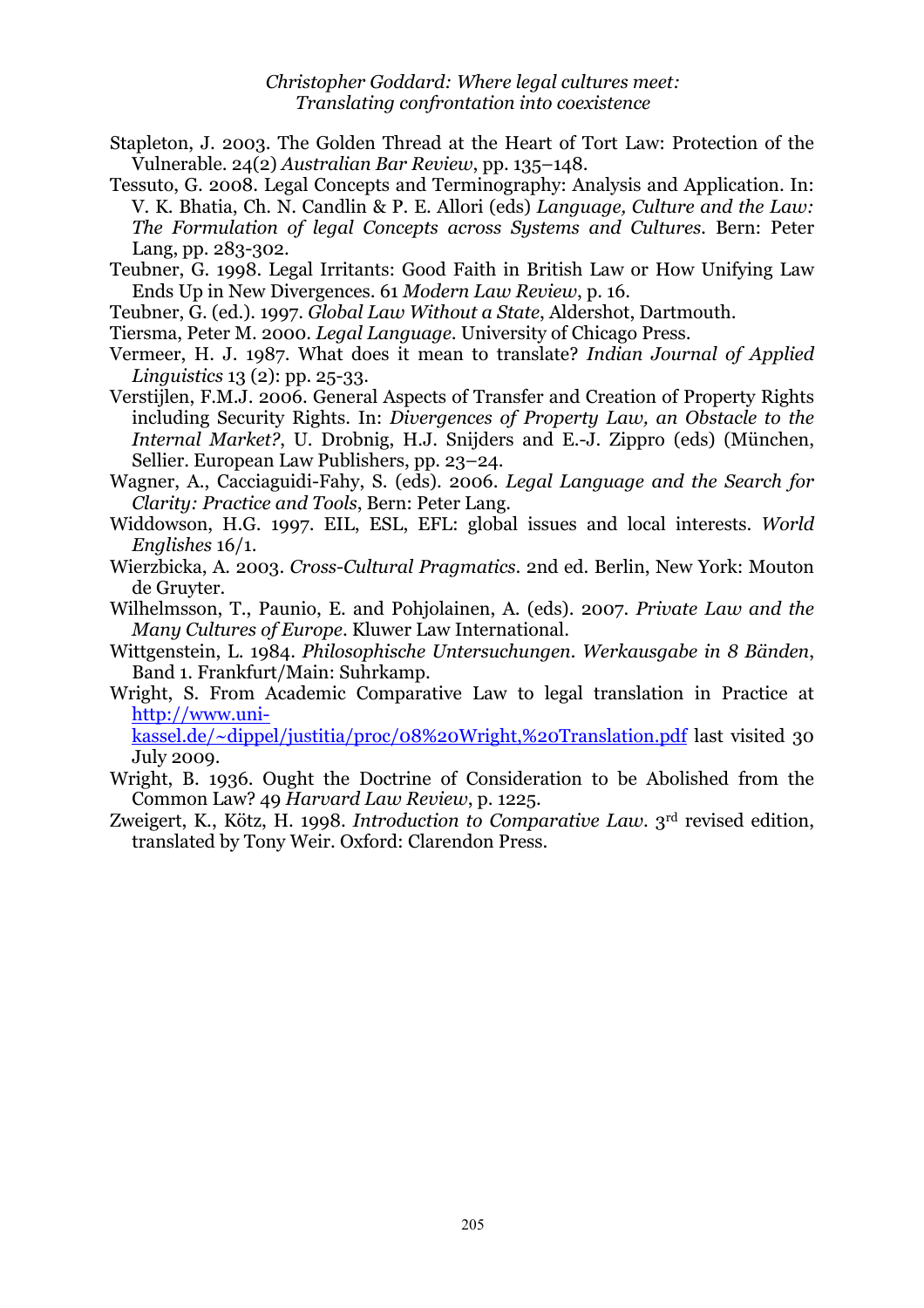Stapleton, J. 2003. The Golden Thread at the Heart of Tort Law: Protection of the Vulnerable. 24(2) *Australian Bar Review*, pp. 135–148.

Tessuto, G. 2008. Legal Concepts and Terminography: Analysis and Application. In: V. K. Bhatia, Ch. N. Candlin & P. E. Allori (eds) *Language, Culture and the Law: The Formulation of legal Concepts across Systems and Cultures*. Bern: Peter Lang, pp. 283-302.

Teubner, G. 1998. Legal Irritants: Good Faith in British Law or How Unifying Law Ends Up in New Divergences. 61 *Modern Law Review*, p. 16.

Teubner, G. (ed.). 1997. *Global Law Without a State*, Aldershot, Dartmouth.

Tiersma, Peter M. 2000. *Legal Language*. University of Chicago Press.

Vermeer, H. J. 1987. What does it mean to translate? *Indian Journal of Applied Linguistics* 13 (2): pp. 25-33.

Verstijlen, F.M.J. 2006. General Aspects of Transfer and Creation of Property Rights including Security Rights. In: *Divergences of Property Law, an Obstacle to the Internal Market?*, U. Drobnig, H.J. Snijders and E.-J. Zippro (eds) (München, Sellier. European Law Publishers, pp. 23–24.

Wagner, A., Cacciaguidi-Fahy, S. (eds). 2006. *Legal Language and the Search for Clarity: Practice and Tools*, Bern: Peter Lang.

Widdowson, H.G. 1997. EIL, ESL, EFL: global issues and local interests. *World Englishes* 16/1.

Wierzbicka, A. 2003. *Cross-Cultural Pragmatics*. 2nd ed. Berlin, New York: Mouton de Gruyter.

Wilhelmsson, T., Paunio, E. and Pohjolainen, A. (eds). 2007. *Private Law and the Many Cultures of Europe*. Kluwer Law International.

Wittgenstein, L. 1984. *Philosophische Untersuchungen. Werkausgabe in 8 Bänden*, Band 1. Frankfurt/Main: Suhrkamp.

Wright, S. From Academic Comparative Law to legal translation in Practice at [http://www.uni-kassel.de/~dippel/justitia/proc/08%20Wright,%20Translation.pdf](http://www.uni-kassel.de/~dippel/justitia/proc/08%20Wright,%20Translation.pdf) last visited 30 July 2009.

Wright, B. 1936. Ought the Doctrine of Consideration to be Abolished from the Common Law? 49 *Harvard Law Review*, p. 1225.

Zweigert, K., Kötz, H. 1998. *Introduction to Comparative Law*. 3rd revised edition, translated by Tony Weir. Oxford: Clarendon Press.